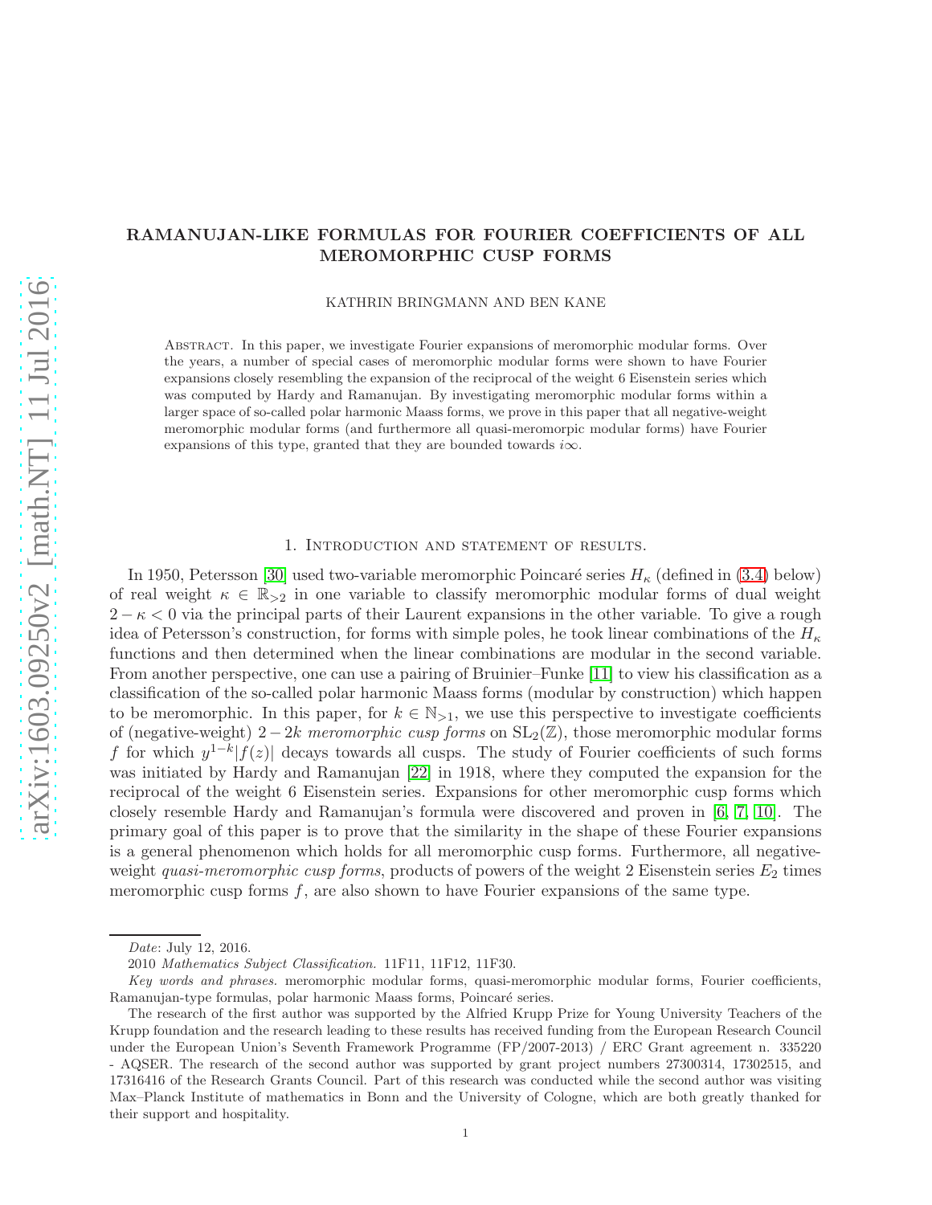# RAMANUJAN-LIKE FORMULAS FOR FOURIER COEFFICIENTS OF ALL MEROMORPHIC CUSP FORMS

KATHRIN BRINGMANN AND BEN KANE

Abstract. In this paper, we investigate Fourier expansions of meromorphic modular forms. Over the years, a number of special cases of meromorphic modular forms were shown to have Fourier expansions closely resembling the expansion of the reciprocal of the weight 6 Eisenstein series which was computed by Hardy and Ramanujan. By investigating meromorphic modular forms within a larger space of so-called polar harmonic Maass forms, we prove in this paper that all negative-weight meromorphic modular forms (and furthermore all quasi-meromorpic modular forms) have Fourier expansions of this type, granted that they are bounded towards $i\infty$.

## 1. Introduction and statement of results.

In 1950, Petersson [30] used two-variable meromorphic Poincaré series $H_\kappa$ (defined in (3.4) below) of real weight $\kappa \in \mathbb{R}_{>2}$ in one variable to classify meromorphic modular forms of dual weight $2-\kappa < 0$ via the principal parts of their Laurent expansions in the other variable. To give a rough idea of Petersson's construction, for forms with simple poles, he took linear combinations of the $H_\kappa$ functions and then determined when the linear combinations are modular in the second variable. From another perspective, one can use a pairing of Bruinier–Funke [11] to view his classification as a classification of the so-called polar harmonic Maass forms (modular by construction) which happen to be meromorphic. In this paper, for $k \in \mathbb{N}_{>1}$, we use this perspective to investigate coefficients of (negative-weight) $2-2k$ *meromorphic cusp forms* on $\mathrm{SL}_2(\mathbb{Z})$, those meromorphic modular forms $f$ for which $y^{1-k}|f(z)|$ decays towards all cusps. The study of Fourier coefficients of such forms was initiated by Hardy and Ramanujan [22] in 1918, where they computed the expansion for the reciprocal of the weight 6 Eisenstein series. Expansions for other meromorphic cusp forms which closely resemble Hardy and Ramanujan's formula were discovered and proven in [6, 7, 10]. The primary goal of this paper is to prove that the similarity in the shape of these Fourier expansions is a general phenomenon which holds for all meromorphic cusp forms. Furthermore, all negative-weight *quasi-meromorphic cusp forms*, products of powers of the weight 2 Eisenstein series $E_2$ times meromorphic cusp forms $f$, are also shown to have Fourier expansions of the same type.

---

*Date*: July 12, 2016.

2010 *Mathematics Subject Classification.* 11F11, 11F12, 11F30.

*Key words and phrases.* meromorphic modular forms, quasi-meromorphic modular forms, Fourier coefficients, Ramanujan-type formulas, polar harmonic Maass forms, Poincaré series.

The research of the first author was supported by the Alfried Krupp Prize for Young University Teachers of the Krupp foundation and the research leading to these results has received funding from the European Research Council under the European Union's Seventh Framework Programme (FP/2007-2013) / ERC Grant agreement n. 335220 - AQSER. The research of the second author was supported by grant project numbers 27300314, 17302515, and 17316416 of the Research Grants Council. Part of this research was conducted while the second author was visiting Max–Planck Institute of mathematics in Bonn and the University of Cologne, which are both greatly thanked for their support and hospitality.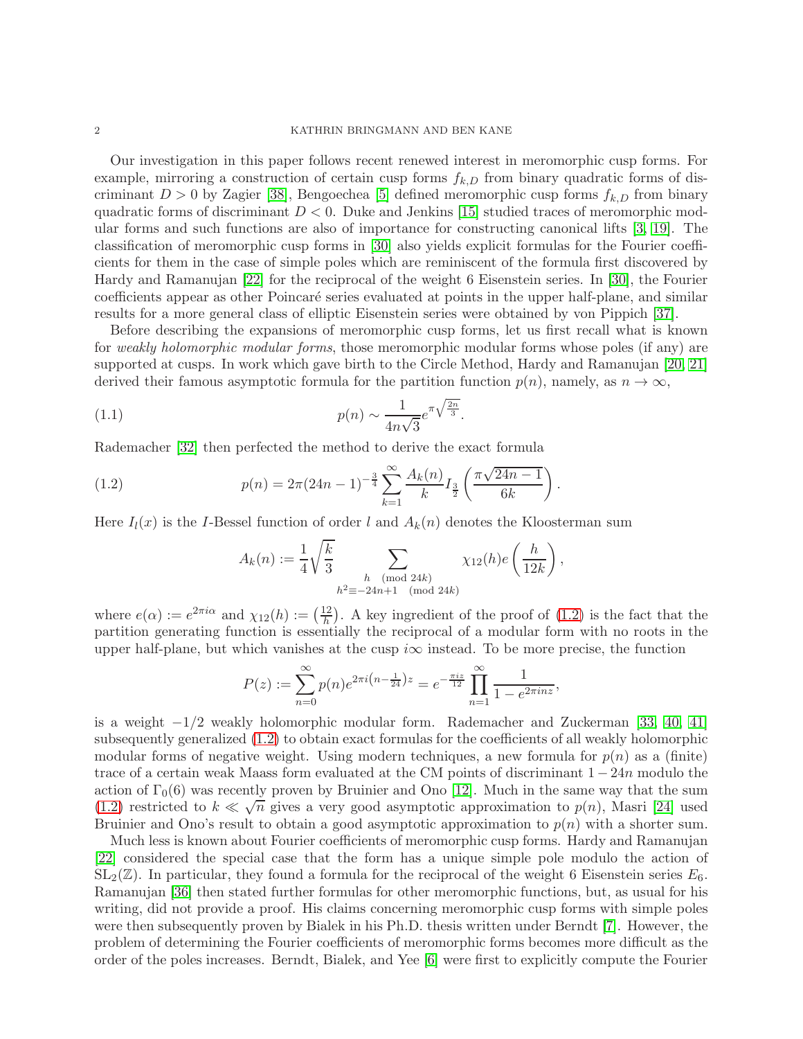Our investigation in this paper follows recent renewed interest in meromorphic cusp forms. For example, mirroring a construction of certain cusp forms $f_{k,D}$ from binary quadratic forms of discriminant $D > 0$ by Zagier [38], Bengoechea [5] defined meromorphic cusp forms $f_{k,D}$ from binary quadratic forms of discriminant $D < 0$. Duke and Jenkins [15] studied traces of meromorphic modular forms and such functions are also of importance for constructing canonical lifts [3, 19]. The classification of meromorphic cusp forms in [30] also yields explicit formulas for the Fourier coefficients for them in the case of simple poles which are reminiscent of the formula first discovered by Hardy and Ramanujan [22] for the reciprocal of the weight 6 Eisenstein series. In [30], the Fourier coefficients appear as other Poincaré series evaluated at points in the upper half-plane, and similar results for a more general class of elliptic Eisenstein series were obtained by von Pippich [37].

Before describing the expansions of meromorphic cusp forms, let us first recall what is known for *weakly holomorphic modular forms*, those meromorphic modular forms whose poles (if any) are supported at cusps. In work which gave birth to the Circle Method, Hardy and Ramanujan [20, 21] derived their famous asymptotic formula for the partition function $p(n)$, namely, as $n \to \infty$,

$$p(n) \sim \frac{1}{4n\sqrt{3}} e^{\pi\sqrt{\frac{2n}{3}}}. \tag{1.1}$$

Rademacher [32] then perfected the method to derive the exact formula

$$p(n) = 2\pi (24n-1)^{-\frac{3}{4}} \sum_{k=1}^{\infty} \frac{A_k(n)}{k} I_{\frac{3}{2}}\left(\frac{\pi\sqrt{24n-1}}{6k}\right). \tag{1.2}$$

Here $I_l(x)$ is the $I$-Bessel function of order $l$ and $A_k(n)$ denotes the Kloosterman sum

$$A_k(n) := \frac{1}{4}\sqrt{\frac{k}{3}} \sum_{\substack{h \pmod{24k} \\ h^2 \equiv -24n+1 \pmod{24k}}} \chi_{12}(h) e\left(\frac{h}{12k}\right),$$

where $e(\alpha) := e^{2\pi i\alpha}$ and $\chi_{12}(h) := \left(\frac{12}{h}\right)$. A key ingredient of the proof of (1.2) is the fact that the partition generating function is essentially the reciprocal of a modular form with no roots in the upper half-plane, but which vanishes at the cusp $i\infty$ instead. To be more precise, the function

$$P(z) := \sum_{n=0}^{\infty} p(n) e^{2\pi i\left(n-\frac{1}{24}\right)z} = e^{-\frac{\pi i z}{12}} \prod_{n=1}^{\infty} \frac{1}{1-e^{2\pi i n z}},$$

is a weight $-1/2$ weakly holomorphic modular form. Rademacher and Zuckerman [33, 40, 41] subsequently generalized (1.2) to obtain exact formulas for the coefficients of all weakly holomorphic modular forms of negative weight. Using modern techniques, a new formula for $p(n)$ as a (finite) trace of a certain weak Maass form evaluated at the CM points of discriminant $1-24n$ modulo the action of $\Gamma_0(6)$ was recently proven by Bruinier and Ono [12]. Much in the same way that the sum (1.2) restricted to $k \ll \sqrt{n}$ gives a very good asymptotic approximation to $p(n)$, Masri [24] used Bruinier and Ono's result to obtain a good asymptotic approximation to $p(n)$ with a shorter sum.

Much less is known about Fourier coefficients of meromorphic cusp forms. Hardy and Ramanujan [22] considered the special case that the form has a unique simple pole modulo the action of $\mathrm{SL}_2(\mathbb{Z})$. In particular, they found a formula for the reciprocal of the weight 6 Eisenstein series $E_6$. Ramanujan [36] then stated further formulas for other meromorphic functions, but, as usual for his writing, did not provide a proof. His claims concerning meromorphic cusp forms with simple poles were then subsequently proven by Bialek in his Ph.D. thesis written under Berndt [7]. However, the problem of determining the Fourier coefficients of meromorphic forms becomes more difficult as the order of the poles increases. Berndt, Bialek, and Yee [6] were first to explicitly compute the Fourier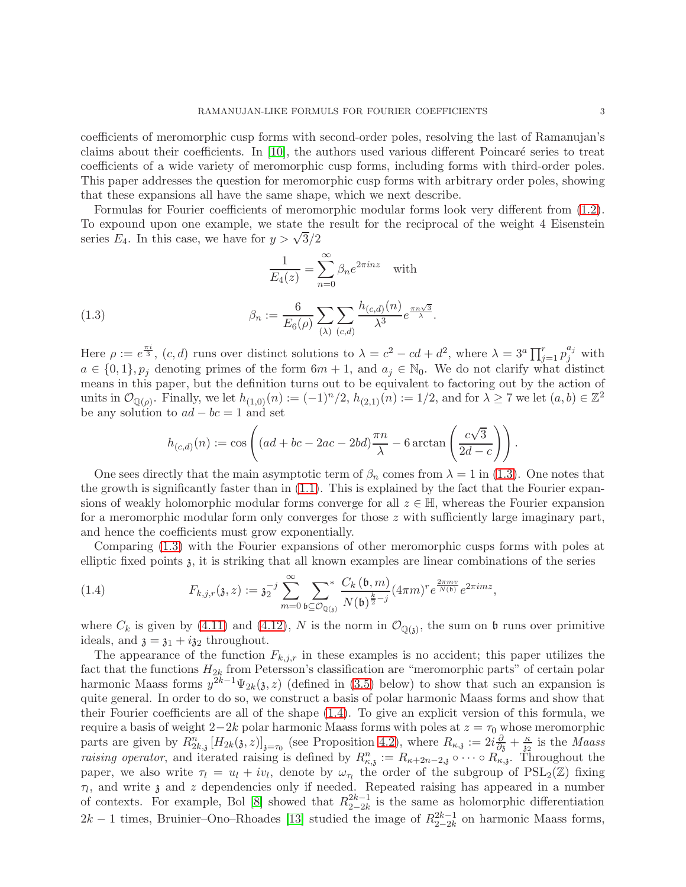coefficients of meromorphic cusp forms with second-order poles, resolving the last of Ramanujan's claims about their coefficients. In [10], the authors used various different Poincaré series to treat coefficients of a wide variety of meromorphic cusp forms, including forms with third-order poles. This paper addresses the question for meromorphic cusp forms with arbitrary order poles, showing that these expansions all have the same shape, which we next describe.

Formulas for Fourier coefficients of meromorphic modular forms look very different from (1.2). To expound upon one example, we state the result for the reciprocal of the weight 4 Eisenstein series $E_4$. In this case, we have for $y > \sqrt{3}/2$

$$\frac{1}{E_4(z)} = \sum_{n=0}^{\infty} \beta_n e^{2\pi i n z} \quad \text{with}$$

$$\beta_n := \frac{6}{E_6(\rho)} \sum_{(\lambda)} \sum_{(c,d)} \frac{h_{(c,d)}(n)}{\lambda^3} e^{\frac{\pi n \sqrt{3}}{\lambda}}. \tag{1.3}$$

Here $\rho := e^{\frac{\pi i}{3}}$, $(c,d)$ runs over distinct solutions to $\lambda = c^2 - cd + d^2$, where $\lambda = 3^a \prod_{j=1}^{r} p_j^{a_j}$ with $a \in \{0,1\}$, $p_j$ denoting primes of the form $6m+1$, and $a_j \in \mathbb{N}_0$. We do not clarify what distinct means in this paper, but the definition turns out to be equivalent to factoring out by the action of units in $\mathcal{O}_{\mathbb{Q}(\rho)}$. Finally, we let $h_{(1,0)}(n) := (-1)^n/2$, $h_{(2,1)}(n) := 1/2$, and for $\lambda \geq 7$ we let $(a,b) \in \mathbb{Z}^2$ be any solution to $ad - bc = 1$ and set

$$h_{(c,d)}(n) := \cos\left( (ad + bc - 2ac - 2bd)\frac{\pi n}{\lambda} - 6 \arctan\left( \frac{c\sqrt{3}}{2d - c} \right) \right).$$

One sees directly that the main asymptotic term of $\beta_n$ comes from $\lambda = 1$ in (1.3). One notes that the growth is significantly faster than in (1.1). This is explained by the fact that the Fourier expansions of weakly holomorphic modular forms converge for all $z \in \mathbb{H}$, whereas the Fourier expansion for a meromorphic modular form only converges for those $z$ with sufficiently large imaginary part, and hence the coefficients must grow exponentially.

Comparing (1.3) with the Fourier expansions of other meromorphic cusps forms with poles at elliptic fixed points $\mathfrak{z}$, it is striking that all known examples are linear combinations of the series

$$F_{k,j,r}(\mathfrak{z}, z) := \mathfrak{z}_2^{-j} \sum_{m=0}^{\infty} \sum_{\mathfrak{b} \subseteq \mathcal{O}_{\mathbb{Q}(\mathfrak{z})}}^{*} \frac{C_k(\mathfrak{b}, m)}{N(\mathfrak{b})^{\frac{k}{2} - j}} (4\pi m)^r e^{\frac{2\pi m v}{N(\mathfrak{b})}} e^{2\pi i m z}, \tag{1.4}$$

where $C_k$ is given by (4.11) and (4.12), $N$ is the norm in $\mathcal{O}_{\mathbb{Q}(\mathfrak{z})}$, the sum on $\mathfrak{b}$ runs over primitive ideals, and $\mathfrak{z} = \mathfrak{z}_1 + i\mathfrak{z}_2$ throughout.

The appearance of the function $F_{k,j,r}$ in these examples is no accident; this paper utilizes the fact that the functions $H_{2k}$ from Petersson's classification are "meromorphic parts" of certain polar harmonic Maass forms $y^{2k-1}\Psi_{2k}(\mathfrak{z}, z)$ (defined in (3.5) below) to show that such an expansion is quite general. In order to do so, we construct a basis of polar harmonic Maass forms and show that their Fourier coefficients are all of the shape (1.4). To give an explicit version of this formula, we require a basis of weight $2-2k$ polar harmonic Maass forms with poles at $z = \tau_0$ whose meromorphic parts are given by $R_{2k,\mathfrak{z}}^{n}\left[H_{2k}(\mathfrak{z}, z)\right]_{\mathfrak{z}=\tau_0}$ (see Proposition 4.2), where $R_{\kappa,\mathfrak{z}} := 2i\frac{\partial}{\partial \mathfrak{z}} + \frac{\kappa}{\mathfrak{z}_2}$ is the *Maass raising operator*, and iterated raising is defined by $R_{\kappa,\mathfrak{z}}^{n} := R_{\kappa+2n-2,\mathfrak{z}} \circ \cdots \circ R_{\kappa,\mathfrak{z}}$. Throughout the paper, we also write $\tau_l = u_l + iv_l$, denote by $\omega_{\tau_l}$ the order of the subgroup of $\mathrm{PSL}_2(\mathbb{Z})$ fixing $\tau_l$, and write $\mathfrak{z}$ and $z$ dependencies only if needed. Repeated raising has appeared in a number of contexts. For example, Bol [8] showed that $R_{2-2k}^{2k-1}$ is the same as holomorphic differentiation $2k-1$ times, Bruinier–Ono–Rhoades [13] studied the image of $R_{2-2k}^{2k-1}$ on harmonic Maass forms,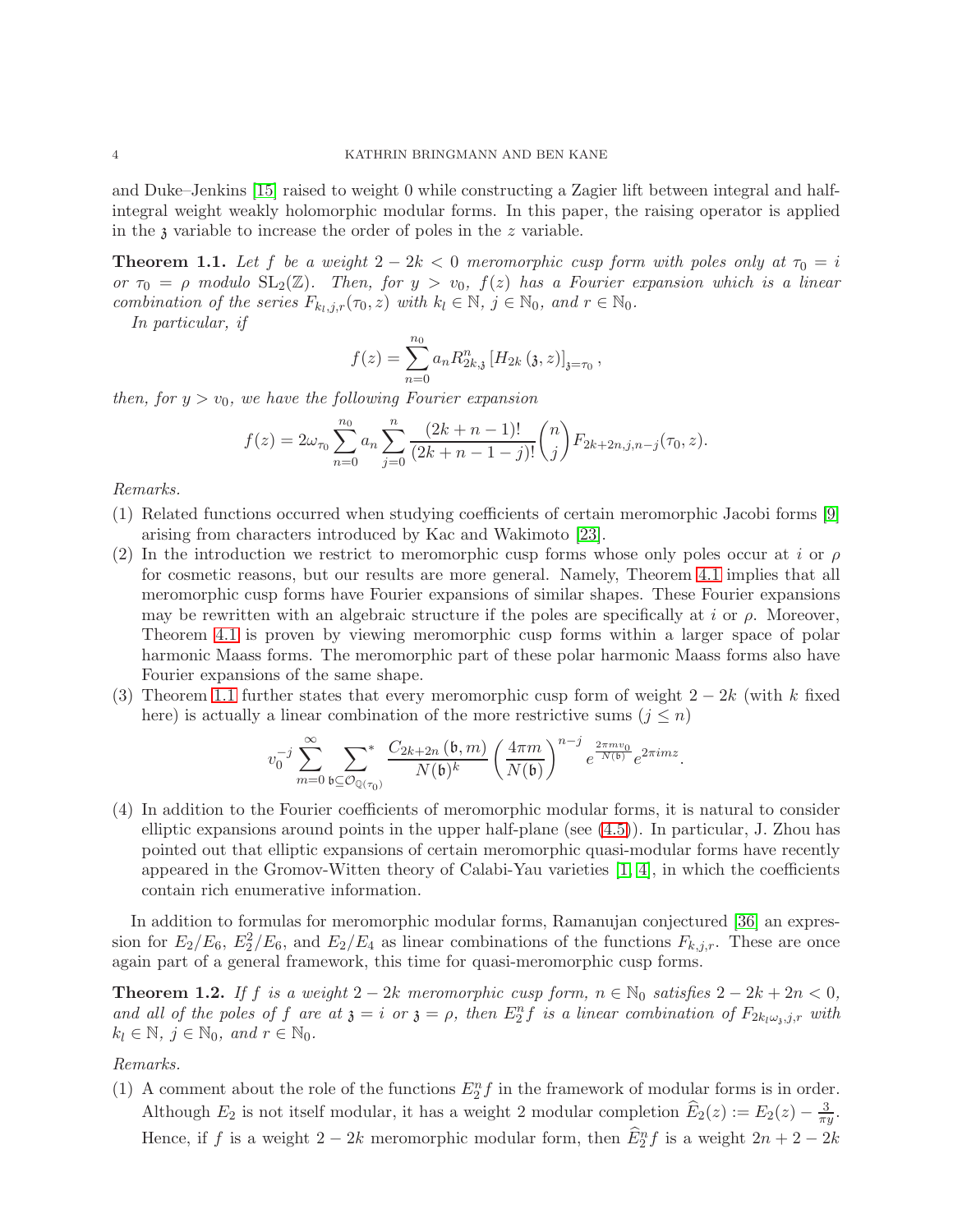and Duke–Jenkins [15] raised to weight 0 while constructing a Zagier lift between integral and half-integral weight weakly holomorphic modular forms. In this paper, the raising operator is applied in the $\mathfrak{z}$ variable to increase the order of poles in the $z$ variable.

**Theorem 1.1.** *Let $f$ be a weight $2-2k<0$ meromorphic cusp form with poles only at $\tau_0 = i$ or $\tau_0=\rho$ modulo $\mathrm{SL}_2(\mathbb{Z})$. Then, for $y>v_0$, $f(z)$ has a Fourier expansion which is a linear combination of the series $F_{k_l,j,r}(\tau_0,z)$ with $k_l\in\mathbb{N}$, $j\in\mathbb{N}_0$, and $r\in\mathbb{N}_0$.*

*In particular, if*

$$f(z)=\sum_{n=0}^{n_0} a_n R_{2k,\mathfrak{z}}^{n}\left[H_{2k}\left(\mathfrak{z},z\right)\right]_{\mathfrak{z}=\tau_0},$$

*then, for $y>v_0$, we have the following Fourier expansion*

$$f(z)=2\omega_{\tau_0}\sum_{n=0}^{n_0}a_n\sum_{j=0}^{n}\frac{(2k+n-1)!}{(2k+n-1-j)!}\binom{n}{j}F_{2k+2n,j,n-j}(\tau_0,z).$$

*Remarks.*

(1) Related functions occurred when studying coefficients of certain meromorphic Jacobi forms [9] arising from characters introduced by Kac and Wakimoto [23].

(2) In the introduction we restrict to meromorphic cusp forms whose only poles occur at $i$ or $\rho$ for cosmetic reasons, but our results are more general. Namely, Theorem 4.1 implies that all meromorphic cusp forms have Fourier expansions of similar shapes. These Fourier expansions may be rewritten with an algebraic structure if the poles are specifically at $i$ or $\rho$. Moreover, Theorem 4.1 is proven by viewing meromorphic cusp forms within a larger space of polar harmonic Maass forms. The meromorphic part of these polar harmonic Maass forms also have Fourier expansions of the same shape.

(3) Theorem 1.1 further states that every meromorphic cusp form of weight $2-2k$ (with $k$ fixed here) is actually a linear combination of the more restrictive sums ($j\le n$)

$$v_0^{-j}\sum_{m=0}^{\infty}\sum_{\mathfrak{b}\subseteq\mathcal{O}_{\mathbb{Q}(\tau_0)}}^{*}\frac{C_{2k+2n}\left(\mathfrak{b},m\right)}{N(\mathfrak{b})^k}\left(\frac{4\pi m}{N(\mathfrak{b})}\right)^{n-j}e^{\frac{2\pi m v_0}{N(\mathfrak{b})}}e^{2\pi i m z}.$$

(4) In addition to the Fourier coefficients of meromorphic modular forms, it is natural to consider elliptic expansions around points in the upper half-plane (see (4.5)). In particular, J. Zhou has pointed out that elliptic expansions of certain meromorphic quasi-modular forms have recently appeared in the Gromov-Witten theory of Calabi-Yau varieties [1, 4], in which the coefficients contain rich enumerative information.

In addition to formulas for meromorphic modular forms, Ramanujan conjectured [36] an expression for $E_2/E_6$, $E_2^2/E_6$, and $E_2/E_4$ as linear combinations of the functions $F_{k,j,r}$. These are once again part of a general framework, this time for quasi-meromorphic cusp forms.

**Theorem 1.2.** *If $f$ is a weight $2-2k$ meromorphic cusp form, $n\in\mathbb{N}_0$ satisfies $2-2k+2n<0$, and all of the poles of $f$ are at $\mathfrak{z}=i$ or $\mathfrak{z}=\rho$, then $E_2^n f$ is a linear combination of $F_{2k_l\omega_{\mathfrak{z}},j,r}$ with $k_l\in\mathbb{N}$, $j\in\mathbb{N}_0$, and $r\in\mathbb{N}_0$.*

*Remarks.*

(1) A comment about the role of the functions $E_2^n f$ in the framework of modular forms is in order. Although $E_2$ is not itself modular, it has a weight 2 modular completion $\widehat{E}_2(z):=E_2(z)-\frac{3}{\pi y}$. Hence, if $f$ is a weight $2-2k$ meromorphic modular form, then $\widehat{E}_2^n f$ is a weight $2n+2-2k$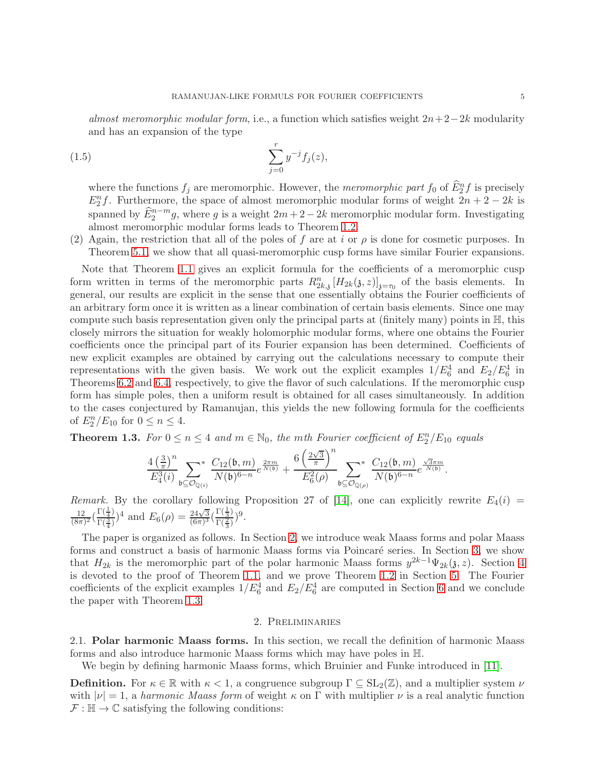*almost meromorphic modular form*, i.e., a function which satisfies weight $2n+2-2k$ modularity and has an expansion of the type

$$\sum_{j=0}^{r} y^{-j} f_j(z), \tag{1.5}$$

where the functions $f_j$ are meromorphic. However, the *meromorphic part* $f_0$ of $\widehat{E}_2^n f$ is precisely $E_2^n f$. Furthermore, the space of almost meromorphic modular forms of weight $2n+2-2k$ is spanned by $\widehat{E}_2^{n-m} g$, where $g$ is a weight $2m+2-2k$ meromorphic modular form. Investigating almost meromorphic modular forms leads to Theorem 1.2.

(2) Again, the restriction that all of the poles of $f$ are at $i$ or $\rho$ is done for cosmetic purposes. In Theorem 5.1, we show that all quasi-meromorphic cusp forms have similar Fourier expansions.

Note that Theorem 1.1 gives an explicit formula for the coefficients of a meromorphic cusp form written in terms of the meromorphic parts $R_{2k,\mathfrak{z}}^n [H_{2k}(\mathfrak{z}, z)]_{\mathfrak{z}=\tau_0}$ of the basis elements. In general, our results are explicit in the sense that one essentially obtains the Fourier coefficients of an arbitrary form once it is written as a linear combination of certain basis elements. Since one may compute such basis representation given only the principal parts at (finitely many) points in $\mathbb{H}$, this closely mirrors the situation for weakly holomorphic modular forms, where one obtains the Fourier coefficients once the principal part of its Fourier expansion has been determined. Coefficients of new explicit examples are obtained by carrying out the calculations necessary to compute their representations with the given basis. We work out the explicit examples $1/E_6^4$ and $E_2/E_6^4$ in Theorems 6.2 and 6.4, respectively, to give the flavor of such calculations. If the meromorphic cusp form has simple poles, then a uniform result is obtained for all cases simultaneously. In addition to the cases conjectured by Ramanujan, this yields the new following formula for the coefficients of $E_2^n/E_{10}$ for $0 \leq n \leq 4$.

**Theorem 1.3.** *For $0 \leq n \leq 4$ and $m \in \mathbb{N}_0$, the $m$th Fourier coefficient of $E_2^n/E_{10}$ equals*

$$\frac{4\left(\frac{3}{\pi}\right)^n}{E_4^3(i)} \sum_{\mathfrak{b} \subseteq \mathcal{O}_{\mathbb{Q}(i)}}^{*} \frac{C_{12}(\mathfrak{b}, m)}{N(\mathfrak{b})^{6-n}} e^{\frac{2\pi m}{N(\mathfrak{b})}} + \frac{6\left(\frac{2\sqrt{3}}{\pi}\right)^n}{E_6^2(\rho)} \sum_{\mathfrak{b} \subseteq \mathcal{O}_{\mathbb{Q}(\rho)}}^{*} \frac{C_{12}(\mathfrak{b}, m)}{N(\mathfrak{b})^{6-n}} e^{\frac{\sqrt{3}\pi m}{N(\mathfrak{b})}}.$$

*Remark.* By the corollary following Proposition 27 of [14], one can explicitly rewrite $E_4(i) = \frac{12}{(8\pi)^2}\left(\frac{\Gamma(\frac{1}{4})}{\Gamma(\frac{3}{4})}\right)^4$ and $E_6(\rho) = \frac{24\sqrt{3}}{(6\pi)^3}\left(\frac{\Gamma(\frac{1}{3})}{\Gamma(\frac{2}{3})}\right)^9$.

The paper is organized as follows. In Section 2, we introduce weak Maass forms and polar Maass forms and construct a basis of harmonic Maass forms via Poincaré series. In Section 3, we show that $H_{2k}$ is the meromorphic part of the polar harmonic Maass forms $y^{2k-1}\Psi_{2k}(\mathfrak{z}, z)$. Section 4 is devoted to the proof of Theorem 1.1, and we prove Theorem 1.2 in Section 5. The Fourier coefficients of the explicit examples $1/E_6^4$ and $E_2/E_6^4$ are computed in Section 6 and we conclude the paper with Theorem 1.3.

## 2. Preliminaries

**2.1. Polar harmonic Maass forms.** In this section, we recall the definition of harmonic Maass forms and also introduce harmonic Maass forms which may have poles in $\mathbb{H}$.

We begin by defining harmonic Maass forms, which Bruinier and Funke introduced in [11].

**Definition.** For $\kappa \in \mathbb{R}$ with $\kappa < 1$, a congruence subgroup $\Gamma \subseteq \mathrm{SL}_2(\mathbb{Z})$, and a multiplier system $\nu$ with $|\nu| = 1$, a *harmonic Maass form* of weight $\kappa$ on $\Gamma$ with multiplier $\nu$ is a real analytic function $\mathcal{F} : \mathbb{H} \to \mathbb{C}$ satisfying the following conditions: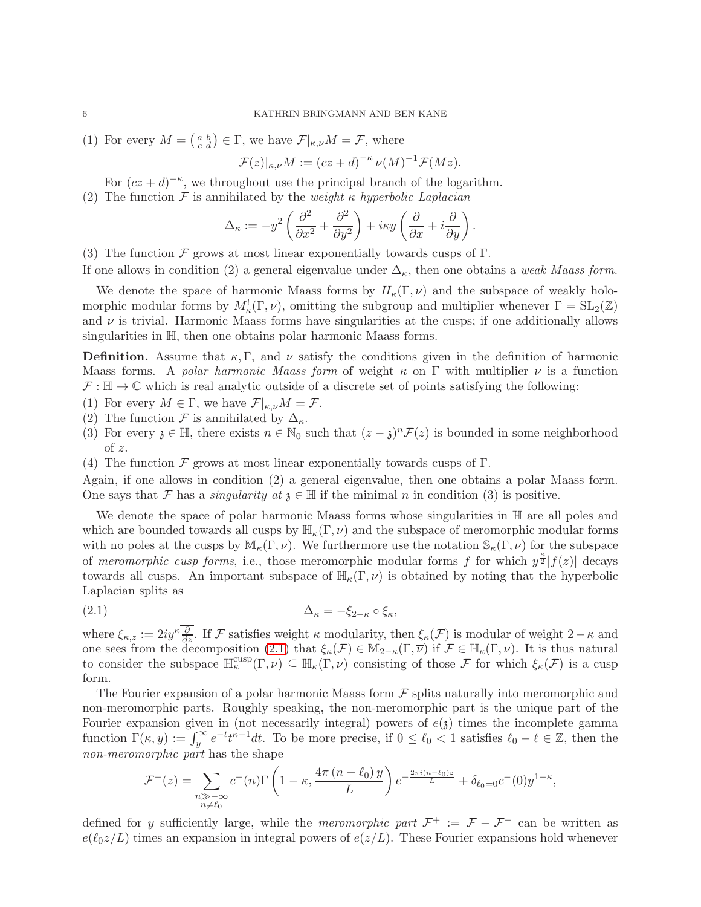(1) For every $M = \left(\begin{smallmatrix} a & b \\ c & d \end{smallmatrix}\right) \in \Gamma$, we have $\mathcal{F}|_{\kappa,\nu}M = \mathcal{F}$, where

$$\mathcal{F}(z)|_{\kappa,\nu}M := (cz+d)^{-\kappa}\,\nu(M)^{-1}\mathcal{F}(Mz).$$

For $(cz+d)^{-\kappa}$, we throughout use the principal branch of the logarithm.

(2) The function $\mathcal{F}$ is annihilated by the *weight $\kappa$ hyperbolic Laplacian*

$$\Delta_\kappa := -y^2\left(\frac{\partial^2}{\partial x^2} + \frac{\partial^2}{\partial y^2}\right) + i\kappa y\left(\frac{\partial}{\partial x} + i\frac{\partial}{\partial y}\right).$$

(3) The function $\mathcal{F}$ grows at most linear exponentially towards cusps of $\Gamma$.

If one allows in condition (2) a general eigenvalue under $\Delta_\kappa$, then one obtains a *weak Maass form.*

We denote the space of harmonic Maass forms by $H_\kappa(\Gamma,\nu)$ and the subspace of weakly holomorphic modular forms by $M_\kappa^!(\Gamma,\nu)$, omitting the subgroup and multiplier whenever $\Gamma = \mathrm{SL}_2(\mathbb{Z})$ and $\nu$ is trivial. Harmonic Maass forms have singularities at the cusps; if one additionally allows singularities in $\mathbb{H}$, then one obtains polar harmonic Maass forms.

**Definition.** Assume that $\kappa, \Gamma$, and $\nu$ satisfy the conditions given in the definition of harmonic Maass forms. A *polar harmonic Maass form* of weight $\kappa$ on $\Gamma$ with multiplier $\nu$ is a function $\mathcal{F} : \mathbb{H} \to \mathbb{C}$ which is real analytic outside of a discrete set of points satisfying the following:

(1) For every $M \in \Gamma$, we have $\mathcal{F}|_{\kappa,\nu}M = \mathcal{F}$.

(2) The function $\mathcal{F}$ is annihilated by $\Delta_\kappa$.

(3) For every $\mathfrak{z} \in \mathbb{H}$, there exists $n \in \mathbb{N}_0$ such that $(z-\mathfrak{z})^n\mathcal{F}(z)$ is bounded in some neighborhood of $z$.

(4) The function $\mathcal{F}$ grows at most linear exponentially towards cusps of $\Gamma$.

Again, if one allows in condition (2) a general eigenvalue, then one obtains a polar Maass form. One says that $\mathcal{F}$ has a *singularity at* $\mathfrak{z} \in \mathbb{H}$ if the minimal $n$ in condition (3) is positive.

We denote the space of polar harmonic Maass forms whose singularities in $\mathbb{H}$ are all poles and which are bounded towards all cusps by $\mathbb{H}_\kappa(\Gamma,\nu)$ and the subspace of meromorphic modular forms with no poles at the cusps by $\mathbb{M}_\kappa(\Gamma,\nu)$. We furthermore use the notation $\mathbb{S}_\kappa(\Gamma,\nu)$ for the subspace of *meromorphic cusp forms*, i.e., those meromorphic modular forms $f$ for which $y^{\frac{\kappa}{2}}|f(z)|$ decays towards all cusps. An important subspace of $\mathbb{H}_\kappa(\Gamma,\nu)$ is obtained by noting that the hyperbolic Laplacian splits as

$$\Delta_\kappa = -\xi_{2-\kappa} \circ \xi_\kappa, \tag{2.1}$$

where $\xi_{\kappa,z} := 2iy^\kappa\overline{\frac{\partial}{\partial \overline{z}}}$. If $\mathcal{F}$ satisfies weight $\kappa$ modularity, then $\xi_\kappa(\mathcal{F})$ is modular of weight $2-\kappa$ and one sees from the decomposition (2.1) that $\xi_\kappa(\mathcal{F}) \in \mathbb{M}_{2-\kappa}(\Gamma,\overline{\nu})$ if $\mathcal{F} \in \mathbb{H}_\kappa(\Gamma,\nu)$. It is thus natural to consider the subspace $\mathbb{H}_\kappa^{\mathrm{cusp}}(\Gamma,\nu) \subseteq \mathbb{H}_\kappa(\Gamma,\nu)$ consisting of those $\mathcal{F}$ for which $\xi_\kappa(\mathcal{F})$ is a cusp form.

The Fourier expansion of a polar harmonic Maass form $\mathcal{F}$ splits naturally into meromorphic and non-meromorphic parts. Roughly speaking, the non-meromorphic part is the unique part of the Fourier expansion given in (not necessarily integral) powers of $e(\mathfrak{z})$ times the incomplete gamma function $\Gamma(\kappa, y) := \int_y^\infty e^{-t}t^{\kappa-1}dt$. To be more precise, if $0 \leq \ell_0 < 1$ satisfies $\ell_0 - \ell \in \mathbb{Z}$, then the *non-meromorphic part* has the shape

$$\mathcal{F}^-(z) = \sum_{\substack{n \gg -\infty \\ n \neq \ell_0}} c^-(n)\Gamma\left(1-\kappa, \frac{4\pi\left(n-\ell_0\right)y}{L}\right)e^{-\frac{2\pi i(n-\ell_0)z}{L}} + \delta_{\ell_0=0}c^-(0)y^{1-\kappa},$$

defined for $y$ sufficiently large, while the *meromorphic part* $\mathcal{F}^+ := \mathcal{F} - \mathcal{F}^-$ can be written as $e(\ell_0 z/L)$ times an expansion in integral powers of $e(z/L)$. These Fourier expansions hold whenever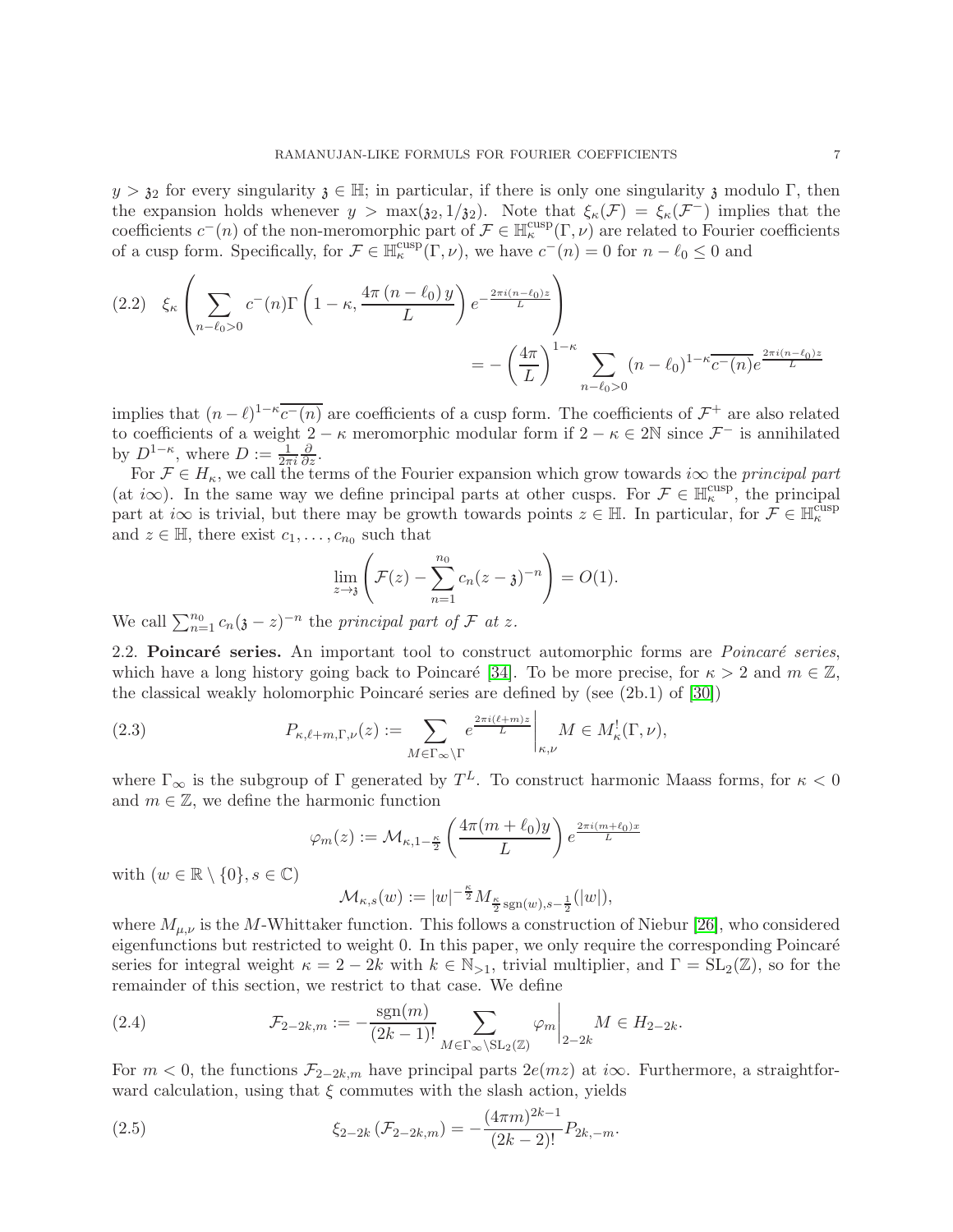$y > \mathfrak{z}_2$ for every singularity $\mathfrak{z} \in \mathbb{H}$; in particular, if there is only one singularity $\mathfrak{z}$ modulo $\Gamma$, then the expansion holds whenever $y > \max(\mathfrak{z}_2, 1/\mathfrak{z}_2)$. Note that $\xi_\kappa(\mathcal{F}) = \xi_\kappa(\mathcal{F}^-)$ implies that the coefficients $c^-(n)$ of the non-meromorphic part of $\mathcal{F} \in \mathbb{H}_\kappa^{\mathrm{cusp}}(\Gamma, \nu)$ are related to Fourier coefficients of a cusp form. Specifically, for $\mathcal{F} \in \mathbb{H}_\kappa^{\mathrm{cusp}}(\Gamma, \nu)$, we have $c^-(n) = 0$ for $n - \ell_0 \le 0$ and

$$
\xi_\kappa\left(\sum_{n-\ell_0>0} c^-(n)\Gamma\left(1-\kappa, \frac{4\pi\,(n-\ell_0)\,y}{L}\right) e^{-\frac{2\pi i (n-\ell_0) z}{L}}\right) = -\left(\frac{4\pi}{L}\right)^{1-\kappa} \sum_{n-\ell_0>0} (n-\ell_0)^{1-\kappa}\overline{c^-(n)} e^{\frac{2\pi i (n-\ell_0) z}{L}} \tag{2.2}
$$

implies that $(n-\ell)^{1-\kappa}\overline{c^-(n)}$ are coefficients of a cusp form. The coefficients of $\mathcal{F}^+$ are also related to coefficients of a weight $2-\kappa$ meromorphic modular form if $2-\kappa \in 2\mathbb{N}$ since $\mathcal{F}^-$ is annihilated by $D^{1-\kappa}$, where $D := \frac{1}{2\pi i}\frac{\partial}{\partial z}$.

For $\mathcal{F} \in H_\kappa$, we call the terms of the Fourier expansion which grow towards $i\infty$ the *principal part* (at $i\infty$). In the same way we define principal parts at other cusps. For $\mathcal{F} \in \mathbb{H}_\kappa^{\mathrm{cusp}}$, the principal part at $i\infty$ is trivial, but there may be growth towards points $z \in \mathbb{H}$. In particular, for $\mathcal{F} \in \mathbb{H}_\kappa^{\mathrm{cusp}}$ and $z \in \mathbb{H}$, there exist $c_1, \ldots, c_{n_0}$ such that

$$
\lim_{z\to\mathfrak{z}}\left(\mathcal{F}(z) - \sum_{n=1}^{n_0} c_n (z-\mathfrak{z})^{-n}\right) = O(1).
$$

We call $\sum_{n=1}^{n_0} c_n(\mathfrak{z}-z)^{-n}$ the *principal part of $\mathcal{F}$ at $z$*.

**2.2. Poincaré series.** An important tool to construct automorphic forms are *Poincaré series*, which have a long history going back to Poincaré [34]. To be more precise, for $\kappa > 2$ and $m \in \mathbb{Z}$, the classical weakly holomorphic Poincaré series are defined by (see (2b.1) of [30])

$$
P_{\kappa,\ell+m,\Gamma,\nu}(z) := \sum_{M\in\Gamma_\infty\backslash\Gamma} e^{\frac{2\pi i (\ell+m) z}{L}}\bigg|_{\kappa,\nu} M \in M_\kappa^!(\Gamma,\nu), \tag{2.3}
$$

where $\Gamma_\infty$ is the subgroup of $\Gamma$ generated by $T^L$. To construct harmonic Maass forms, for $\kappa < 0$ and $m \in \mathbb{Z}$, we define the harmonic function

$$
\varphi_m(z) := \mathcal{M}_{\kappa, 1-\frac{\kappa}{2}}\left(\frac{4\pi(m+\ell_0)y}{L}\right) e^{\frac{2\pi i (m+\ell_0)x}{L}}
$$

with ($w \in \mathbb{R}\setminus\{0\}, s \in \mathbb{C}$)

$$
\mathcal{M}_{\kappa,s}(w) := |w|^{-\frac{\kappa}{2}} M_{\frac{\kappa}{2}\mathrm{sgn}(w), s-\frac{1}{2}}(|w|),
$$

where $M_{\mu,\nu}$ is the $M$-Whittaker function. This follows a construction of Niebur [26], who considered eigenfunctions but restricted to weight 0. In this paper, we only require the corresponding Poincaré series for integral weight $\kappa = 2-2k$ with $k \in \mathbb{N}_{>1}$, trivial multiplier, and $\Gamma = \mathrm{SL}_2(\mathbb{Z})$, so for the remainder of this section, we restrict to that case. We define

$$
\mathcal{F}_{2-2k,m} := -\frac{\mathrm{sgn}(m)}{(2k-1)!} \sum_{M\in\Gamma_\infty\backslash\mathrm{SL}_2(\mathbb{Z})} \varphi_m\bigg|_{2-2k} M \in H_{2-2k}. \tag{2.4}
$$

For $m < 0$, the functions $\mathcal{F}_{2-2k,m}$ have principal parts $2e(mz)$ at $i\infty$. Furthermore, a straightforward calculation, using that $\xi$ commutes with the slash action, yields

$$
\xi_{2-2k}\left(\mathcal{F}_{2-2k,m}\right) = -\frac{(4\pi m)^{2k-1}}{(2k-2)!} P_{2k,-m}. \tag{2.5}
$$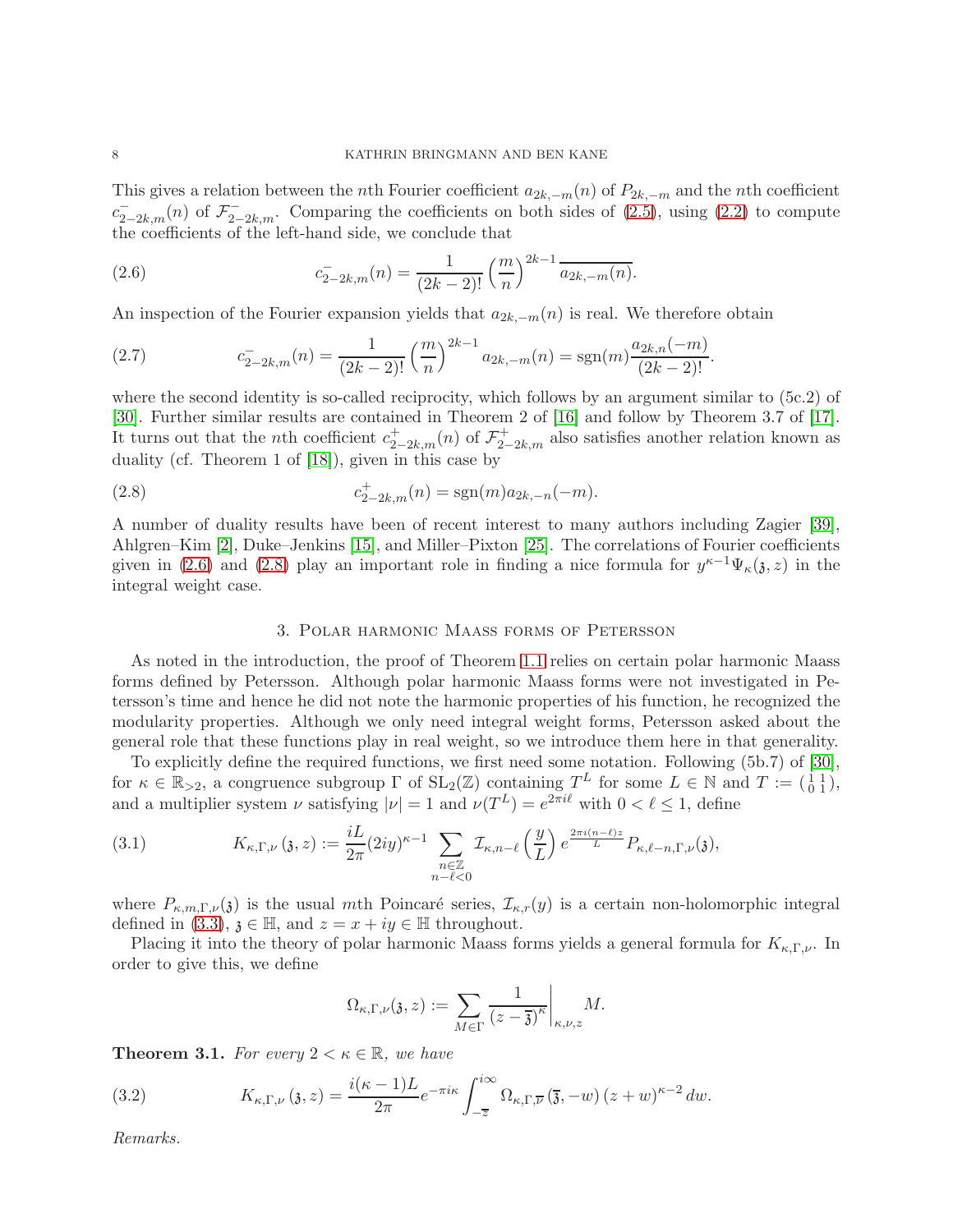This gives a relation between the $n$th Fourier coefficient $a_{2k,-m}(n)$ of $P_{2k,-m}$ and the $n$th coefficient $c^-_{2-2k,m}(n)$ of $\mathcal{F}^-_{2-2k,m}$. Comparing the coefficients on both sides of (2.5), using (2.2) to compute the coefficients of the left-hand side, we conclude that

$$c^-_{2-2k,m}(n) = \frac{1}{(2k-2)!}\left(\frac{m}{n}\right)^{2k-1}\overline{a_{2k,-m}(n)}. \tag{2.6}$$

An inspection of the Fourier expansion yields that $a_{2k,-m}(n)$ is real. We therefore obtain

$$c^-_{2-2k,m}(n) = \frac{1}{(2k-2)!}\left(\frac{m}{n}\right)^{2k-1} a_{2k,-m}(n) = \operatorname{sgn}(m)\frac{a_{2k,n}(-m)}{(2k-2)!}. \tag{2.7}$$

where the second identity is so-called reciprocity, which follows by an argument similar to (5c.2) of [30]. Further similar results are contained in Theorem 2 of [16] and follow by Theorem 3.7 of [17]. It turns out that the $n$th coefficient $c^+_{2-2k,m}(n)$ of $\mathcal{F}^+_{2-2k,m}$ also satisfies another relation known as duality (cf. Theorem 1 of [18]), given in this case by

$$c^+_{2-2k,m}(n) = \operatorname{sgn}(m) a_{2k,-n}(-m). \tag{2.8}$$

A number of duality results have been of recent interest to many authors including Zagier [39], Ahlgren–Kim [2], Duke–Jenkins [15], and Miller–Pixton [25]. The correlations of Fourier coefficients given in (2.6) and (2.8) play an important role in finding a nice formula for $y^{\kappa-1}\Psi_\kappa(\mathfrak{z},z)$ in the integral weight case.

## 3. Polar harmonic Maass forms of Petersson

As noted in the introduction, the proof of Theorem 1.1 relies on certain polar harmonic Maass forms defined by Petersson. Although polar harmonic Maass forms were not investigated in Petersson's time and hence he did not note the harmonic properties of his function, he recognized the modularity properties. Although we only need integral weight forms, Petersson asked about the general role that these functions play in real weight, so we introduce them here in that generality.

To explicitly define the required functions, we first need some notation. Following (5b.7) of [30], for $\kappa \in \mathbb{R}_{>2}$, a congruence subgroup $\Gamma$ of $\mathrm{SL}_2(\mathbb{Z})$ containing $T^L$ for some $L \in \mathbb{N}$ and $T := \left(\begin{smallmatrix} 1 & 1 \\ 0 & 1 \end{smallmatrix}\right)$, and a multiplier system $\nu$ satisfying $|\nu| = 1$ and $\nu(T^L) = e^{2\pi i \ell}$ with $0 < \ell \leq 1$, define

$$K_{\kappa,\Gamma,\nu}(\mathfrak{z},z) := \frac{iL}{2\pi}(2iy)^{\kappa-1}\sum_{\substack{n\in\mathbb{Z}\\ n-\ell<0}} \mathcal{I}_{\kappa,n-\ell}\left(\frac{y}{L}\right) e^{\frac{2\pi i(n-\ell)z}{L}} P_{\kappa,\ell-n,\Gamma,\nu}(\mathfrak{z}), \tag{3.1}$$

where $P_{\kappa,m,\Gamma,\nu}(\mathfrak{z})$ is the usual $m$th Poincaré series, $\mathcal{I}_{\kappa,r}(y)$ is a certain non-holomorphic integral defined in (3.3), $\mathfrak{z} \in \mathbb{H}$, and $z = x+iy \in \mathbb{H}$ throughout.

Placing it into the theory of polar harmonic Maass forms yields a general formula for $K_{\kappa,\Gamma,\nu}$. In order to give this, we define

$$\Omega_{\kappa,\Gamma,\nu}(\mathfrak{z},z) := \sum_{M\in\Gamma} \left.\frac{1}{(z-\overline{\mathfrak{z}})^\kappa}\right|_{\kappa,\nu,z} M.$$

**Theorem 3.1.** *For every $2 < \kappa \in \mathbb{R}$, we have*

$$K_{\kappa,\Gamma,\nu}(\mathfrak{z},z) = \frac{i(\kappa-1)L}{2\pi}e^{-\pi i\kappa}\int_{-\overline{z}}^{i\infty} \Omega_{\kappa,\Gamma,\overline{\nu}}(\overline{\mathfrak{z}},-w)(z+w)^{\kappa-2}\,dw. \tag{3.2}$$

*Remarks.*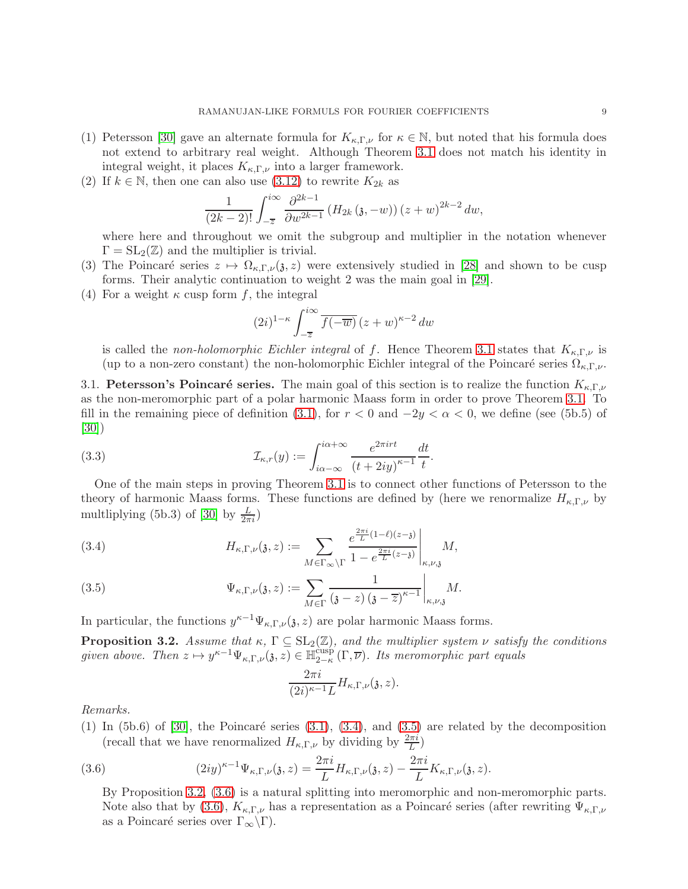(1) Petersson [30] gave an alternate formula for $K_{\kappa,\Gamma,\nu}$ for $\kappa \in \mathbb{N}$, but noted that his formula does not extend to arbitrary real weight. Although Theorem 3.1 does not match his identity in integral weight, it places $K_{\kappa,\Gamma,\nu}$ into a larger framework.

(2) If $k \in \mathbb{N}$, then one can also use (3.12) to rewrite $K_{2k}$ as

$$\frac{1}{(2k-2)!}\int_{-\overline{z}}^{i\infty} \frac{\partial^{2k-1}}{\partial w^{2k-1}} \left(H_{2k}\left(\mathfrak{z}, -w\right)\right)(z+w)^{2k-2}\, dw,$$

where here and throughout we omit the subgroup and multiplier in the notation whenever $\Gamma = \mathrm{SL}_2(\mathbb{Z})$ and the multiplier is trivial.

(3) The Poincaré series $z \mapsto \Omega_{\kappa,\Gamma,\nu}(\mathfrak{z}, z)$ were extensively studied in [28] and shown to be cusp forms. Their analytic continuation to weight 2 was the main goal in [29].

(4) For a weight $\kappa$ cusp form $f$, the integral

$$(2i)^{1-\kappa}\int_{-\overline{z}}^{i\infty} \overline{f(-\overline{w})}\,(z+w)^{\kappa-2}\, dw$$

is called the *non-holomorphic Eichler integral* of $f$. Hence Theorem 3.1 states that $K_{\kappa,\Gamma,\nu}$ is (up to a non-zero constant) the non-holomorphic Eichler integral of the Poincaré series $\Omega_{\kappa,\Gamma,\nu}$.

3.1. **Petersson's Poincaré series.** The main goal of this section is to realize the function $K_{\kappa,\Gamma,\nu}$ as the non-meromorphic part of a polar harmonic Maass form in order to prove Theorem 3.1. To fill in the remaining piece of definition (3.1), for $r < 0$ and $-2y < \alpha < 0$, we define (see (5b.5) of [30])

$$\mathcal{I}_{\kappa,r}(y) := \int_{i\alpha-\infty}^{i\alpha+\infty} \frac{e^{2\pi i r t}}{(t+2iy)^{\kappa-1}}\frac{dt}{t}. \tag{3.3}$$

One of the main steps in proving Theorem 3.1 is to connect other functions of Petersson to the theory of harmonic Maass forms. These functions are defined by (here we renormalize $H_{\kappa,\Gamma,\nu}$ by multliplying (5b.3) of [30] by $\frac{L}{2\pi i}$)

$$H_{\kappa,\Gamma,\nu}(\mathfrak{z}, z) := \sum_{M\in\Gamma_\infty\backslash\Gamma} \left.\frac{e^{\frac{2\pi i}{L}(1-\ell)(z-\mathfrak{z})}}{1-e^{\frac{2\pi i}{L}(z-\mathfrak{z})}}\right|_{\kappa,\nu,\mathfrak{z}} M, \tag{3.4}$$

$$\Psi_{\kappa,\Gamma,\nu}(\mathfrak{z}, z) := \sum_{M\in\Gamma} \left.\frac{1}{(\mathfrak{z}-z)\left(\mathfrak{z}-\overline{z}\right)^{\kappa-1}}\right|_{\kappa,\nu,\mathfrak{z}} M. \tag{3.5}$$

In particular, the functions $y^{\kappa-1}\Psi_{\kappa,\Gamma,\nu}(\mathfrak{z}, z)$ are polar harmonic Maass forms.

**Proposition 3.2.** *Assume that $\kappa$, $\Gamma \subseteq \mathrm{SL}_2(\mathbb{Z})$, and the multiplier system $\nu$ satisfy the conditions given above. Then $z \mapsto y^{\kappa-1}\Psi_{\kappa,\Gamma,\nu}(\mathfrak{z}, z) \in \mathbb{H}_{2-\kappa}^{\mathrm{cusp}}(\Gamma, \overline{\nu})$. Its meromorphic part equals*

$$\frac{2\pi i}{(2i)^{\kappa-1}L}H_{\kappa,\Gamma,\nu}(\mathfrak{z}, z).$$

*Remarks.*

(1) In (5b.6) of [30], the Poincaré series (3.1), (3.4), and (3.5) are related by the decomposition (recall that we have renormalized $H_{\kappa,\Gamma,\nu}$ by dividing by $\frac{2\pi i}{L}$)

$$(2iy)^{\kappa-1}\Psi_{\kappa,\Gamma,\nu}(\mathfrak{z}, z) = \frac{2\pi i}{L}H_{\kappa,\Gamma,\nu}(\mathfrak{z}, z) - \frac{2\pi i}{L}K_{\kappa,\Gamma,\nu}(\mathfrak{z}, z). \tag{3.6}$$

By Proposition 3.2, (3.6) is a natural splitting into meromorphic and non-meromorphic parts. Note also that by (3.6), $K_{\kappa,\Gamma,\nu}$ has a representation as a Poincaré series (after rewriting $\Psi_{\kappa,\Gamma,\nu}$ as a Poincaré series over $\Gamma_\infty\backslash\Gamma$).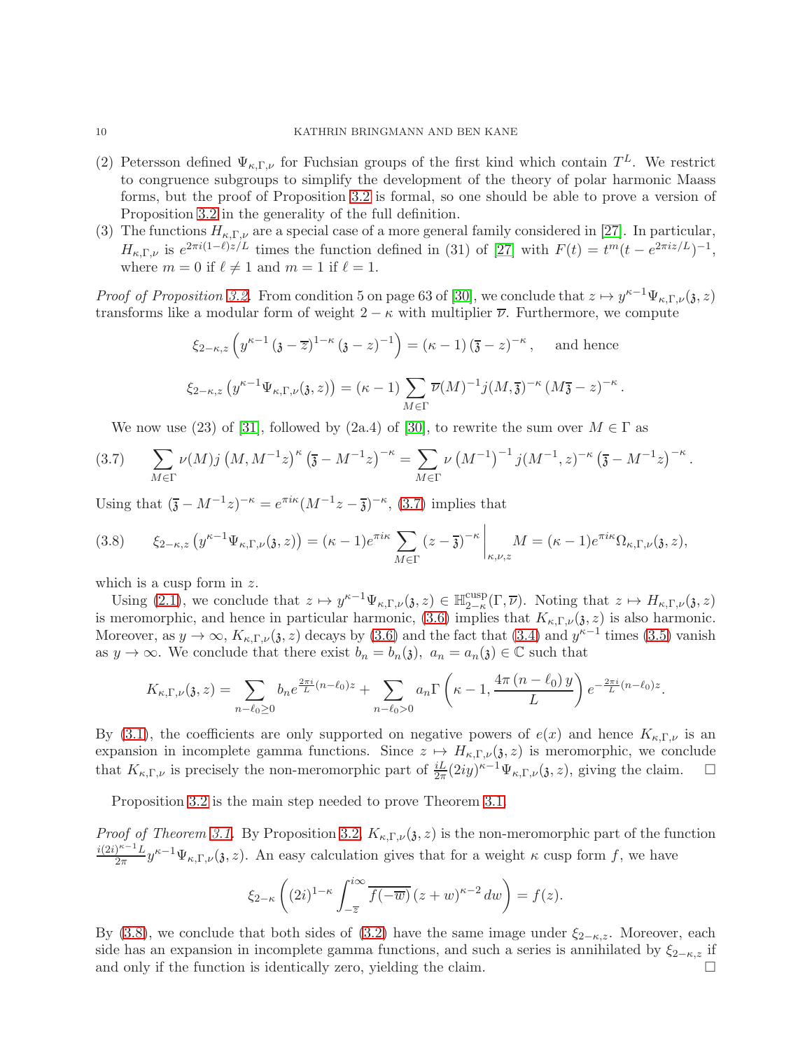(2) Petersson defined $\Psi_{\kappa,\Gamma,\nu}$ for Fuchsian groups of the first kind which contain $T^L$. We restrict to congruence subgroups to simplify the development of the theory of polar harmonic Maass forms, but the proof of Proposition 3.2 is formal, so one should be able to prove a version of Proposition 3.2 in the generality of the full definition.
(3) The functions $H_{\kappa,\Gamma,\nu}$ are a special case of a more general family considered in [27]. In particular, $H_{\kappa,\Gamma,\nu}$ is $e^{2\pi i(1-\ell)z/L}$ times the function defined in (31) of [27] with $F(t) = t^m(t - e^{2\pi i z/L})^{-1}$, where $m = 0$ if $\ell \neq 1$ and $m = 1$ if $\ell = 1$.

*Proof of Proposition 3.2.* From condition 5 on page 63 of [30], we conclude that $z \mapsto y^{\kappa-1}\Psi_{\kappa,\Gamma,\nu}(\mathfrak{z}, z)$ transforms like a modular form of weight $2-\kappa$ with multiplier $\overline{\nu}$. Furthermore, we compute

$$\xi_{2-\kappa,z}\left(y^{\kappa-1}\left(\mathfrak{z}-\overline{z}\right)^{1-\kappa}\left(\mathfrak{z}-z\right)^{-1}\right) = (\kappa-1)\left(\overline{\mathfrak{z}}-z\right)^{-\kappa}, \quad \text{ and hence}$$

$$\xi_{2-\kappa,z}\left(y^{\kappa-1}\Psi_{\kappa,\Gamma,\nu}(\mathfrak{z}, z)\right) = (\kappa-1)\sum_{M\in\Gamma}\overline{\nu}(M)^{-1}j(M,\overline{\mathfrak{z}})^{-\kappa}\left(M\overline{\mathfrak{z}}-z\right)^{-\kappa}.$$

We now use (23) of [31], followed by (2a.4) of [30], to rewrite the sum over $M \in \Gamma$ as

$$\sum_{M\in\Gamma}\nu(M)j\left(M,M^{-1}z\right)^{\kappa}\left(\overline{\mathfrak{z}}-M^{-1}z\right)^{-\kappa} = \sum_{M\in\Gamma}\nu\left(M^{-1}\right)^{-1}j(M^{-1},z)^{-\kappa}\left(\overline{\mathfrak{z}}-M^{-1}z\right)^{-\kappa}. \tag{3.7}$$

Using that $(\overline{\mathfrak{z}}-M^{-1}z)^{-\kappa} = e^{\pi i\kappa}(M^{-1}z-\overline{\mathfrak{z}})^{-\kappa}$, (3.7) implies that

$$\xi_{2-\kappa,z}\left(y^{\kappa-1}\Psi_{\kappa,\Gamma,\nu}(\mathfrak{z}, z)\right) = (\kappa-1)e^{\pi i\kappa}\sum_{M\in\Gamma}\left(z-\overline{\mathfrak{z}}\right)^{-\kappa}\Big|_{\kappa,\nu,z}M = (\kappa-1)e^{\pi i\kappa}\Omega_{\kappa,\Gamma,\nu}(\mathfrak{z}, z), \tag{3.8}$$

which is a cusp form in $z$.

Using (2.1), we conclude that $z \mapsto y^{\kappa-1}\Psi_{\kappa,\Gamma,\nu}(\mathfrak{z}, z) \in \mathbb{H}_{2-\kappa}^{\mathrm{cusp}}(\Gamma, \overline{\nu})$. Noting that $z \mapsto H_{\kappa,\Gamma,\nu}(\mathfrak{z}, z)$ is meromorphic, and hence in particular harmonic, (3.6) implies that $K_{\kappa,\Gamma,\nu}(\mathfrak{z}, z)$ is also harmonic. Moreover, as $y \to \infty$, $K_{\kappa,\Gamma,\nu}(\mathfrak{z}, z)$ decays by (3.6) and the fact that (3.4) and $y^{\kappa-1}$ times (3.5) vanish as $y \to \infty$. We conclude that there exist $b_n = b_n(\mathfrak{z}),\ a_n = a_n(\mathfrak{z}) \in \mathbb{C}$ such that

$$K_{\kappa,\Gamma,\nu}(\mathfrak{z}, z) = \sum_{n-\ell_0\geq 0} b_n e^{\frac{2\pi i}{L}(n-\ell_0)z} + \sum_{n-\ell_0>0} a_n\Gamma\left(\kappa-1, \frac{4\pi\left(n-\ell_0\right)y}{L}\right)e^{-\frac{2\pi i}{L}(n-\ell_0)z}.$$

By (3.1), the coefficients are only supported on negative powers of $e(x)$ and hence $K_{\kappa,\Gamma,\nu}$ is an expansion in incomplete gamma functions. Since $z \mapsto H_{\kappa,\Gamma,\nu}(\mathfrak{z}, z)$ is meromorphic, we conclude that $K_{\kappa,\Gamma,\nu}$ is precisely the non-meromorphic part of $\frac{iL}{2\pi}(2iy)^{\kappa-1}\Psi_{\kappa,\Gamma,\nu}(\mathfrak{z}, z)$, giving the claim. $\square$

Proposition 3.2 is the main step needed to prove Theorem 3.1.

*Proof of Theorem 3.1.* By Proposition 3.2, $K_{\kappa,\Gamma,\nu}(\mathfrak{z}, z)$ is the non-meromorphic part of the function $\frac{i(2i)^{\kappa-1}L}{2\pi}y^{\kappa-1}\Psi_{\kappa,\Gamma,\nu}(\mathfrak{z}, z)$. An easy calculation gives that for a weight $\kappa$ cusp form $f$, we have

$$\xi_{2-\kappa}\left((2i)^{1-\kappa}\int_{-\overline{z}}^{i\infty}\overline{f(-\overline{w})}\left(z+w\right)^{\kappa-2}dw\right) = f(z).$$

By (3.8), we conclude that both sides of (3.2) have the same image under $\xi_{2-\kappa,z}$. Moreover, each side has an expansion in incomplete gamma functions, and such a series is annihilated by $\xi_{2-\kappa,z}$ if and only if the function is identically zero, yielding the claim. $\square$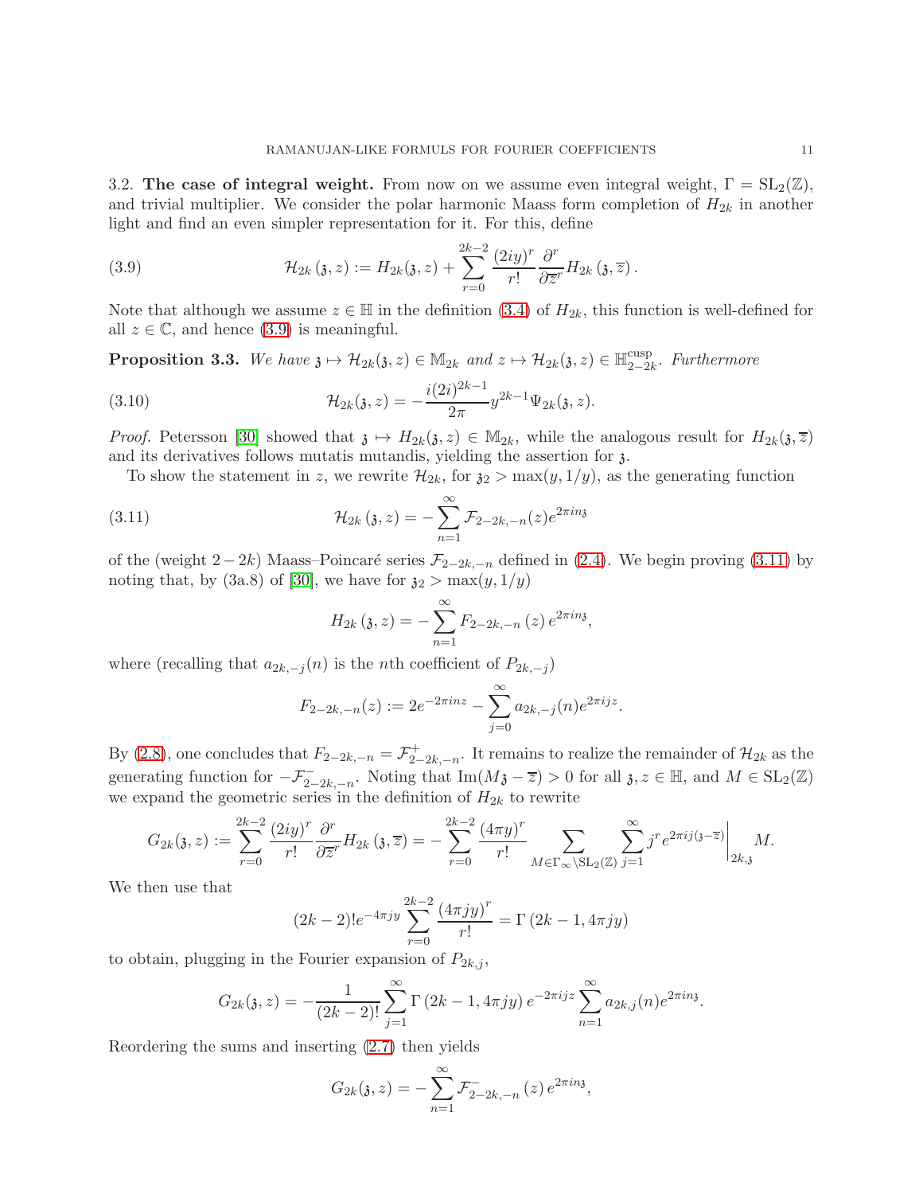3.2. **The case of integral weight.** From now on we assume even integral weight, $\Gamma = \mathrm{SL}_2(\mathbb{Z})$, and trivial multiplier. We consider the polar harmonic Maass form completion of $H_{2k}$ in another light and find an even simpler representation for it. For this, define

$$\mathcal{H}_{2k}\left(\mathfrak{z},z\right) := H_{2k}(\mathfrak{z},z) + \sum_{r=0}^{2k-2} \frac{(2iy)^r}{r!} \frac{\partial^r}{\partial \overline{z}^r} H_{2k}\left(\mathfrak{z},\overline{z}\right). \tag{3.9}$$

Note that although we assume $z \in \mathbb{H}$ in the definition (3.4) of $H_{2k}$, this function is well-defined for all $z \in \mathbb{C}$, and hence (3.9) is meaningful.

**Proposition 3.3.** *We have $\mathfrak{z} \mapsto \mathcal{H}_{2k}(\mathfrak{z},z) \in \mathbb{M}_{2k}$ and $z \mapsto \mathcal{H}_{2k}(\mathfrak{z},z) \in \mathbb{H}_{2-2k}^{\mathrm{cusp}}$. Furthermore*

$$\mathcal{H}_{2k}(\mathfrak{z},z) = -\frac{i(2i)^{2k-1}}{2\pi} y^{2k-1} \Psi_{2k}(\mathfrak{z},z). \tag{3.10}$$

*Proof.* Petersson [30] showed that $\mathfrak{z} \mapsto H_{2k}(\mathfrak{z},z) \in \mathbb{M}_{2k}$, while the analogous result for $H_{2k}(\mathfrak{z},\overline{z})$ and its derivatives follows mutatis mutandis, yielding the assertion for $\mathfrak{z}$.

To show the statement in $z$, we rewrite $\mathcal{H}_{2k}$, for $\mathfrak{z}_2 > \max(y, 1/y)$, as the generating function

$$\mathcal{H}_{2k}\left(\mathfrak{z},z\right) = -\sum_{n=1}^{\infty} \mathcal{F}_{2-2k,-n}(z) e^{2\pi i n \mathfrak{z}} \tag{3.11}$$

of the (weight $2-2k$) Maass–Poincaré series $\mathcal{F}_{2-2k,-n}$ defined in (2.4). We begin proving (3.11) by noting that, by (3a.8) of [30], we have for $\mathfrak{z}_2 > \max(y, 1/y)$

$$H_{2k}\left(\mathfrak{z},z\right) = -\sum_{n=1}^{\infty} F_{2-2k,-n}\left(z\right) e^{2\pi i n \mathfrak{z}},$$

where (recalling that $a_{2k,-j}(n)$ is the $n$th coefficient of $P_{2k,-j}$)

$$F_{2-2k,-n}(z) := 2e^{-2\pi i n z} - \sum_{j=0}^{\infty} a_{2k,-j}(n) e^{2\pi i j z}.$$

By (2.8), one concludes that $F_{2-2k,-n} = \mathcal{F}_{2-2k,-n}^{+}$. It remains to realize the remainder of $\mathcal{H}_{2k}$ as the generating function for $-\mathcal{F}_{2-2k,-n}^{-}$. Noting that $\mathrm{Im}(M\mathfrak{z} - \overline{z}) > 0$ for all $\mathfrak{z}, z \in \mathbb{H}$, and $M \in \mathrm{SL}_2(\mathbb{Z})$ we expand the geometric series in the definition of $H_{2k}$ to rewrite

$$G_{2k}(\mathfrak{z},z) := \sum_{r=0}^{2k-2} \frac{(2iy)^r}{r!} \frac{\partial^r}{\partial \overline{z}^r} H_{2k}\left(\mathfrak{z},\overline{z}\right) = -\sum_{r=0}^{2k-2} \frac{(4\pi y)^r}{r!} \sum_{M \in \Gamma_\infty \backslash \mathrm{SL}_2(\mathbb{Z})} \sum_{j=1}^{\infty} j^r e^{2\pi i j(\mathfrak{z}-\overline{z})} \Big|_{2k,\mathfrak{z}} M.$$

We then use that

$$(2k-2)! e^{-4\pi j y} \sum_{r=0}^{2k-2} \frac{(4\pi j y)^r}{r!} = \Gamma\left(2k-1, 4\pi j y\right)$$

to obtain, plugging in the Fourier expansion of $P_{2k,j}$,

$$G_{2k}(\mathfrak{z},z) = -\frac{1}{(2k-2)!} \sum_{j=1}^{\infty} \Gamma\left(2k-1, 4\pi j y\right) e^{-2\pi i j z} \sum_{n=1}^{\infty} a_{2k,j}(n) e^{2\pi i n \mathfrak{z}}.$$

Reordering the sums and inserting (2.7) then yields

$$G_{2k}(\mathfrak{z},z) = -\sum_{n=1}^{\infty} \mathcal{F}_{2-2k,-n}^{-}\left(z\right) e^{2\pi i n \mathfrak{z}},$$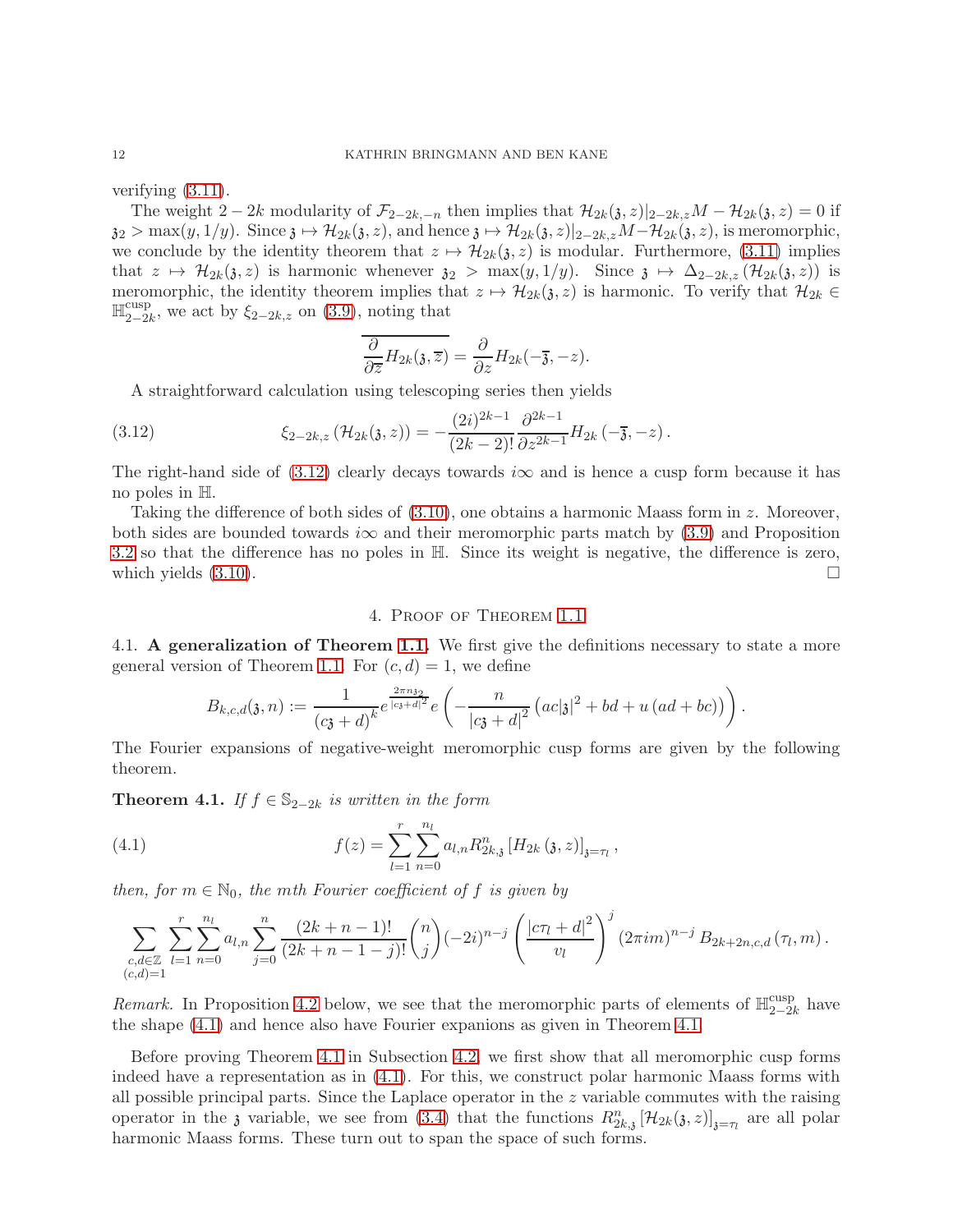verifying (3.11).

The weight $2-2k$ modularity of $\mathcal{F}_{2-2k,-n}$ then implies that $\mathcal{H}_{2k}(\mathfrak{z},z)|_{2-2k,z}M - \mathcal{H}_{2k}(\mathfrak{z},z) = 0$ if $\mathfrak{z}_2 > \max(y,1/y)$. Since $\mathfrak{z} \mapsto \mathcal{H}_{2k}(\mathfrak{z},z)$, and hence $\mathfrak{z} \mapsto \mathcal{H}_{2k}(\mathfrak{z},z)|_{2-2k,z}M - \mathcal{H}_{2k}(\mathfrak{z},z)$, is meromorphic, we conclude by the identity theorem that $z \mapsto \mathcal{H}_{2k}(\mathfrak{z},z)$ is modular. Furthermore, (3.11) implies that $z \mapsto \mathcal{H}_{2k}(\mathfrak{z},z)$ is harmonic whenever $\mathfrak{z}_2 > \max(y,1/y)$. Since $\mathfrak{z} \mapsto \Delta_{2-2k,z}\left(\mathcal{H}_{2k}(\mathfrak{z},z)\right)$ is meromorphic, the identity theorem implies that $z \mapsto \mathcal{H}_{2k}(\mathfrak{z},z)$ is harmonic. To verify that $\mathcal{H}_{2k} \in \mathbb{H}_{2-2k}^{\mathrm{cusp}}$, we act by $\xi_{2-2k,z}$ on (3.9), noting that

$$\overline{\frac{\partial}{\partial \overline{z}} H_{2k}(\mathfrak{z},\overline{z})} = \frac{\partial}{\partial z} H_{2k}(-\overline{\mathfrak{z}},-z).$$

A straightforward calculation using telescoping series then yields

$$\xi_{2-2k,z}\left(\mathcal{H}_{2k}(\mathfrak{z},z)\right) = -\frac{(2i)^{2k-1}}{(2k-2)!}\frac{\partial^{2k-1}}{\partial z^{2k-1}} H_{2k}\left(-\overline{\mathfrak{z}},-z\right). \tag{3.12}$$

The right-hand side of (3.12) clearly decays towards $i\infty$ and is hence a cusp form because it has no poles in $\mathbb{H}$.

Taking the difference of both sides of (3.10), one obtains a harmonic Maass form in $z$. Moreover, both sides are bounded towards $i\infty$ and their meromorphic parts match by (3.9) and Proposition 3.2 so that the difference has no poles in $\mathbb{H}$. Since its weight is negative, the difference is zero, which yields (3.10). $\square$

## 4. Proof of Theorem 1.1

**4.1. A generalization of Theorem 1.1.** We first give the definitions necessary to state a more general version of Theorem 1.1. For $(c,d)=1$, we define

$$B_{k,c,d}(\mathfrak{z},n) := \frac{1}{(c\mathfrak{z}+d)^k} e^{\frac{2\pi n \mathfrak{z}_2}{|c\mathfrak{z}+d|^2}} e\left(-\frac{n}{|c\mathfrak{z}+d|^2}\left(ac|\mathfrak{z}|^2 + bd + u\left(ad+bc\right)\right)\right).$$

The Fourier expansions of negative-weight meromorphic cusp forms are given by the following theorem.

**Theorem 4.1.** *If $f \in \mathbb{S}_{2-2k}$ is written in the form*

$$f(z) = \sum_{l=1}^{r}\sum_{n=0}^{n_l} a_{l,n} R_{2k,\mathfrak{z}}^{n}\left[H_{2k}\left(\mathfrak{z},z\right)\right]_{\mathfrak{z}=\tau_l}, \tag{4.1}$$

*then, for $m \in \mathbb{N}_0$, the mth Fourier coefficient of $f$ is given by*

$$\sum_{\substack{c,d\in\mathbb{Z}\\(c,d)=1}}\sum_{l=1}^{r}\sum_{n=0}^{n_l} a_{l,n}\sum_{j=0}^{n}\frac{(2k+n-1)!}{(2k+n-1-j)!}\binom{n}{j}(-2i)^{n-j}\left(\frac{|c\tau_l+d|^2}{v_l}\right)^{j}(2\pi i m)^{n-j} B_{2k+2n,c,d}\left(\tau_l,m\right).$$

*Remark.* In Proposition 4.2 below, we see that the meromorphic parts of elements of $\mathbb{H}_{2-2k}^{\mathrm{cusp}}$ have the shape (4.1) and hence also have Fourier expanions as given in Theorem 4.1.

Before proving Theorem 4.1 in Subsection 4.2, we first show that all meromorphic cusp forms indeed have a representation as in (4.1). For this, we construct polar harmonic Maass forms with all possible principal parts. Since the Laplace operator in the $z$ variable commutes with the raising operator in the $\mathfrak{z}$ variable, we see from (3.4) that the functions $R_{2k,\mathfrak{z}}^{n}\left[\mathcal{H}_{2k}(\mathfrak{z},z)\right]_{\mathfrak{z}=\tau_l}$ are all polar harmonic Maass forms. These turn out to span the space of such forms.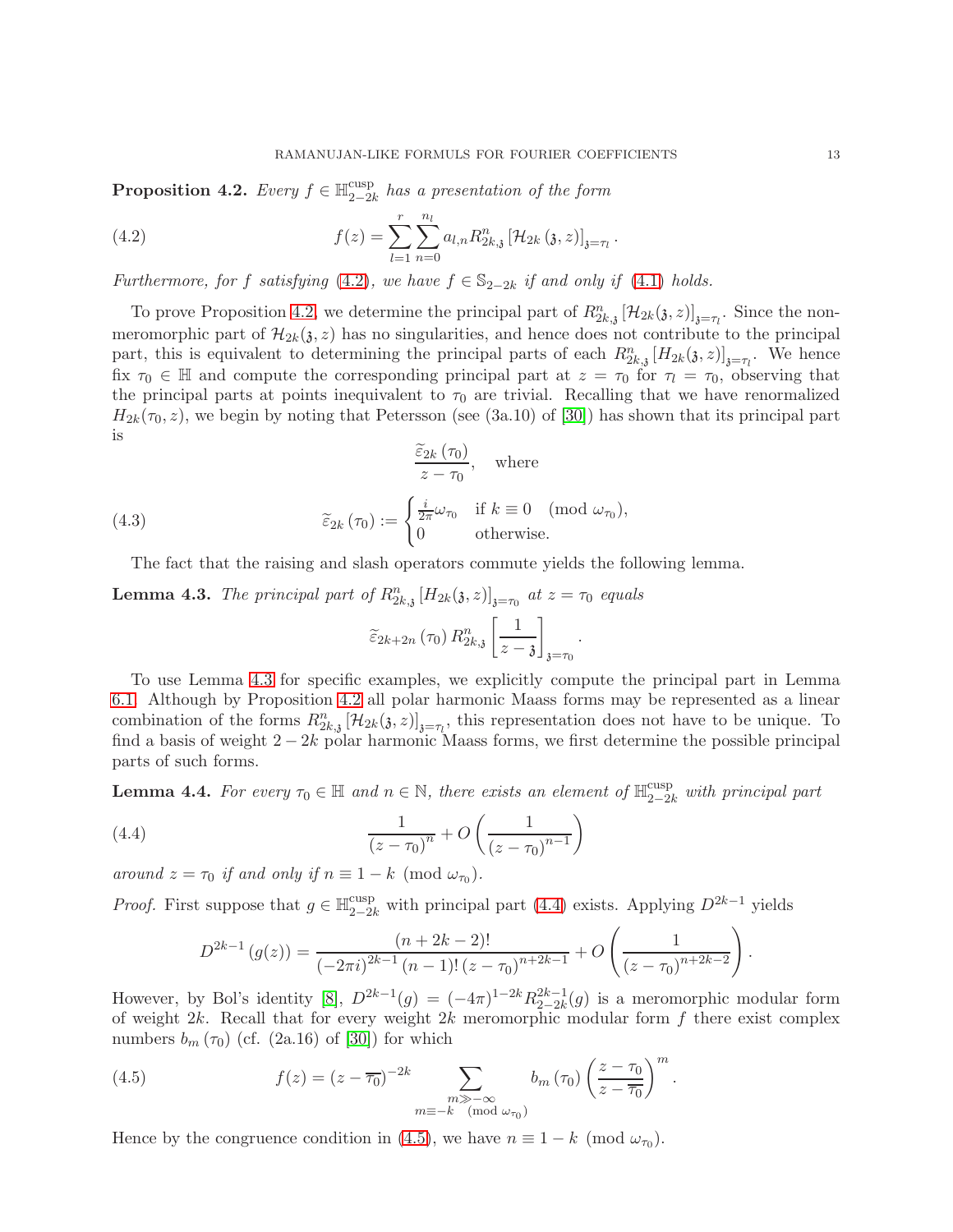**Proposition 4.2.** *Every $f \in \mathbb{H}_{2-2k}^{\mathrm{cusp}}$ has a presentation of the form*

$$f(z) = \sum_{l=1}^{r} \sum_{n=0}^{n_l} a_{l,n} R_{2k,\mathfrak{z}}^{n} \left[\mathcal{H}_{2k}\left(\mathfrak{z}, z\right)\right]_{\mathfrak{z}=\tau_l}. \tag{4.2}$$

*Furthermore, for $f$ satisfying (4.2), we have $f \in \mathbb{S}_{2-2k}$ if and only if (4.1) holds.*

To prove Proposition 4.2, we determine the principal part of $R_{2k,\mathfrak{z}}^{n}\left[\mathcal{H}_{2k}(\mathfrak{z}, z)\right]_{\mathfrak{z}=\tau_l}$. Since the non-meromorphic part of $\mathcal{H}_{2k}(\mathfrak{z}, z)$ has no singularities, and hence does not contribute to the principal part, this is equivalent to determining the principal parts of each $R_{2k,\mathfrak{z}}^{n}\left[H_{2k}(\mathfrak{z}, z)\right]_{\mathfrak{z}=\tau_l}$. We hence fix $\tau_0 \in \mathbb{H}$ and compute the corresponding principal part at $z = \tau_0$ for $\tau_l = \tau_0$, observing that the principal parts at points inequivalent to $\tau_0$ are trivial. Recalling that we have renormalized $H_{2k}(\tau_0, z)$, we begin by noting that Petersson (see (3a.10) of [30]) has shown that its principal part is

$$\frac{\widetilde{\varepsilon}_{2k}\left(\tau_0\right)}{z - \tau_0}, \quad \text{where}$$

$$\widetilde{\varepsilon}_{2k}\left(\tau_0\right) := \begin{cases} \frac{i}{2\pi}\omega_{\tau_0} & \text{if } k \equiv 0 \pmod{\omega_{\tau_0}}, \\ 0 & \text{otherwise.} \end{cases} \tag{4.3}$$

The fact that the raising and slash operators commute yields the following lemma.

**Lemma 4.3.** *The principal part of $R_{2k,\mathfrak{z}}^{n}\left[H_{2k}(\mathfrak{z}, z)\right]_{\mathfrak{z}=\tau_0}$ at $z = \tau_0$ equals*

$$\widetilde{\varepsilon}_{2k+2n}\left(\tau_0\right) R_{2k,\mathfrak{z}}^{n}\left[\frac{1}{z - \mathfrak{z}}\right]_{\mathfrak{z}=\tau_0}.$$

To use Lemma 4.3 for specific examples, we explicitly compute the principal part in Lemma 6.1. Although by Proposition 4.2 all polar harmonic Maass forms may be represented as a linear combination of the forms $R_{2k,\mathfrak{z}}^{n}\left[\mathcal{H}_{2k}(\mathfrak{z}, z)\right]_{\mathfrak{z}=\tau_l}$, this representation does not have to be unique. To find a basis of weight $2 - 2k$ polar harmonic Maass forms, we first determine the possible principal parts of such forms.

**Lemma 4.4.** *For every $\tau_0 \in \mathbb{H}$ and $n \in \mathbb{N}$, there exists an element of $\mathbb{H}_{2-2k}^{\mathrm{cusp}}$ with principal part*

$$\frac{1}{\left(z - \tau_0\right)^n} + O\left(\frac{1}{\left(z - \tau_0\right)^{n-1}}\right) \tag{4.4}$$

*around $z = \tau_0$ if and only if $n \equiv 1 - k \pmod{\omega_{\tau_0}}$.*

*Proof.* First suppose that $g \in \mathbb{H}_{2-2k}^{\mathrm{cusp}}$ with principal part (4.4) exists. Applying $D^{2k-1}$ yields

$$D^{2k-1}\left(g(z)\right) = \frac{(n + 2k - 2)!}{(-2\pi i)^{2k-1}(n-1)!\left(z - \tau_0\right)^{n+2k-1}} + O\left(\frac{1}{\left(z - \tau_0\right)^{n+2k-2}}\right).$$

However, by Bol's identity [8], $D^{2k-1}(g) = (-4\pi)^{1-2k} R_{2-2k}^{2k-1}(g)$ is a meromorphic modular form of weight $2k$. Recall that for every weight $2k$ meromorphic modular form $f$ there exist complex numbers $b_m\left(\tau_0\right)$ (cf. (2a.16) of [30]) for which

$$f(z) = \left(z - \overline{\tau_0}\right)^{-2k} \sum_{\substack{m \gg -\infty \\ m \equiv -k \pmod{\omega_{\tau_0}}}} b_m\left(\tau_0\right)\left(\frac{z - \tau_0}{z - \overline{\tau_0}}\right)^m. \tag{4.5}$$

Hence by the congruence condition in (4.5), we have $n \equiv 1 - k \pmod{\omega_{\tau_0}}$.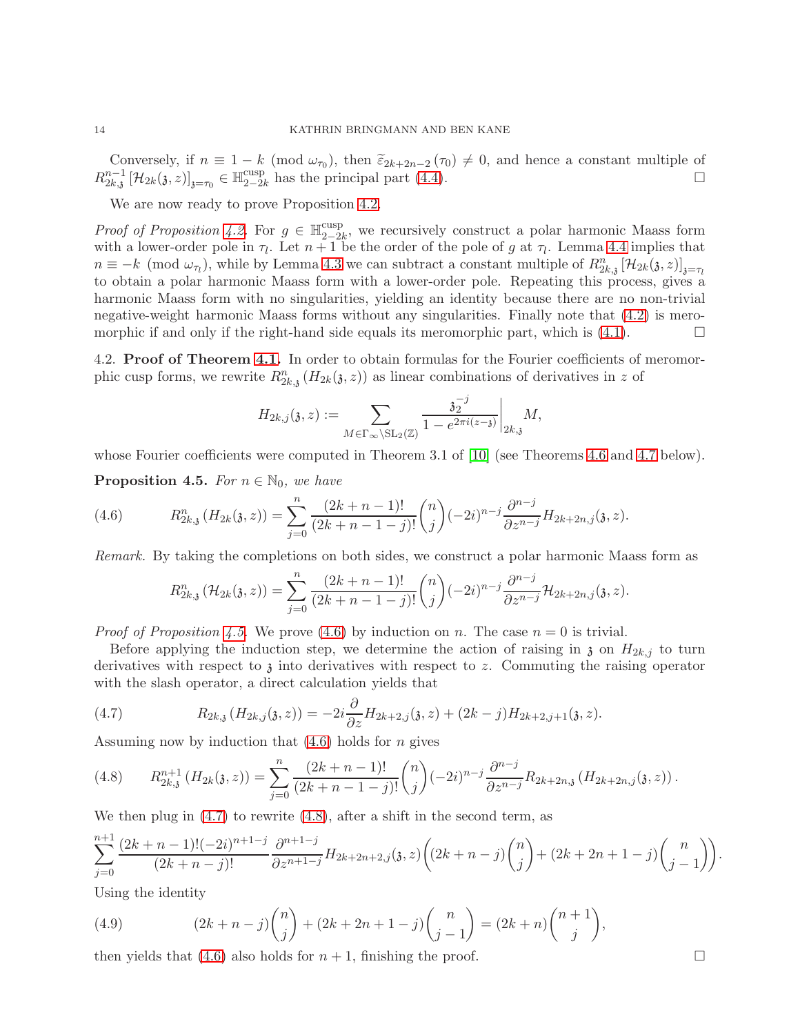Conversely, if $n \equiv 1-k \pmod{\omega_{\tau_0}}$, then $\widetilde{\varepsilon}_{2k+2n-2}(\tau_0) \neq 0$, and hence a constant multiple of $R_{2k,\mathfrak{z}}^{n-1}\left[\mathcal{H}_{2k}(\mathfrak{z},z)\right]_{\mathfrak{z}=\tau_0} \in \mathbb{H}_{2-2k}^{\mathrm{cusp}}$ has the principal part (4.4). □

We are now ready to prove Proposition 4.2.

*Proof of Proposition 4.2.* For $g \in \mathbb{H}_{2-2k}^{\mathrm{cusp}}$, we recursively construct a polar harmonic Maass form with a lower-order pole in $\tau_l$. Let $n+1$ be the order of the pole of $g$ at $\tau_l$. Lemma 4.4 implies that $n \equiv -k \pmod{\omega_{\tau_l}}$, while by Lemma 4.3 we can subtract a constant multiple of $R_{2k,\mathfrak{z}}^{n}\left[\mathcal{H}_{2k}(\mathfrak{z},z)\right]_{\mathfrak{z}=\tau_l}$ to obtain a polar harmonic Maass form with a lower-order pole. Repeating this process, gives a harmonic Maass form with no singularities, yielding an identity because there are no non-trivial negative-weight harmonic Maass forms without any singularities. Finally note that (4.2) is meromorphic if and only if the right-hand side equals its meromorphic part, which is (4.1). □

4.2. **Proof of Theorem 4.1.** In order to obtain formulas for the Fourier coefficients of meromorphic cusp forms, we rewrite $R_{2k,\mathfrak{z}}^{n}\left(H_{2k}(\mathfrak{z},z)\right)$ as linear combinations of derivatives in $z$ of

$$H_{2k,j}(\mathfrak{z},z) := \sum_{M\in\Gamma_\infty\backslash\mathrm{SL}_2(\mathbb{Z})} \frac{\mathfrak{z}_2^{-j}}{1-e^{2\pi i(z-\mathfrak{z})}}\bigg|_{2k,\mathfrak{z}} M,$$

whose Fourier coefficients were computed in Theorem 3.1 of [10] (see Theorems 4.6 and 4.7 below).

**Proposition 4.5.** *For $n \in \mathbb{N}_0$, we have*

$$R_{2k,\mathfrak{z}}^{n}\left(H_{2k}(\mathfrak{z},z)\right) = \sum_{j=0}^{n} \frac{(2k+n-1)!}{(2k+n-1-j)!}\binom{n}{j}(-2i)^{n-j}\frac{\partial^{n-j}}{\partial z^{n-j}}H_{2k+2n,j}(\mathfrak{z},z). \tag{4.6}$$

*Remark.* By taking the completions on both sides, we construct a polar harmonic Maass form as

$$R_{2k,\mathfrak{z}}^{n}\left(\mathcal{H}_{2k}(\mathfrak{z},z)\right) = \sum_{j=0}^{n} \frac{(2k+n-1)!}{(2k+n-1-j)!}\binom{n}{j}(-2i)^{n-j}\frac{\partial^{n-j}}{\partial z^{n-j}}\mathcal{H}_{2k+2n,j}(\mathfrak{z},z).$$

*Proof of Proposition 4.5.* We prove (4.6) by induction on $n$. The case $n=0$ is trivial.

Before applying the induction step, we determine the action of raising in $\mathfrak{z}$ on $H_{2k,j}$ to turn derivatives with respect to $\mathfrak{z}$ into derivatives with respect to $z$. Commuting the raising operator with the slash operator, a direct calculation yields that

$$R_{2k,\mathfrak{z}}\left(H_{2k,j}(\mathfrak{z},z)\right) = -2i\frac{\partial}{\partial z}H_{2k+2,j}(\mathfrak{z},z) + (2k-j)H_{2k+2,j+1}(\mathfrak{z},z). \tag{4.7}$$

Assuming now by induction that (4.6) holds for $n$ gives

$$R_{2k,\mathfrak{z}}^{n+1}\left(H_{2k}(\mathfrak{z},z)\right) = \sum_{j=0}^{n} \frac{(2k+n-1)!}{(2k+n-1-j)!}\binom{n}{j}(-2i)^{n-j}\frac{\partial^{n-j}}{\partial z^{n-j}}R_{2k+2n,\mathfrak{z}}\left(H_{2k+2n,j}(\mathfrak{z},z)\right). \tag{4.8}$$

We then plug in (4.7) to rewrite (4.8), after a shift in the second term, as

$$\sum_{j=0}^{n+1} \frac{(2k+n-1)!(-2i)^{n+1-j}}{(2k+n-j)!}\frac{\partial^{n+1-j}}{\partial z^{n+1-j}}H_{2k+2n+2,j}(\mathfrak{z},z)\left((2k+n-j)\binom{n}{j} + (2k+2n+1-j)\binom{n}{j-1}\right).$$

Using the identity

$$(2k+n-j)\binom{n}{j} + (2k+2n+1-j)\binom{n}{j-1} = (2k+n)\binom{n+1}{j}, \tag{4.9}$$

then yields that (4.6) also holds for $n+1$, finishing the proof. □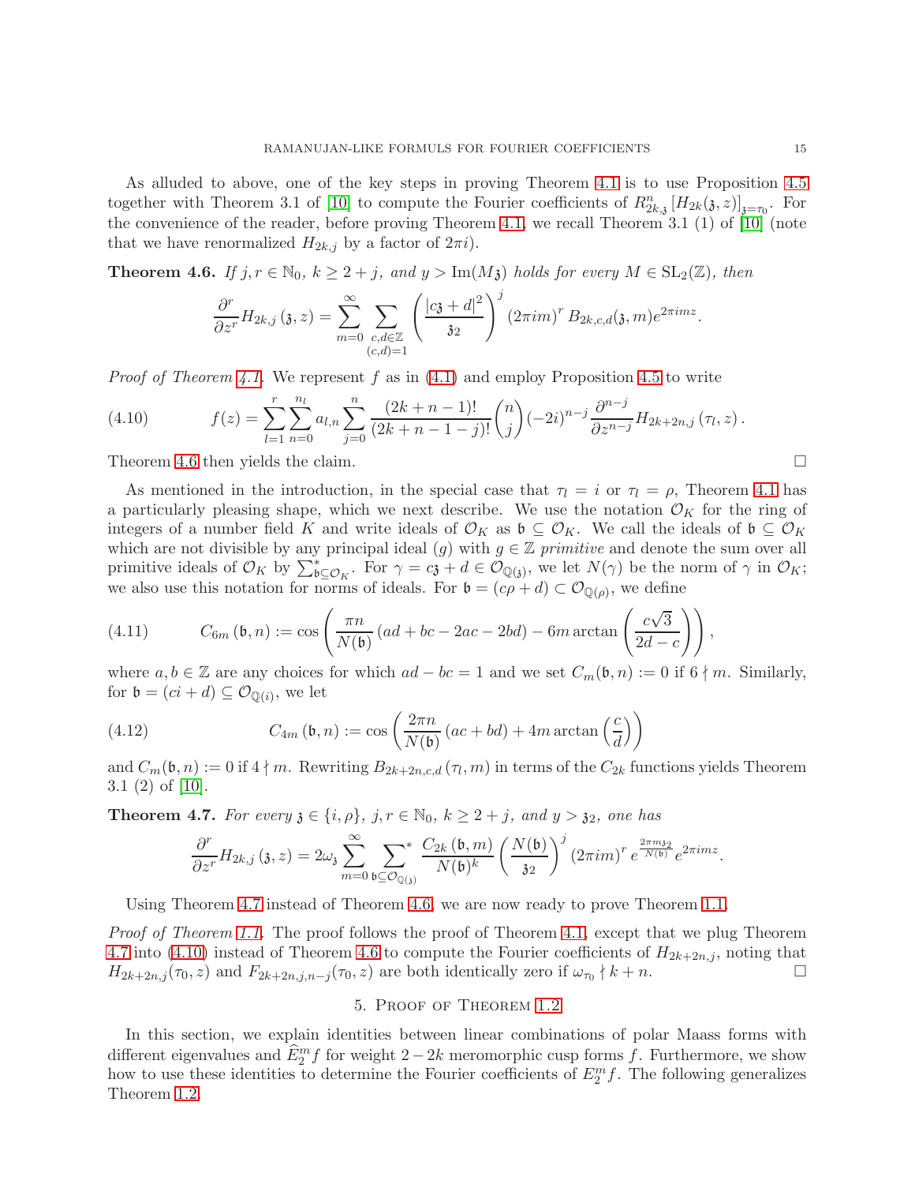As alluded to above, one of the key steps in proving Theorem 4.1 is to use Proposition 4.5 together with Theorem 3.1 of [10] to compute the Fourier coefficients of $R^n_{2k,\mathfrak{z}}\left[H_{2k}(\mathfrak{z},z)\right]_{\mathfrak{z}=\tau_0}$. For the convenience of the reader, before proving Theorem 4.1, we recall Theorem 3.1 (1) of [10] (note that we have renormalized $H_{2k,j}$ by a factor of $2\pi i$).

**Theorem 4.6.** *If $j,r\in\mathbb{N}_0$, $k\geq 2+j$, and $y>\operatorname{Im}(M\mathfrak{z})$ holds for every $M\in\mathrm{SL}_2(\mathbb{Z})$, then*

$$\frac{\partial^r}{\partial z^r}H_{2k,j}\left(\mathfrak{z},z\right)=\sum_{m=0}^{\infty}\sum_{\substack{c,d\in\mathbb{Z}\\(c,d)=1}}\left(\frac{\left|c\mathfrak{z}+d\right|^2}{\mathfrak{z}_2}\right)^j\left(2\pi im\right)^r B_{2k,c,d}(\mathfrak{z},m)e^{2\pi imz}.$$

*Proof of Theorem 4.1.* We represent $f$ as in (4.1) and employ Proposition 4.5 to write

$$f(z)=\sum_{l=1}^{r}\sum_{n=0}^{n_l}a_{l,n}\sum_{j=0}^{n}\frac{(2k+n-1)!}{(2k+n-1-j)!}\binom{n}{j}(-2i)^{n-j}\frac{\partial^{n-j}}{\partial z^{n-j}}H_{2k+2n,j}\left(\tau_l,z\right).\tag{4.10}$$

Theorem 4.6 then yields the claim. $\square$

As mentioned in the introduction, in the special case that $\tau_l=i$ or $\tau_l=\rho$, Theorem 4.1 has a particularly pleasing shape, which we next describe. We use the notation $\mathcal{O}_K$ for the ring of integers of a number field $K$ and write ideals of $\mathcal{O}_K$ as $\mathfrak{b}\subseteq\mathcal{O}_K$. We call the ideals of $\mathfrak{b}\subseteq\mathcal{O}_K$ which are not divisible by any principal ideal $(g)$ with $g\in\mathbb{Z}$ *primitive* and denote the sum over all primitive ideals of $\mathcal{O}_K$ by $\sum^*_{\mathfrak{b}\subseteq\mathcal{O}_K}$. For $\gamma=c\mathfrak{z}+d\in\mathcal{O}_{\mathbb{Q}(\mathfrak{z})}$, we let $N(\gamma)$ be the norm of $\gamma$ in $\mathcal{O}_K$; we also use this notation for norms of ideals. For $\mathfrak{b}=(c\rho+d)\subset\mathcal{O}_{\mathbb{Q}(\rho)}$, we define

$$C_{6m}\left(\mathfrak{b},n\right):=\cos\left(\frac{\pi n}{N(\mathfrak{b})}\left(ad+bc-2ac-2bd\right)-6m\arctan\left(\frac{c\sqrt{3}}{2d-c}\right)\right),\tag{4.11}$$

where $a,b\in\mathbb{Z}$ are any choices for which $ad-bc=1$ and we set $C_m(\mathfrak{b},n):=0$ if $6\nmid m$. Similarly, for $\mathfrak{b}=(ci+d)\subseteq\mathcal{O}_{\mathbb{Q}(i)}$, we let

$$C_{4m}\left(\mathfrak{b},n\right):=\cos\left(\frac{2\pi n}{N(\mathfrak{b})}\left(ac+bd\right)+4m\arctan\left(\frac{c}{d}\right)\right)\tag{4.12}$$

and $C_m(\mathfrak{b},n):=0$ if $4\nmid m$. Rewriting $B_{2k+2n,c,d}\left(\tau_l,m\right)$ in terms of the $C_{2k}$ functions yields Theorem 3.1 (2) of [10].

**Theorem 4.7.** *For every $\mathfrak{z}\in\{i,\rho\}$, $j,r\in\mathbb{N}_0$, $k\geq 2+j$, and $y>\mathfrak{z}_2$, one has*

$$\frac{\partial^r}{\partial z^r}H_{2k,j}\left(\mathfrak{z},z\right)=2\omega_{\mathfrak{z}}\sum_{m=0}^{\infty}\sideset{}{^*}\sum_{\mathfrak{b}\subseteq\mathcal{O}_{\mathbb{Q}(\mathfrak{z})}}\frac{C_{2k}\left(\mathfrak{b},m\right)}{N(\mathfrak{b})^k}\left(\frac{N(\mathfrak{b})}{\mathfrak{z}_2}\right)^j\left(2\pi im\right)^r e^{\frac{2\pi m\mathfrak{z}_2}{N(\mathfrak{b})}}e^{2\pi imz}.$$

Using Theorem 4.7 instead of Theorem 4.6, we are now ready to prove Theorem 1.1.

*Proof of Theorem 1.1.* The proof follows the proof of Theorem 4.1, except that we plug Theorem 4.7 into (4.10) instead of Theorem 4.6 to compute the Fourier coefficients of $H_{2k+2n,j}$, noting that $H_{2k+2n,j}(\tau_0,z)$ and $F_{2k+2n,j,n-j}(\tau_0,z)$ are both identically zero if $\omega_{\tau_0}\nmid k+n$. $\square$

## 5. Proof of Theorem 1.2

In this section, we explain identities between linear combinations of polar Maass forms with different eigenvalues and $\widehat{E}_2^m f$ for weight $2-2k$ meromorphic cusp forms $f$. Furthermore, we show how to use these identities to determine the Fourier coefficients of $E_2^m f$. The following generalizes Theorem 1.2.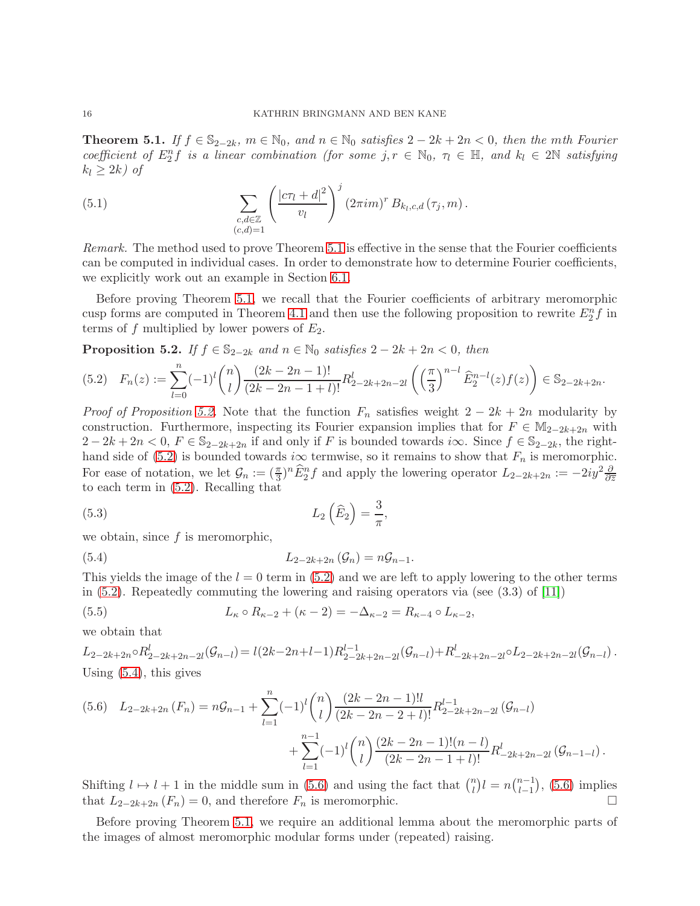**Theorem 5.1.** *If $f \in \mathbb{S}_{2-2k}$, $m \in \mathbb{N}_0$, and $n \in \mathbb{N}_0$ satisfies $2-2k+2n<0$, then the mth Fourier coefficient of $E_2^n f$ is a linear combination (for some $j, r \in \mathbb{N}_0$, $\tau_l \in \mathbb{H}$, and $k_l \in 2\mathbb{N}$ satisfying $k_l \geq 2k$) of*

$$\sum_{\substack{c,d\in\mathbb{Z}\\ (c,d)=1}} \left(\frac{|c\tau_l+d|^2}{v_l}\right)^j (2\pi i m)^r B_{k_l,c,d}(\tau_j, m). \tag{5.1}$$

*Remark.* The method used to prove Theorem 5.1 is effective in the sense that the Fourier coefficients can be computed in individual cases. In order to demonstrate how to determine Fourier coefficients, we explicitly work out an example in Section 6.1.

Before proving Theorem 5.1, we recall that the Fourier coefficients of arbitrary meromorphic cusp forms are computed in Theorem 4.1 and then use the following proposition to rewrite $E_2^n f$ in terms of $f$ multiplied by lower powers of $E_2$.

**Proposition 5.2.** *If $f \in \mathbb{S}_{2-2k}$ and $n \in \mathbb{N}_0$ satisfies $2-2k+2n<0$, then*

$$F_n(z) := \sum_{l=0}^{n} (-1)^l \binom{n}{l} \frac{(2k-2n-1)!}{(2k-2n-1+l)!} R^l_{2-2k+2n-2l}\left(\left(\frac{\pi}{3}\right)^{n-l} \widehat{E}_2^{n-l}(z) f(z)\right) \in \mathbb{S}_{2-2k+2n}. \tag{5.2}$$

*Proof of Proposition 5.2.* Note that the function $F_n$ satisfies weight $2-2k+2n$ modularity by construction. Furthermore, inspecting its Fourier expansion implies that for $F \in \mathbb{M}_{2-2k+2n}$ with $2-2k+2n<0$, $F \in \mathbb{S}_{2-2k+2n}$ if and only if $F$ is bounded towards $i\infty$. Since $f \in \mathbb{S}_{2-2k}$, the right-hand side of (5.2) is bounded towards $i\infty$ termwise, so it remains to show that $F_n$ is meromorphic. For ease of notation, we let $\mathcal{G}_n := (\frac{\pi}{3})^n \widehat{E}_2^n f$ and apply the lowering operator $L_{2-2k+2n} := -2iy^2 \frac{\partial}{\partial \overline{z}}$ to each term in (5.2). Recalling that

$$L_2\left(\widehat{E}_2\right) = \frac{3}{\pi}, \tag{5.3}$$

we obtain, since $f$ is meromorphic,

$$L_{2-2k+2n}(\mathcal{G}_n) = n\mathcal{G}_{n-1}. \tag{5.4}$$

This yields the image of the $l=0$ term in (5.2) and we are left to apply lowering to the other terms in (5.2). Repeatedly commuting the lowering and raising operators via (see (3.3) of [11])

$$L_\kappa \circ R_{\kappa-2} + (\kappa-2) = -\Delta_{\kappa-2} = R_{\kappa-4} \circ L_{\kappa-2}, \tag{5.5}$$

we obtain that

$$L_{2-2k+2n} \circ R^l_{2-2k+2n-2l}(\mathcal{G}_{n-l}) = l(2k-2n+l-1) R^{l-1}_{2-2k+2n-2l}(\mathcal{G}_{n-l}) + R^l_{-2k+2n-2l} \circ L_{2-2k+2n-2l}(\mathcal{G}_{n-l}).$$

Using (5.4), this gives

$$\begin{aligned} L_{2-2k+2n}(F_n) = n\mathcal{G}_{n-1} &+ \sum_{l=1}^{n} (-1)^l \binom{n}{l} \frac{(2k-2n-1)!l}{(2k-2n-2+l)!} R^{l-1}_{2-2k+2n-2l}(\mathcal{G}_{n-l}) \\ &+ \sum_{l=1}^{n-1} (-1)^l \binom{n}{l} \frac{(2k-2n-1)!(n-l)}{(2k-2n-1+l)!} R^l_{-2k+2n-2l}(\mathcal{G}_{n-1-l}). \end{aligned} \tag{5.6}$$

Shifting $l \mapsto l+1$ in the middle sum in (5.6) and using the fact that $\binom{n}{l} l = n\binom{n-1}{l-1}$, (5.6) implies that $L_{2-2k+2n}(F_n) = 0$, and therefore $F_n$ is meromorphic. $\square$

Before proving Theorem 5.1, we require an additional lemma about the meromorphic parts of the images of almost meromorphic modular forms under (repeated) raising.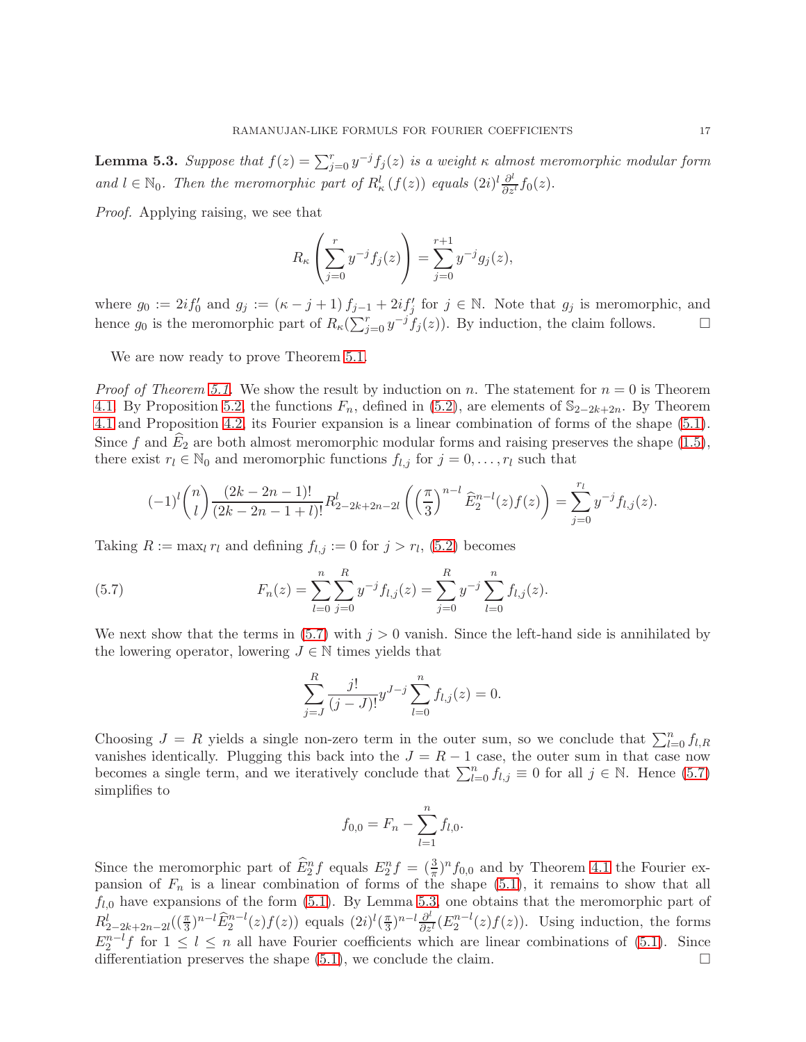**Lemma 5.3.** *Suppose that $f(z) = \sum_{j=0}^{r} y^{-j} f_j(z)$ is a weight $\kappa$ almost meromorphic modular form and $l \in \mathbb{N}_0$. Then the meromorphic part of $R_\kappa^l(f(z))$ equals $(2i)^l \frac{\partial^l}{\partial z^l} f_0(z)$.*

*Proof.* Applying raising, we see that

$$R_\kappa\left(\sum_{j=0}^{r} y^{-j} f_j(z)\right) = \sum_{j=0}^{r+1} y^{-j} g_j(z),$$

where $g_0 := 2if_0'$ and $g_j := (\kappa - j + 1) f_{j-1} + 2if_j'$ for $j \in \mathbb{N}$. Note that $g_j$ is meromorphic, and hence $g_0$ is the meromorphic part of $R_\kappa(\sum_{j=0}^{r} y^{-j} f_j(z))$. By induction, the claim follows. $\square$

We are now ready to prove Theorem 5.1.

*Proof of Theorem 5.1.* We show the result by induction on $n$. The statement for $n = 0$ is Theorem 4.1. By Proposition 5.2, the functions $F_n$, defined in (5.2), are elements of $\mathbb{S}_{2-2k+2n}$. By Theorem 4.1 and Proposition 4.2, its Fourier expansion is a linear combination of forms of the shape (5.1). Since $f$ and $\widehat{E}_2$ are both almost meromorphic modular forms and raising preserves the shape (1.5), there exist $r_l \in \mathbb{N}_0$ and meromorphic functions $f_{l,j}$ for $j = 0, \ldots, r_l$ such that

$$(-1)^l \binom{n}{l} \frac{(2k-2n-1)!}{(2k-2n-1+l)!} R_{2-2k+2n-2l}^l\left(\left(\frac{\pi}{3}\right)^{n-l} \widehat{E}_2^{n-l}(z) f(z)\right) = \sum_{j=0}^{r_l} y^{-j} f_{l,j}(z).$$

Taking $R := \max_l r_l$ and defining $f_{l,j} := 0$ for $j > r_l$, (5.2) becomes

$$F_n(z) = \sum_{l=0}^{n} \sum_{j=0}^{R} y^{-j} f_{l,j}(z) = \sum_{j=0}^{R} y^{-j} \sum_{l=0}^{n} f_{l,j}(z). \tag{5.7}$$

We next show that the terms in (5.7) with $j > 0$ vanish. Since the left-hand side is annihilated by the lowering operator, lowering $J \in \mathbb{N}$ times yields that

$$\sum_{j=J}^{R} \frac{j!}{(j-J)!} y^{J-j} \sum_{l=0}^{n} f_{l,j}(z) = 0.$$

Choosing $J = R$ yields a single non-zero term in the outer sum, so we conclude that $\sum_{l=0}^{n} f_{l,R}$ vanishes identically. Plugging this back into the $J = R-1$ case, the outer sum in that case now becomes a single term, and we iteratively conclude that $\sum_{l=0}^{n} f_{l,j} \equiv 0$ for all $j \in \mathbb{N}$. Hence (5.7) simplifies to

$$f_{0,0} = F_n - \sum_{l=1}^{n} f_{l,0}.$$

Since the meromorphic part of $\widehat{E}_2^n f$ equals $E_2^n f = (\frac{3}{\pi})^n f_{0,0}$ and by Theorem 4.1 the Fourier expansion of $F_n$ is a linear combination of forms of the shape (5.1), it remains to show that all $f_{l,0}$ have expansions of the form (5.1). By Lemma 5.3, one obtains that the meromorphic part of $R_{2-2k+2n-2l}^l((\frac{\pi}{3})^{n-l} \widehat{E}_2^{n-l}(z) f(z))$ equals $(2i)^l (\frac{\pi}{3})^{n-l} \frac{\partial^l}{\partial z^l}(E_2^{n-l}(z) f(z))$. Using induction, the forms $E_2^{n-l} f$ for $1 \le l \le n$ all have Fourier coefficients which are linear combinations of (5.1). Since differentiation preserves the shape (5.1), we conclude the claim. $\square$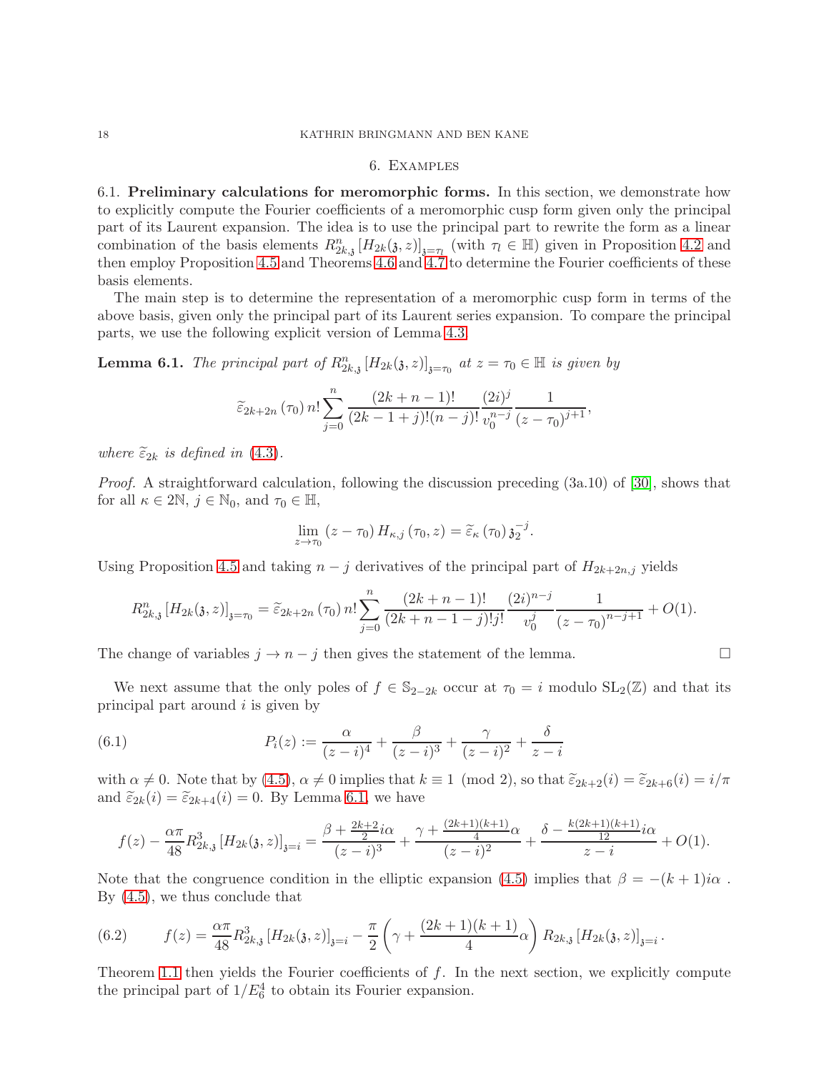## 6. Examples

**6.1. Preliminary calculations for meromorphic forms.** In this section, we demonstrate how to explicitly compute the Fourier coefficients of a meromorphic cusp form given only the principal part of its Laurent expansion. The idea is to use the principal part to rewrite the form as a linear combination of the basis elements $R_{2k,\mathfrak{z}}^{n}\left[H_{2k}(\mathfrak{z},z)\right]_{\mathfrak{z}=\tau_l}$ (with $\tau_l\in\mathbb{H}$) given in Proposition 4.2 and then employ Proposition 4.5 and Theorems 4.6 and 4.7 to determine the Fourier coefficients of these basis elements.

The main step is to determine the representation of a meromorphic cusp form in terms of the above basis, given only the principal part of its Laurent series expansion. To compare the principal parts, we use the following explicit version of Lemma 4.3.

**Lemma 6.1.** *The principal part of $R_{2k,\mathfrak{z}}^{n}\left[H_{2k}(\mathfrak{z},z)\right]_{\mathfrak{z}=\tau_0}$ at $z=\tau_0\in\mathbb{H}$ is given by*

$$\widetilde{\varepsilon}_{2k+2n}\left(\tau_0\right)n!\sum_{j=0}^{n}\frac{(2k+n-1)!}{(2k-1+j)!(n-j)!}\frac{(2i)^j}{v_0^{n-j}}\frac{1}{(z-\tau_0)^{j+1}},$$

*where $\widetilde{\varepsilon}_{2k}$ is defined in (4.3).*

*Proof.* A straightforward calculation, following the discussion preceding (3a.10) of [30], shows that for all $\kappa\in 2\mathbb{N}$, $j\in\mathbb{N}_0$, and $\tau_0\in\mathbb{H}$,

$$\lim_{z\to\tau_0}\left(z-\tau_0\right)H_{\kappa,j}\left(\tau_0,z\right)=\widetilde{\varepsilon}_{\kappa}\left(\tau_0\right)\mathfrak{z}_2^{-j}.$$

Using Proposition 4.5 and taking $n-j$ derivatives of the principal part of $H_{2k+2n,j}$ yields

$$R_{2k,\mathfrak{z}}^{n}\left[H_{2k}(\mathfrak{z},z)\right]_{\mathfrak{z}=\tau_0}=\widetilde{\varepsilon}_{2k+2n}\left(\tau_0\right)n!\sum_{j=0}^{n}\frac{(2k+n-1)!}{(2k+n-1-j)!j!}\frac{(2i)^{n-j}}{v_0^{j}}\frac{1}{\left(z-\tau_0\right)^{n-j+1}}+O(1).$$

The change of variables $j\to n-j$ then gives the statement of the lemma. $\square$

We next assume that the only poles of $f\in\mathbb{S}_{2-2k}$ occur at $\tau_0=i$ modulo $\mathrm{SL}_2(\mathbb{Z})$ and that its principal part around $i$ is given by

$$P_i(z):=\frac{\alpha}{(z-i)^4}+\frac{\beta}{(z-i)^3}+\frac{\gamma}{(z-i)^2}+\frac{\delta}{z-i}\tag{6.1}$$

with $\alpha\neq 0$. Note that by (4.5), $\alpha\neq 0$ implies that $k\equiv 1\pmod 2$, so that $\widetilde{\varepsilon}_{2k+2}(i)=\widetilde{\varepsilon}_{2k+6}(i)=i/\pi$ and $\widetilde{\varepsilon}_{2k}(i)=\widetilde{\varepsilon}_{2k+4}(i)=0$. By Lemma 6.1, we have

$$f(z)-\frac{\alpha\pi}{48}R_{2k,\mathfrak{z}}^{3}\left[H_{2k}(\mathfrak{z},z)\right]_{\mathfrak{z}=i}=\frac{\beta+\frac{2k+2}{2}i\alpha}{(z-i)^3}+\frac{\gamma+\frac{(2k+1)(k+1)}{4}\alpha}{(z-i)^2}+\frac{\delta-\frac{k(2k+1)(k+1)}{12}i\alpha}{z-i}+O(1).$$

Note that the congruence condition in the elliptic expansion (4.5) implies that $\beta=-(k+1)i\alpha$ . By (4.5), we thus conclude that

$$f(z)=\frac{\alpha\pi}{48}R_{2k,\mathfrak{z}}^{3}\left[H_{2k}(\mathfrak{z},z)\right]_{\mathfrak{z}=i}-\frac{\pi}{2}\left(\gamma+\frac{(2k+1)(k+1)}{4}\alpha\right)R_{2k,\mathfrak{z}}\left[H_{2k}(\mathfrak{z},z)\right]_{\mathfrak{z}=i}.\tag{6.2}$$

Theorem 1.1 then yields the Fourier coefficients of $f$. In the next section, we explicitly compute the principal part of $1/E_6^4$ to obtain its Fourier expansion.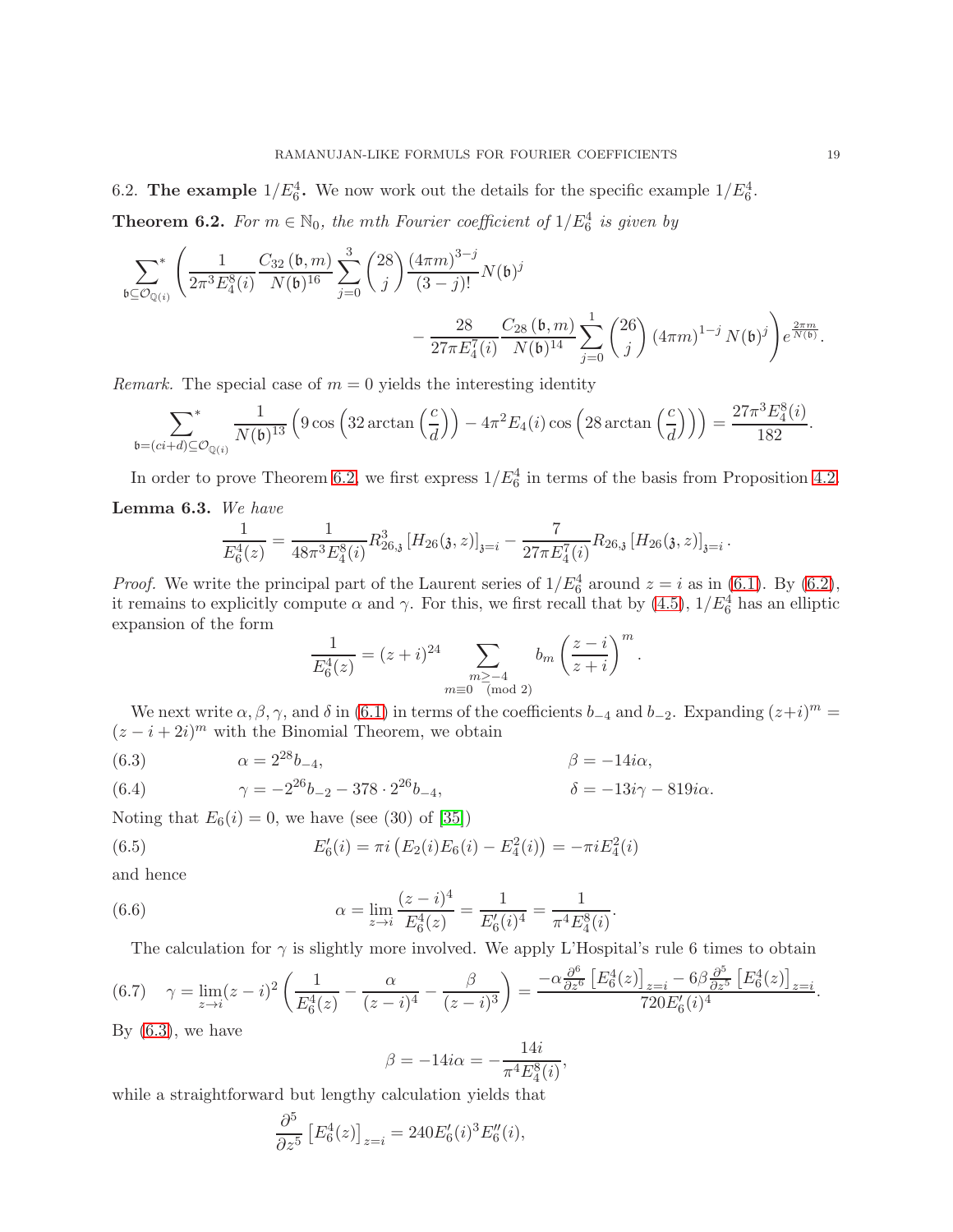6.2. **The example $1/E_6^4$.** We now work out the details for the specific example $1/E_6^4$.

**Theorem 6.2.** *For $m \in \mathbb{N}_0$, the mth Fourier coefficient of $1/E_6^4$ is given by*

$$\sum_{\mathfrak{b}\subseteq\mathcal{O}_{\mathbb{Q}(i)}}^{*}\left(\frac{1}{2\pi^3 E_4^8(i)}\frac{C_{32}(\mathfrak{b},m)}{N(\mathfrak{b})^{16}}\sum_{j=0}^{3}\binom{28}{j}\frac{(4\pi m)^{3-j}}{(3-j)!}N(\mathfrak{b})^j \right.$$
$$\left. - \frac{28}{27\pi E_4^7(i)}\frac{C_{28}(\mathfrak{b},m)}{N(\mathfrak{b})^{14}}\sum_{j=0}^{1}\binom{26}{j}(4\pi m)^{1-j}N(\mathfrak{b})^j\right)e^{\frac{2\pi m}{N(\mathfrak{b})}}.$$

*Remark.* The special case of $m=0$ yields the interesting identity

$$\sum_{\mathfrak{b}=(ci+d)\subseteq\mathcal{O}_{\mathbb{Q}(i)}}^{*}\frac{1}{N(\mathfrak{b})^{13}}\left(9\cos\left(32\arctan\left(\frac{c}{d}\right)\right)-4\pi^2E_4(i)\cos\left(28\arctan\left(\frac{c}{d}\right)\right)\right)=\frac{27\pi^3E_4^8(i)}{182}.$$

In order to prove Theorem 6.2, we first express $1/E_6^4$ in terms of the basis from Proposition 4.2.

**Lemma 6.3.** *We have*

$$\frac{1}{E_6^4(z)}=\frac{1}{48\pi^3E_4^8(i)}R_{26,\mathfrak{z}}^3\left[H_{26}(\mathfrak{z},z)\right]_{\mathfrak{z}=i}-\frac{7}{27\pi E_4^7(i)}R_{26,\mathfrak{z}}\left[H_{26}(\mathfrak{z},z)\right]_{\mathfrak{z}=i}.$$

*Proof.* We write the principal part of the Laurent series of $1/E_6^4$ around $z=i$ as in (6.1). By (6.2), it remains to explicitly compute $\alpha$ and $\gamma$. For this, we first recall that by (4.5), $1/E_6^4$ has an elliptic expansion of the form

$$\frac{1}{E_6^4(z)}=(z+i)^{24}\sum_{\substack{m\geq -4\\ m\equiv 0 \pmod 2}}b_m\left(\frac{z-i}{z+i}\right)^m.$$

We next write $\alpha,\beta,\gamma$, and $\delta$ in (6.1) in terms of the coefficients $b_{-4}$ and $b_{-2}$. Expanding $(z+i)^m=(z-i+2i)^m$ with the Binomial Theorem, we obtain

$$\alpha = 2^{28}b_{-4}, \qquad \beta=-14i\alpha, \tag{6.3}$$

$$\gamma=-2^{26}b_{-2}-378\cdot 2^{26}b_{-4}, \qquad \delta=-13i\gamma-819i\alpha. \tag{6.4}$$

Noting that $E_6(i)=0$, we have (see (30) of [35])

$$E_6'(i)=\pi i\left(E_2(i)E_6(i)-E_4^2(i)\right)=-\pi iE_4^2(i) \tag{6.5}$$

and hence

$$\alpha=\lim_{z\to i}\frac{(z-i)^4}{E_6^4(z)}=\frac{1}{E_6'(i)^4}=\frac{1}{\pi^4E_4^8(i)}. \tag{6.6}$$

The calculation for $\gamma$ is slightly more involved. We apply L'Hospital's rule 6 times to obtain

$$\gamma=\lim_{z\to i}(z-i)^2\left(\frac{1}{E_6^4(z)}-\frac{\alpha}{(z-i)^4}-\frac{\beta}{(z-i)^3}\right)=\frac{-\alpha\frac{\partial^6}{\partial z^6}\left[E_6^4(z)\right]_{z=i}-6\beta\frac{\partial^5}{\partial z^5}\left[E_6^4(z)\right]_{z=i}}{720E_6'(i)^4}. \tag{6.7}$$

By (6.3), we have

$$\beta=-14i\alpha=-\frac{14i}{\pi^4E_4^8(i)},$$

while a straightforward but lengthy calculation yields that

$$\frac{\partial^5}{\partial z^5}\left[E_6^4(z)\right]_{z=i}=240E_6'(i)^3E_6''(i),$$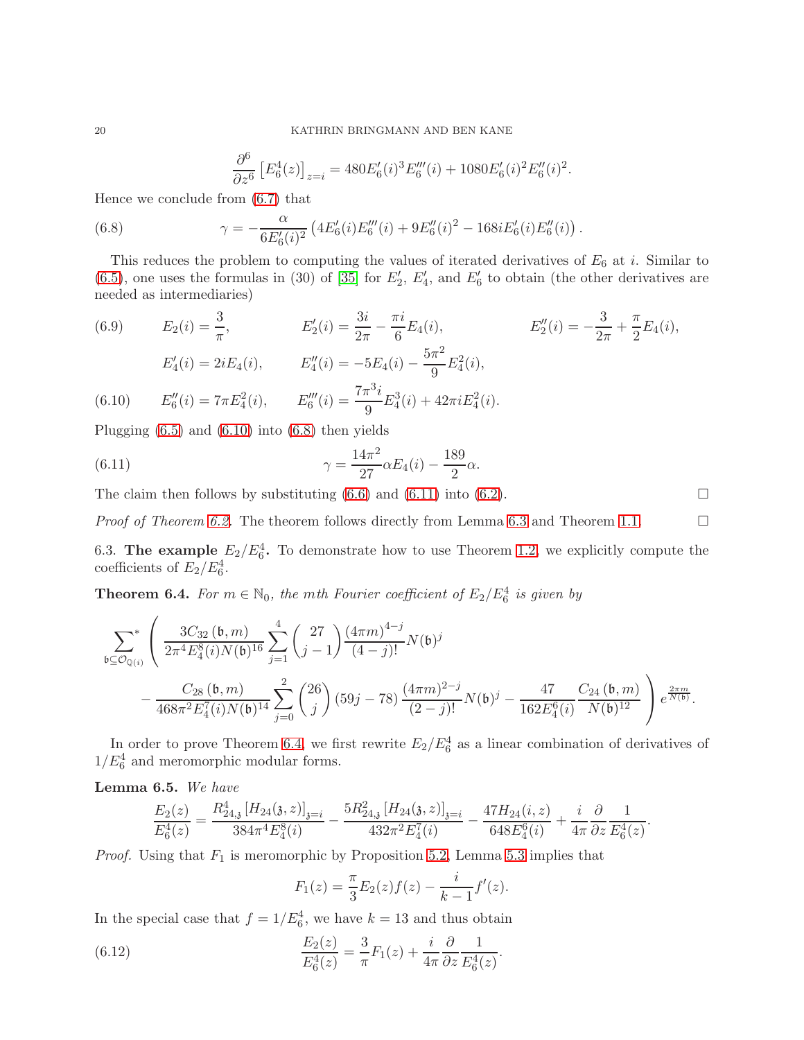$$\frac{\partial^6}{\partial z^6}\left[E_6^4(z)\right]_{z=i} = 480E_6'(i)^3E_6'''(i) + 1080E_6'(i)^2E_6''(i)^2.$$

Hence we conclude from (6.7) that

$$\gamma = -\frac{\alpha}{6E_6'(i)^2}\left(4E_6'(i)E_6'''(i) + 9E_6''(i)^2 - 168iE_6'(i)E_6''(i)\right). \tag{6.8}$$

This reduces the problem to computing the values of iterated derivatives of $E_6$ at $i$. Similar to (6.5), one uses the formulas in (30) of [35] for $E_2'$, $E_4'$, and $E_6'$ to obtain (the other derivatives are needed as intermediaries)

$$E_2(i) = \frac{3}{\pi}, \qquad E_2'(i) = \frac{3i}{2\pi} - \frac{\pi i}{6}E_4(i), \qquad E_2''(i) = -\frac{3}{2\pi} + \frac{\pi}{2}E_4(i), \tag{6.9}$$

$$E_4'(i) = 2iE_4(i), \qquad E_4''(i) = -5E_4(i) - \frac{5\pi^2}{9}E_4^2(i),$$

$$E_6''(i) = 7\pi E_4^2(i), \qquad E_6'''(i) = \frac{7\pi^3 i}{9}E_4^3(i) + 42\pi i E_4^2(i). \tag{6.10}$$

Plugging (6.5) and (6.10) into (6.8) then yields

$$\gamma = \frac{14\pi^2}{27}\alpha E_4(i) - \frac{189}{2}\alpha. \tag{6.11}$$

The claim then follows by substituting (6.6) and (6.11) into (6.2). $\square$

*Proof of Theorem 6.2.* The theorem follows directly from Lemma 6.3 and Theorem 1.1. $\square$

6.3. **The example $E_2/E_6^4$.** To demonstrate how to use Theorem 1.2, we explicitly compute the coefficients of $E_2/E_6^4$.

**Theorem 6.4.** *For $m \in \mathbb{N}_0$, the mth Fourier coefficient of $E_2/E_6^4$ is given by*

$$\sum_{\mathfrak{b}\subseteq\mathcal{O}_{\mathbb{Q}(i)}}^{*}\left(\frac{3C_{32}(\mathfrak{b},m)}{2\pi^4E_4^8(i)N(\mathfrak{b})^{16}}\sum_{j=1}^{4}\binom{27}{j-1}\frac{(4\pi m)^{4-j}}{(4-j)!}N(\mathfrak{b})^j\right.$$
$$\left.-\frac{C_{28}(\mathfrak{b},m)}{468\pi^2E_4^7(i)N(\mathfrak{b})^{14}}\sum_{j=0}^{2}\binom{26}{j}(59j-78)\frac{(4\pi m)^{2-j}}{(2-j)!}N(\mathfrak{b})^j - \frac{47}{162E_4^6(i)}\frac{C_{24}(\mathfrak{b},m)}{N(\mathfrak{b})^{12}}\right)e^{\frac{2\pi m}{N(\mathfrak{b})}}.$$

In order to prove Theorem 6.4, we first rewrite $E_2/E_6^4$ as a linear combination of derivatives of $1/E_6^4$ and meromorphic modular forms.

**Lemma 6.5.** *We have*

$$\frac{E_2(z)}{E_6^4(z)} = \frac{R_{24,\mathfrak{z}}^4\left[H_{24}(\mathfrak{z},z)\right]_{\mathfrak{z}=i}}{384\pi^4E_4^8(i)} - \frac{5R_{24,\mathfrak{z}}^2\left[H_{24}(\mathfrak{z},z)\right]_{\mathfrak{z}=i}}{432\pi^2E_4^7(i)} - \frac{47H_{24}(i,z)}{648E_4^6(i)} + \frac{i}{4\pi}\frac{\partial}{\partial z}\frac{1}{E_6^4(z)}.$$

*Proof.* Using that $F_1$ is meromorphic by Proposition 5.2, Lemma 5.3 implies that

$$F_1(z) = \frac{\pi}{3}E_2(z)f(z) - \frac{i}{k-1}f'(z).$$

In the special case that $f = 1/E_6^4$, we have $k=13$ and thus obtain

$$\frac{E_2(z)}{E_6^4(z)} = \frac{3}{\pi}F_1(z) + \frac{i}{4\pi}\frac{\partial}{\partial z}\frac{1}{E_6^4(z)}. \tag{6.12}$$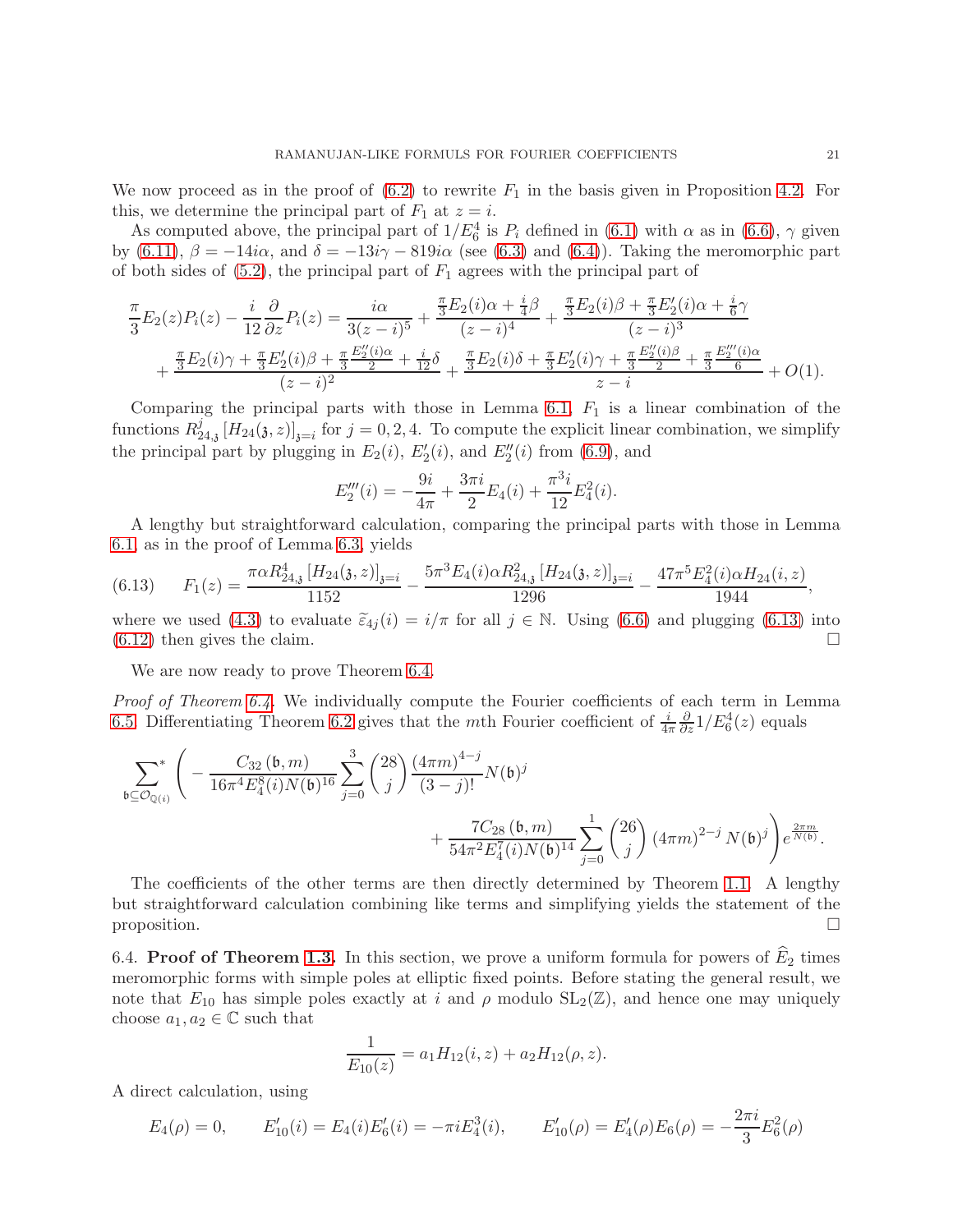We now proceed as in the proof of (6.2) to rewrite $F_1$ in the basis given in Proposition 4.2. For this, we determine the principal part of $F_1$ at $z = i$.

As computed above, the principal part of $1/E_6^4$ is $P_i$ defined in (6.1) with $\alpha$ as in (6.6), $\gamma$ given by (6.11), $\beta = -14i\alpha$, and $\delta = -13i\gamma - 819i\alpha$ (see (6.3) and (6.4)). Taking the meromorphic part of both sides of (5.2), the principal part of $F_1$ agrees with the principal part of

$$\frac{\pi}{3}E_2(z)P_i(z) - \frac{i}{12}\frac{\partial}{\partial z}P_i(z) = \frac{i\alpha}{3(z-i)^5} + \frac{\frac{\pi}{3}E_2(i)\alpha + \frac{i}{4}\beta}{(z-i)^4} + \frac{\frac{\pi}{3}E_2(i)\beta + \frac{\pi}{3}E_2'(i)\alpha + \frac{i}{6}\gamma}{(z-i)^3}$$
$$+ \frac{\frac{\pi}{3}E_2(i)\gamma + \frac{\pi}{3}E_2'(i)\beta + \frac{\pi}{3}\frac{E_2''(i)\alpha}{2} + \frac{i}{12}\delta}{(z-i)^2} + \frac{\frac{\pi}{3}E_2(i)\delta + \frac{\pi}{3}E_2'(i)\gamma + \frac{\pi}{3}\frac{E_2''(i)\beta}{2} + \frac{\pi}{3}\frac{E_2'''(i)\alpha}{6}}{z-i} + O(1).$$

Comparing the principal parts with those in Lemma 6.1, $F_1$ is a linear combination of the functions $R_{24,\mathfrak{z}}^j\left[H_{24}(\mathfrak{z},z)\right]_{\mathfrak{z}=i}$ for $j = 0, 2, 4$. To compute the explicit linear combination, we simplify the principal part by plugging in $E_2(i)$, $E_2'(i)$, and $E_2''(i)$ from (6.9), and

$$E_2'''(i) = -\frac{9i}{4\pi} + \frac{3\pi i}{2}E_4(i) + \frac{\pi^3 i}{12}E_4^2(i).$$

A lengthy but straightforward calculation, comparing the principal parts with those in Lemma 6.1 as in the proof of Lemma 6.3, yields

$$F_1(z) = \frac{\pi\alpha R_{24,\mathfrak{z}}^4\left[H_{24}(\mathfrak{z},z)\right]_{\mathfrak{z}=i}}{1152} - \frac{5\pi^3 E_4(i)\alpha R_{24,\mathfrak{z}}^2\left[H_{24}(\mathfrak{z},z)\right]_{\mathfrak{z}=i}}{1296} - \frac{47\pi^5 E_4^2(i)\alpha H_{24}(i,z)}{1944}, \tag{6.13}$$

where we used (4.3) to evaluate $\widetilde{\varepsilon}_{4j}(i) = i/\pi$ for all $j \in \mathbb{N}$. Using (6.6) and plugging (6.13) into (6.12) then gives the claim. $\square$

We are now ready to prove Theorem 6.4.

*Proof of Theorem 6.4.* We individually compute the Fourier coefficients of each term in Lemma 6.5. Differentiating Theorem 6.2 gives that the $m$th Fourier coefficient of $\frac{i}{4\pi}\frac{\partial}{\partial z}1/E_6^4(z)$ equals

$$\sum_{\mathfrak{b}\subseteq\mathcal{O}_{\mathbb{Q}(i)}}^{*}\left(-\frac{C_{32}(\mathfrak{b},m)}{16\pi^4 E_4^8(i)N(\mathfrak{b})^{16}}\sum_{j=0}^{3}\binom{28}{j}\frac{(4\pi m)^{4-j}}{(3-j)!}N(\mathfrak{b})^j\right.$$
$$\left.+\frac{7C_{28}(\mathfrak{b},m)}{54\pi^2 E_4^7(i)N(\mathfrak{b})^{14}}\sum_{j=0}^{1}\binom{26}{j}(4\pi m)^{2-j}N(\mathfrak{b})^j\right)e^{\frac{2\pi m}{N(\mathfrak{b})}}.$$

The coefficients of the other terms are then directly determined by Theorem 1.1. A lengthy but straightforward calculation combining like terms and simplifying yields the statement of the proposition. $\square$

6.4. **Proof of Theorem 1.3.** In this section, we prove a uniform formula for powers of $\widehat{E}_2$ times meromorphic forms with simple poles at elliptic fixed points. Before stating the general result, we note that $E_{10}$ has simple poles exactly at $i$ and $\rho$ modulo $\mathrm{SL}_2(\mathbb{Z})$, and hence one may uniquely choose $a_1, a_2 \in \mathbb{C}$ such that

$$\frac{1}{E_{10}(z)} = a_1 H_{12}(i,z) + a_2 H_{12}(\rho,z).$$

A direct calculation, using

$$E_4(\rho) = 0, \qquad E_{10}'(i) = E_4(i)E_6'(i) = -\pi i E_4^3(i), \qquad E_{10}'(\rho) = E_4'(\rho)E_6(\rho) = -\frac{2\pi i}{3}E_6^2(\rho)$$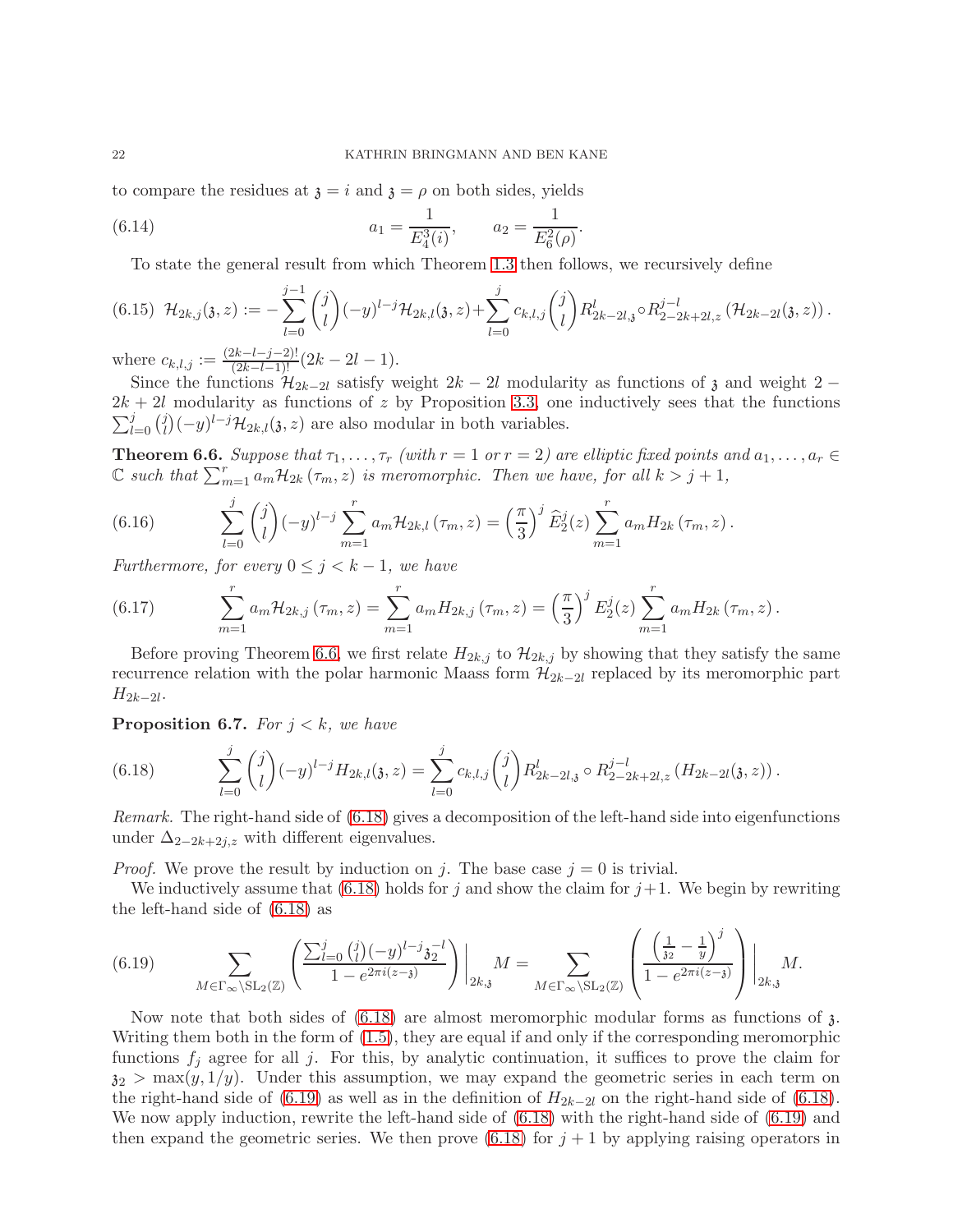to compare the residues at $\mathfrak{z} = i$ and $\mathfrak{z} = \rho$ on both sides, yields

$$a_1 = \frac{1}{E_4^3(i)}, \qquad a_2 = \frac{1}{E_6^2(\rho)}. \tag{6.14}$$

To state the general result from which Theorem 1.3 then follows, we recursively define

$$\mathcal{H}_{2k,j}(\mathfrak{z}, z) := -\sum_{l=0}^{j-1} \binom{j}{l} (-y)^{l-j} \mathcal{H}_{2k,l}(\mathfrak{z}, z) + \sum_{l=0}^{j} c_{k,l,j} \binom{j}{l} R^{l}_{2k-2l,\mathfrak{z}} \circ R^{j-l}_{2-2k+2l,z} \left(\mathcal{H}_{2k-2l}(\mathfrak{z}, z)\right). \tag{6.15}$$

where $c_{k,l,j} := \frac{(2k-l-j-2)!}{(2k-l-1)!}(2k-2l-1)$.

Since the functions $\mathcal{H}_{2k-2l}$ satisfy weight $2k-2l$ modularity as functions of $\mathfrak{z}$ and weight $2-2k+2l$ modularity as functions of $z$ by Proposition 3.3, one inductively sees that the functions $\sum_{l=0}^{j} \binom{j}{l} (-y)^{l-j} \mathcal{H}_{2k,l}(\mathfrak{z}, z)$ are also modular in both variables.

**Theorem 6.6.** *Suppose that $\tau_1, \dots, \tau_r$ (with $r=1$ or $r=2$) are elliptic fixed points and $a_1, \dots, a_r \in \mathbb{C}$ such that $\sum_{m=1}^{r} a_m \mathcal{H}_{2k}(\tau_m, z)$ is meromorphic. Then we have, for all $k > j+1$,*

$$\sum_{l=0}^{j} \binom{j}{l} (-y)^{l-j} \sum_{m=1}^{r} a_m \mathcal{H}_{2k,l}(\tau_m, z) = \left(\frac{\pi}{3}\right)^j \widehat{E}_2^j(z) \sum_{m=1}^{r} a_m H_{2k}(\tau_m, z). \tag{6.16}$$

*Furthermore, for every $0 \leq j < k-1$, we have*

$$\sum_{m=1}^{r} a_m \mathcal{H}_{2k,j}(\tau_m, z) = \sum_{m=1}^{r} a_m H_{2k,j}(\tau_m, z) = \left(\frac{\pi}{3}\right)^j E_2^j(z) \sum_{m=1}^{r} a_m H_{2k}(\tau_m, z). \tag{6.17}$$

Before proving Theorem 6.6, we first relate $H_{2k,j}$ to $\mathcal{H}_{2k,j}$ by showing that they satisfy the same recurrence relation with the polar harmonic Maass form $\mathcal{H}_{2k-2l}$ replaced by its meromorphic part $H_{2k-2l}$.

**Proposition 6.7.** *For $j < k$, we have*

$$\sum_{l=0}^{j} \binom{j}{l} (-y)^{l-j} H_{2k,l}(\mathfrak{z}, z) = \sum_{l=0}^{j} c_{k,l,j} \binom{j}{l} R^{l}_{2k-2l,\mathfrak{z}} \circ R^{j-l}_{2-2k+2l,z} \left(H_{2k-2l}(\mathfrak{z}, z)\right). \tag{6.18}$$

*Remark.* The right-hand side of (6.18) gives a decomposition of the left-hand side into eigenfunctions under $\Delta_{2-2k+2j,z}$ with different eigenvalues.

*Proof.* We prove the result by induction on $j$. The base case $j=0$ is trivial.

We inductively assume that (6.18) holds for $j$ and show the claim for $j+1$. We begin by rewriting the left-hand side of (6.18) as

$$\sum_{M \in \Gamma_\infty \backslash \mathrm{SL}_2(\mathbb{Z})} \left( \frac{\sum_{l=0}^{j} \binom{j}{l} (-y)^{l-j} \mathfrak{z}_2^{-l}}{1 - e^{2\pi i (z - \mathfrak{z})}} \right) \Bigg|_{2k,\mathfrak{z}} M = \sum_{M \in \Gamma_\infty \backslash \mathrm{SL}_2(\mathbb{Z})} \left( \frac{\left(\frac{1}{\mathfrak{z}_2} - \frac{1}{y}\right)^j}{1 - e^{2\pi i (z - \mathfrak{z})}} \right) \Bigg|_{2k,\mathfrak{z}} M. \tag{6.19}$$

Now note that both sides of (6.18) are almost meromorphic modular forms as functions of $\mathfrak{z}$. Writing them both in the form of (1.5), they are equal if and only if the corresponding meromorphic functions $f_j$ agree for all $j$. For this, by analytic continuation, it suffices to prove the claim for $\mathfrak{z}_2 > \max(y, 1/y)$. Under this assumption, we may expand the geometric series in each term on the right-hand side of (6.19) as well as in the definition of $H_{2k-2l}$ on the right-hand side of (6.18). We now apply induction, rewrite the left-hand side of (6.18) with the right-hand side of (6.19) and then expand the geometric series. We then prove (6.18) for $j+1$ by applying raising operators in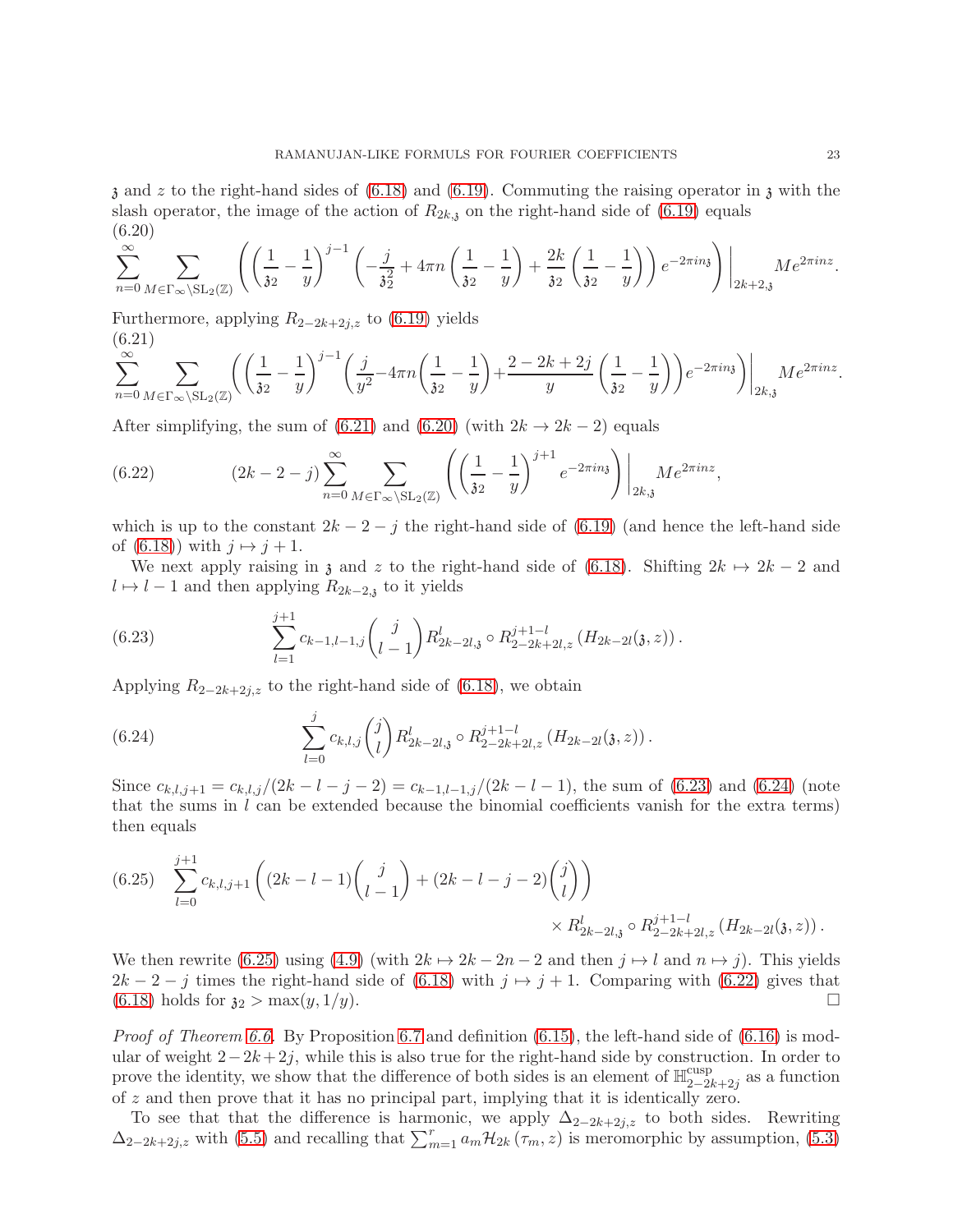$\mathfrak{z}$ and $z$ to the right-hand sides of (6.18) and (6.19). Commuting the raising operator in $\mathfrak{z}$ with the slash operator, the image of the action of $R_{2k,\mathfrak{z}}$ on the right-hand side of (6.19) equals

$$\sum_{n=0}^{\infty}\sum_{M\in\Gamma_\infty\backslash\mathrm{SL}_2(\mathbb{Z})}\left(\left(\frac{1}{\mathfrak{z}_2}-\frac{1}{y}\right)^{j-1}\left(-\frac{j}{\mathfrak{z}_2^2}+4\pi n\left(\frac{1}{\mathfrak{z}_2}-\frac{1}{y}\right)+\frac{2k}{\mathfrak{z}_2}\left(\frac{1}{\mathfrak{z}_2}-\frac{1}{y}\right)\right)e^{-2\pi i n\mathfrak{z}}\right)\Bigg|_{2k+2,\mathfrak{z}}Me^{2\pi i n z}. \tag{6.20}$$

Furthermore, applying $R_{2-2k+2j,z}$ to (6.19) yields

$$\sum_{n=0}^{\infty}\sum_{M\in\Gamma_\infty\backslash\mathrm{SL}_2(\mathbb{Z})}\left(\left(\frac{1}{\mathfrak{z}_2}-\frac{1}{y}\right)^{j-1}\left(\frac{j}{y^2}-4\pi n\left(\frac{1}{\mathfrak{z}_2}-\frac{1}{y}\right)+\frac{2-2k+2j}{y}\left(\frac{1}{\mathfrak{z}_2}-\frac{1}{y}\right)\right)e^{-2\pi i n\mathfrak{z}}\right)\Bigg|_{2k,\mathfrak{z}}Me^{2\pi i n z}. \tag{6.21}$$

After simplifying, the sum of (6.21) and (6.20) (with $2k\to 2k-2$) equals

$$(2k-2-j)\sum_{n=0}^{\infty}\sum_{M\in\Gamma_\infty\backslash\mathrm{SL}_2(\mathbb{Z})}\left(\left(\frac{1}{\mathfrak{z}_2}-\frac{1}{y}\right)^{j+1}e^{-2\pi i n\mathfrak{z}}\right)\Bigg|_{2k,\mathfrak{z}}Me^{2\pi i n z}, \tag{6.22}$$

which is up to the constant $2k-2-j$ the right-hand side of (6.19) (and hence the left-hand side of (6.18)) with $j\mapsto j+1$.

We next apply raising in $\mathfrak{z}$ and $z$ to the right-hand side of (6.18). Shifting $2k\mapsto 2k-2$ and $l\mapsto l-1$ and then applying $R_{2k-2,\mathfrak{z}}$ to it yields

$$\sum_{l=1}^{j+1}c_{k-1,l-1,j}\binom{j}{l-1}R^{l}_{2k-2l,\mathfrak{z}}\circ R^{j+1-l}_{2-2k+2l,z}\left(H_{2k-2l}(\mathfrak{z},z)\right). \tag{6.23}$$

Applying $R_{2-2k+2j,z}$ to the right-hand side of (6.18), we obtain

$$\sum_{l=0}^{j}c_{k,l,j}\binom{j}{l}R^{l}_{2k-2l,\mathfrak{z}}\circ R^{j+1-l}_{2-2k+2l,z}\left(H_{2k-2l}(\mathfrak{z},z)\right). \tag{6.24}$$

Since $c_{k,l,j+1}=c_{k,l,j}/(2k-l-j-2)=c_{k-1,l-1,j}/(2k-l-1)$, the sum of (6.23) and (6.24) (note that the sums in $l$ can be extended because the binomial coefficients vanish for the extra terms) then equals

$$\sum_{l=0}^{j+1}c_{k,l,j+1}\left((2k-l-1)\binom{j}{l-1}+(2k-l-j-2)\binom{j}{l}\right)\times R^{l}_{2k-2l,\mathfrak{z}}\circ R^{j+1-l}_{2-2k+2l,z}\left(H_{2k-2l}(\mathfrak{z},z)\right). \tag{6.25}$$

We then rewrite (6.25) using (4.9) (with $2k\mapsto 2k-2n-2$ and then $j\mapsto l$ and $n\mapsto j$). This yields $2k-2-j$ times the right-hand side of (6.18) with $j\mapsto j+1$. Comparing with (6.22) gives that (6.18) holds for $\mathfrak{z}_2>\max(y,1/y)$. □

*Proof of Theorem 6.6.* By Proposition 6.7 and definition (6.15), the left-hand side of (6.16) is modular of weight $2-2k+2j$, while this is also true for the right-hand side by construction. In order to prove the identity, we show that the difference of both sides is an element of $\mathbb{H}^{\mathrm{cusp}}_{2-2k+2j}$ as a function of $z$ and then prove that it has no principal part, implying that it is identically zero.

To see that that the difference is harmonic, we apply $\Delta_{2-2k+2j,z}$ to both sides. Rewriting $\Delta_{2-2k+2j,z}$ with (5.5) and recalling that $\sum_{m=1}^{r}a_m\mathcal{H}_{2k}(\tau_m,z)$ is meromorphic by assumption, (5.3)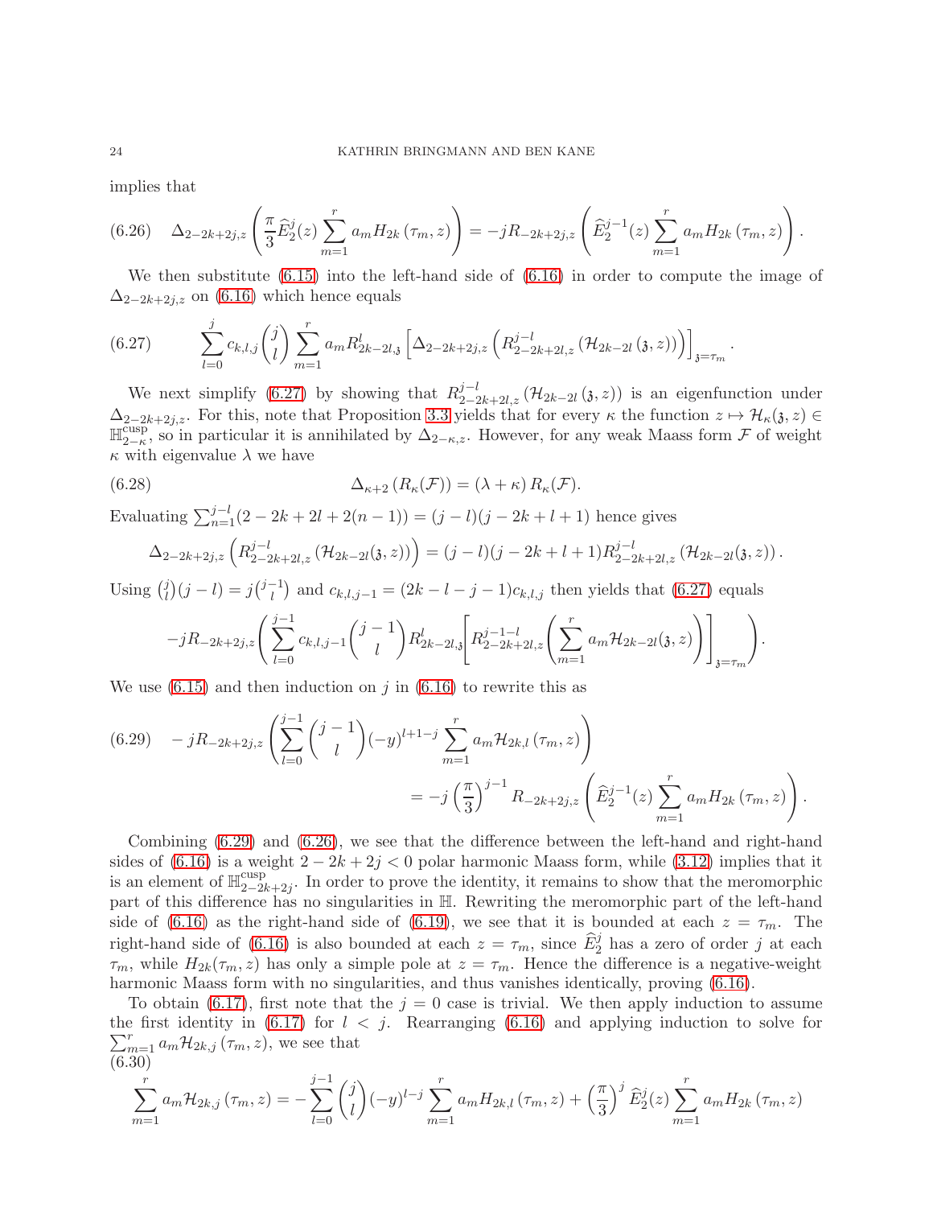implies that

$$\Delta_{2-2k+2j,z}\left(\frac{\pi}{3}\widehat{E}_2^j(z)\sum_{m=1}^r a_m H_{2k}\left(\tau_m,z\right)\right) = -jR_{-2k+2j,z}\left(\widehat{E}_2^{j-1}(z)\sum_{m=1}^r a_m H_{2k}\left(\tau_m,z\right)\right). \tag{6.26}$$

We then substitute (6.15) into the left-hand side of (6.16) in order to compute the image of $\Delta_{2-2k+2j,z}$ on (6.16) which hence equals

$$\sum_{l=0}^j c_{k,l,j}\binom{j}{l}\sum_{m=1}^r a_m R^l_{2k-2l,\mathfrak{z}}\left[\Delta_{2-2k+2j,z}\left(R^{j-l}_{2-2k+2l,z}\left(\mathcal{H}_{2k-2l}\left(\mathfrak{z},z\right)\right)\right)\right]_{\mathfrak{z}=\tau_m}. \tag{6.27}$$

We next simplify (6.27) by showing that $R^{j-l}_{2-2k+2l,z}\left(\mathcal{H}_{2k-2l}\left(\mathfrak{z},z\right)\right)$ is an eigenfunction under $\Delta_{2-2k+2j,z}$. For this, note that Proposition 3.3 yields that for every $\kappa$ the function $z\mapsto\mathcal{H}_\kappa(\mathfrak{z},z)\in\mathbb{H}^{\text{cusp}}_{2-\kappa}$, so in particular it is annihilated by $\Delta_{2-\kappa,z}$. However, for any weak Maass form $\mathcal{F}$ of weight $\kappa$ with eigenvalue $\lambda$ we have

$$\Delta_{\kappa+2}\left(R_\kappa(\mathcal{F})\right) = (\lambda+\kappa)\,R_\kappa(\mathcal{F}). \tag{6.28}$$

Evaluating $\sum_{n=1}^{j-l}(2-2k+2l+2(n-1)) = (j-l)(j-2k+l+1)$ hence gives

$$\Delta_{2-2k+2j,z}\left(R^{j-l}_{2-2k+2l,z}\left(\mathcal{H}_{2k-2l}(\mathfrak{z},z)\right)\right) = (j-l)(j-2k+l+1)R^{j-l}_{2-2k+2l,z}\left(\mathcal{H}_{2k-2l}(\mathfrak{z},z)\right).$$

Using $\binom{j}{l}(j-l) = j\binom{j-1}{l}$ and $c_{k,l,j-1} = (2k-l-j-1)c_{k,l,j}$ then yields that (6.27) equals

$$-jR_{-2k+2j,z}\left(\sum_{l=0}^{j-1}c_{k,l,j-1}\binom{j-1}{l}R^l_{2k-2l,\mathfrak{z}}\left[R^{j-1-l}_{2-2k+2l,z}\left(\sum_{m=1}^r a_m\mathcal{H}_{2k-2l}(\mathfrak{z},z)\right)\right]_{\mathfrak{z}=\tau_m}\right).$$

We use (6.15) and then induction on $j$ in (6.16) to rewrite this as

$$\begin{aligned}-jR_{-2k+2j,z}&\left(\sum_{l=0}^{j-1}\binom{j-1}{l}(-y)^{l+1-j}\sum_{m=1}^r a_m\mathcal{H}_{2k,l}\left(\tau_m,z\right)\right)\\ &= -j\left(\frac{\pi}{3}\right)^{j-1}R_{-2k+2j,z}\left(\widehat{E}_2^{j-1}(z)\sum_{m=1}^r a_m H_{2k}\left(\tau_m,z\right)\right).\end{aligned} \tag{6.29}$$

Combining (6.29) and (6.26), we see that the difference between the left-hand and right-hand sides of (6.16) is a weight $2-2k+2j<0$ polar harmonic Maass form, while (3.12) implies that it is an element of $\mathbb{H}^{\text{cusp}}_{2-2k+2j}$. In order to prove the identity, it remains to show that the meromorphic part of this difference has no singularities in $\mathbb{H}$. Rewriting the meromorphic part of the left-hand side of (6.16) as the right-hand side of (6.19), we see that it is bounded at each $z=\tau_m$. The right-hand side of (6.16) is also bounded at each $z=\tau_m$, since $\widehat{E}_2^j$ has a zero of order $j$ at each $\tau_m$, while $H_{2k}(\tau_m,z)$ has only a simple pole at $z=\tau_m$. Hence the difference is a negative-weight harmonic Maass form with no singularities, and thus vanishes identically, proving (6.16).

To obtain (6.17), first note that the $j=0$ case is trivial. We then apply induction to assume the first identity in (6.17) for $l<j$. Rearranging (6.16) and applying induction to solve for $\sum_{m=1}^r a_m\mathcal{H}_{2k,j}\left(\tau_m,z\right)$, we see that

$$\sum_{m=1}^r a_m\mathcal{H}_{2k,j}\left(\tau_m,z\right) = -\sum_{l=0}^{j-1}\binom{j}{l}(-y)^{l-j}\sum_{m=1}^r a_m H_{2k,l}\left(\tau_m,z\right) + \left(\frac{\pi}{3}\right)^j\widehat{E}_2^j(z)\sum_{m=1}^r a_m H_{2k}\left(\tau_m,z\right) \tag{6.30}$$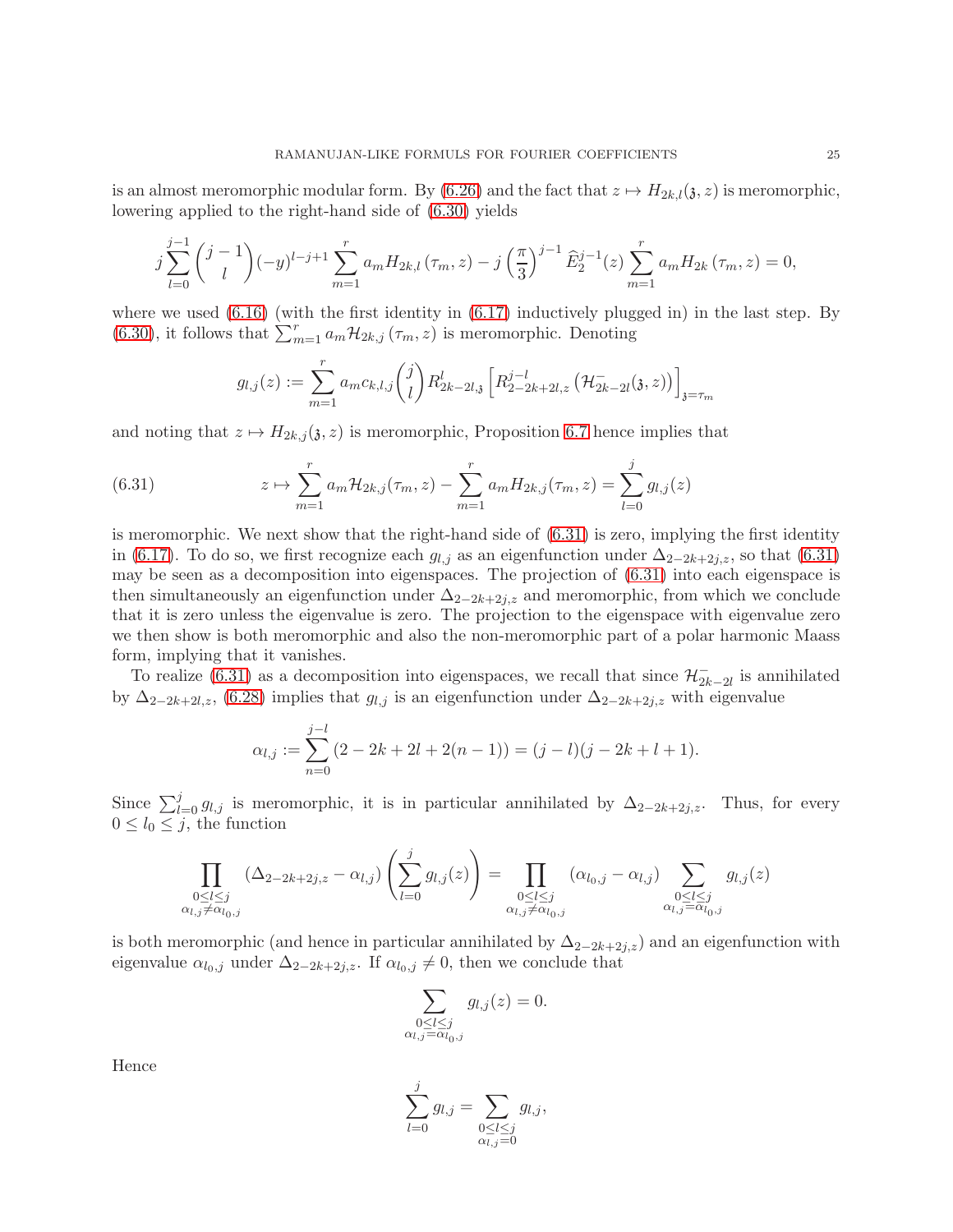is an almost meromorphic modular form. By (6.26) and the fact that $z \mapsto H_{2k,l}(\mathfrak{z}, z)$ is meromorphic, lowering applied to the right-hand side of (6.30) yields

$$j \sum_{l=0}^{j-1} \binom{j-1}{l} (-y)^{l-j+1} \sum_{m=1}^{r} a_m H_{2k,l}(\tau_m, z) - j \left(\frac{\pi}{3}\right)^{j-1} \widehat{E}_2^{j-1}(z) \sum_{m=1}^{r} a_m H_{2k}(\tau_m, z) = 0,$$

where we used (6.16) (with the first identity in (6.17) inductively plugged in) in the last step. By (6.30), it follows that $\sum_{m=1}^{r} a_m \mathcal{H}_{2k,j}(\tau_m, z)$ is meromorphic. Denoting

$$g_{l,j}(z) := \sum_{m=1}^{r} a_m c_{k,l,j} \binom{j}{l} R_{2k-2l,\mathfrak{z}}^{l} \left[ R_{2-2k+2l,z}^{j-l} \left( \mathcal{H}_{2k-2l}^{-}(\mathfrak{z}, z) \right) \right]_{\mathfrak{z}=\tau_m}$$

and noting that $z \mapsto H_{2k,j}(\mathfrak{z}, z)$ is meromorphic, Proposition 6.7 hence implies that

$$z \mapsto \sum_{m=1}^{r} a_m \mathcal{H}_{2k,j}(\tau_m, z) - \sum_{m=1}^{r} a_m H_{2k,j}(\tau_m, z) = \sum_{l=0}^{j} g_{l,j}(z) \tag{6.31}$$

is meromorphic. We next show that the right-hand side of (6.31) is zero, implying the first identity in (6.17). To do so, we first recognize each $g_{l,j}$ as an eigenfunction under $\Delta_{2-2k+2j,z}$, so that (6.31) may be seen as a decomposition into eigenspaces. The projection of (6.31) into each eigenspace is then simultaneously an eigenfunction under $\Delta_{2-2k+2j,z}$ and meromorphic, from which we conclude that it is zero unless the eigenvalue is zero. The projection to the eigenspace with eigenvalue zero we then show is both meromorphic and also the non-meromorphic part of a polar harmonic Maass form, implying that it vanishes.

To realize (6.31) as a decomposition into eigenspaces, we recall that since $\mathcal{H}_{2k-2l}^{-}$ is annihilated by $\Delta_{2-2k+2l,z}$, (6.28) implies that $g_{l,j}$ is an eigenfunction under $\Delta_{2-2k+2j,z}$ with eigenvalue

$$\alpha_{l,j} := \sum_{n=0}^{j-l} (2 - 2k + 2l + 2(n-1)) = (j-l)(j-2k+l+1).$$

Since $\sum_{l=0}^{j} g_{l,j}$ is meromorphic, it is in particular annihilated by $\Delta_{2-2k+2j,z}$. Thus, for every $0 \leq l_0 \leq j$, the function

$$\prod_{\substack{0 \leq l \leq j \\ \alpha_{l,j} \neq \alpha_{l_0,j}}} \left( \Delta_{2-2k+2j,z} - \alpha_{l,j} \right) \left( \sum_{l=0}^{j} g_{l,j}(z) \right) = \prod_{\substack{0 \leq l \leq j \\ \alpha_{l,j} \neq \alpha_{l_0,j}}} \left( \alpha_{l_0,j} - \alpha_{l,j} \right) \sum_{\substack{0 \leq l \leq j \\ \alpha_{l,j} = \alpha_{l_0,j}}} g_{l,j}(z)$$

is both meromorphic (and hence in particular annihilated by $\Delta_{2-2k+2j,z}$) and an eigenfunction with eigenvalue $\alpha_{l_0,j}$ under $\Delta_{2-2k+2j,z}$. If $\alpha_{l_0,j} \neq 0$, then we conclude that

$$\sum_{\substack{0 \leq l \leq j \\ \alpha_{l,j} = \alpha_{l_0,j}}} g_{l,j}(z) = 0.$$

Hence

$$\sum_{l=0}^{j} g_{l,j} = \sum_{\substack{0 \leq l \leq j \\ \alpha_{l,j} = 0}} g_{l,j},$$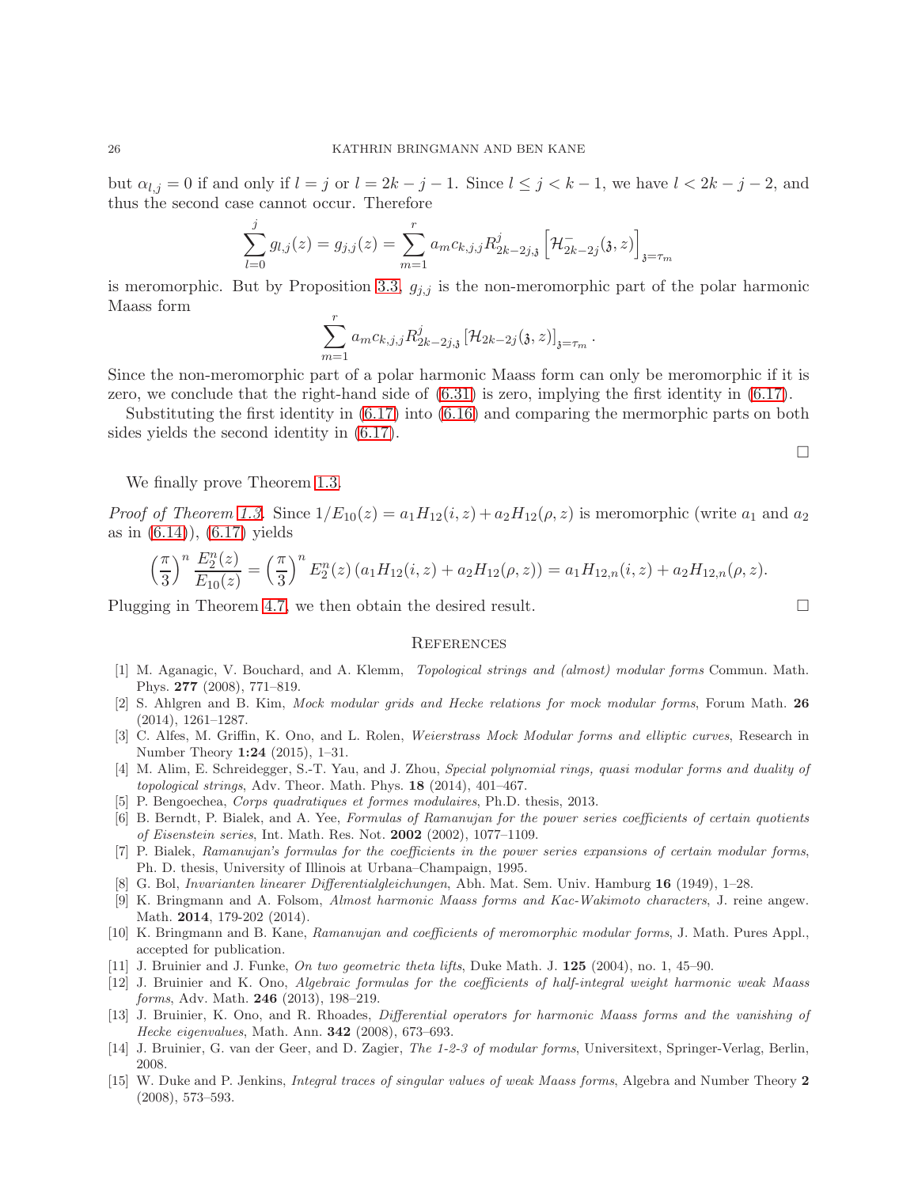but $\alpha_{l,j} = 0$ if and only if $l = j$ or $l = 2k - j - 1$. Since $l \leq j < k - 1$, we have $l < 2k - j - 2$, and thus the second case cannot occur. Therefore

$$\sum_{l=0}^{j} g_{l,j}(z) = g_{j,j}(z) = \sum_{m=1}^{r} a_m c_{k,j,j} R^{j}_{2k-2j,\mathfrak{z}} \left[\mathcal{H}^{-}_{2k-2j}(\mathfrak{z}, z)\right]_{\mathfrak{z}=\tau_m}$$

is meromorphic. But by Proposition 3.3, $g_{j,j}$ is the non-meromorphic part of the polar harmonic Maass form

$$\sum_{m=1}^{r} a_m c_{k,j,j} R^{j}_{2k-2j,\mathfrak{z}} \left[\mathcal{H}_{2k-2j}(\mathfrak{z}, z)\right]_{\mathfrak{z}=\tau_m}.$$

Since the non-meromorphic part of a polar harmonic Maass form can only be meromorphic if it is zero, we conclude that the right-hand side of (6.31) is zero, implying the first identity in (6.17).

Substituting the first identity in (6.17) into (6.16) and comparing the mermorphic parts on both sides yields the second identity in (6.17).

□

We finally prove Theorem 1.3.

*Proof of Theorem 1.3.* Since $1/E_{10}(z) = a_1 H_{12}(i, z) + a_2 H_{12}(\rho, z)$ is meromorphic (write $a_1$ and $a_2$ as in (6.14)), (6.17) yields

$$\left(\frac{\pi}{3}\right)^n \frac{E_2^n(z)}{E_{10}(z)} = \left(\frac{\pi}{3}\right)^n E_2^n(z) \left(a_1 H_{12}(i, z) + a_2 H_{12}(\rho, z)\right) = a_1 H_{12,n}(i, z) + a_2 H_{12,n}(\rho, z).$$

Plugging in Theorem 4.7, we then obtain the desired result. □

## References

[1] M. Aganagic, V. Bouchard, and A. Klemm, *Topological strings and (almost) modular forms* Commun. Math. Phys. **277** (2008), 771–819.

[2] S. Ahlgren and B. Kim, *Mock modular grids and Hecke relations for mock modular forms*, Forum Math. **26** (2014), 1261–1287.

[3] C. Alfes, M. Griffin, K. Ono, and L. Rolen, *Weierstrass Mock Modular forms and elliptic curves*, Research in Number Theory **1:24** (2015), 1–31.

[4] M. Alim, E. Schreidegger, S.-T. Yau, and J. Zhou, *Special polynomial rings, quasi modular forms and duality of topological strings*, Adv. Theor. Math. Phys. **18** (2014), 401–467.

[5] P. Bengoechea, *Corps quadratiques et formes modulaires*, Ph.D. thesis, 2013.

[6] B. Berndt, P. Bialek, and A. Yee, *Formulas of Ramanujan for the power series coefficients of certain quotients of Eisenstein series*, Int. Math. Res. Not. **2002** (2002), 1077–1109.

[7] P. Bialek, *Ramanujan's formulas for the coefficients in the power series expansions of certain modular forms*, Ph. D. thesis, University of Illinois at Urbana–Champaign, 1995.

[8] G. Bol, *Invarianten linearer Differentialgleichungen*, Abh. Mat. Sem. Univ. Hamburg **16** (1949), 1–28.

[9] K. Bringmann and A. Folsom, *Almost harmonic Maass forms and Kac-Wakimoto characters*, J. reine angew. Math. **2014**, 179-202 (2014).

[10] K. Bringmann and B. Kane, *Ramanujan and coefficients of meromorphic modular forms*, J. Math. Pures Appl., accepted for publication.

[11] J. Bruinier and J. Funke, *On two geometric theta lifts*, Duke Math. J. **125** (2004), no. 1, 45–90.

[12] J. Bruinier and K. Ono, *Algebraic formulas for the coefficients of half-integral weight harmonic weak Maass forms*, Adv. Math. **246** (2013), 198–219.

[13] J. Bruinier, K. Ono, and R. Rhoades, *Differential operators for harmonic Maass forms and the vanishing of Hecke eigenvalues*, Math. Ann. **342** (2008), 673–693.

[14] J. Bruinier, G. van der Geer, and D. Zagier, *The 1-2-3 of modular forms*, Universitext, Springer-Verlag, Berlin, 2008.

[15] W. Duke and P. Jenkins, *Integral traces of singular values of weak Maass forms*, Algebra and Number Theory **2** (2008), 573–593.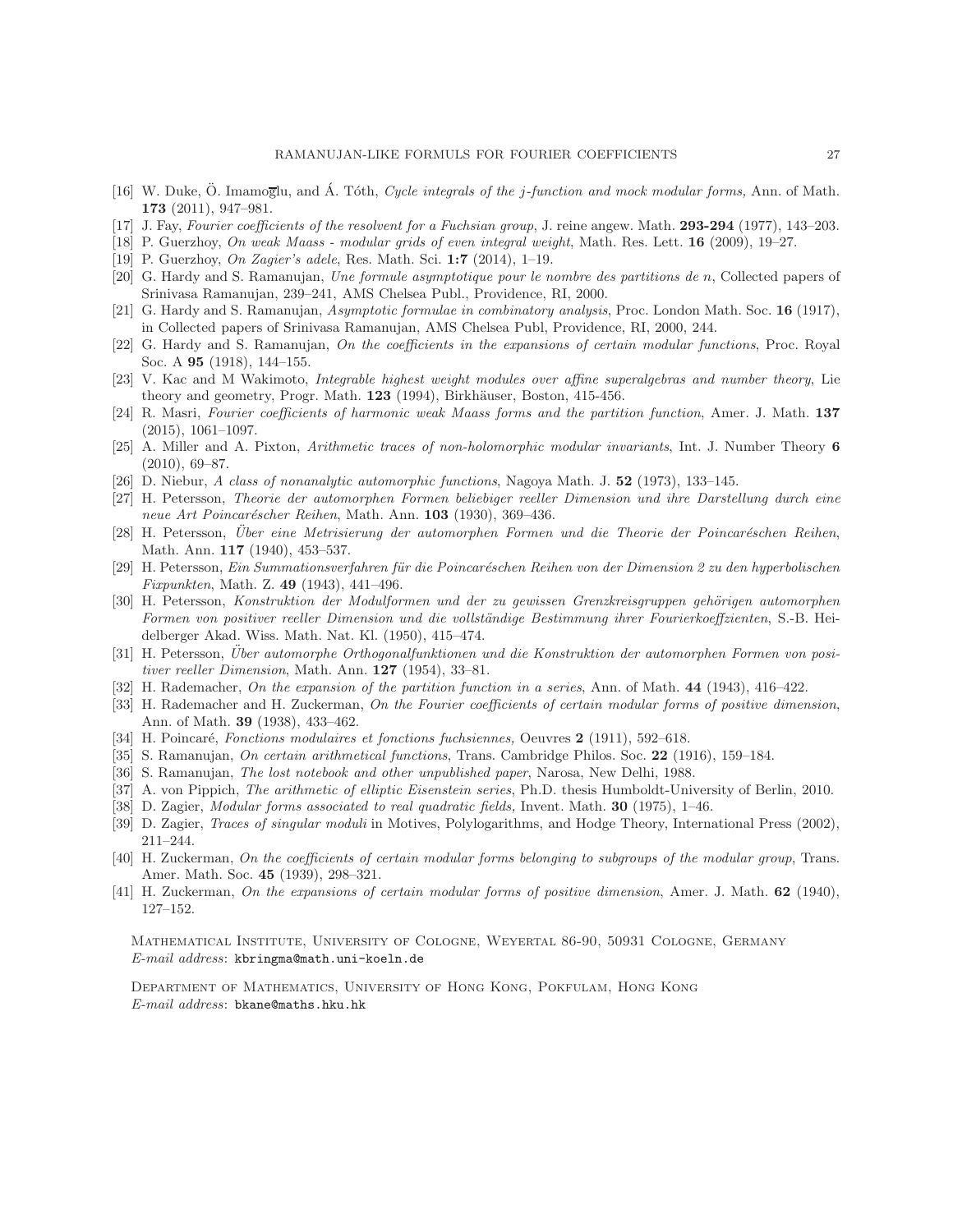[16] W. Duke, Ö. Imamoḡlu, and Á. Tóth, *Cycle integrals of the j-function and mock modular forms,* Ann. of Math. **173** (2011), 947–981.

[17] J. Fay, *Fourier coefficients of the resolvent for a Fuchsian group*, J. reine angew. Math. **293-294** (1977), 143–203.

[18] P. Guerzhoy, *On weak Maass - modular grids of even integral weight*, Math. Res. Lett. **16** (2009), 19–27.

[19] P. Guerzhoy, *On Zagier's adele*, Res. Math. Sci. **1:7** (2014), 1–19.

[20] G. Hardy and S. Ramanujan, *Une formule asymptotique pour le nombre des partitions de n*, Collected papers of Srinivasa Ramanujan, 239–241, AMS Chelsea Publ., Providence, RI, 2000.

[21] G. Hardy and S. Ramanujan, *Asymptotic formulae in combinatory analysis*, Proc. London Math. Soc. **16** (1917), in Collected papers of Srinivasa Ramanujan, AMS Chelsea Publ, Providence, RI, 2000, 244.

[22] G. Hardy and S. Ramanujan, *On the coefficients in the expansions of certain modular functions*, Proc. Royal Soc. A **95** (1918), 144–155.

[23] V. Kac and M Wakimoto, *Integrable highest weight modules over affine superalgebras and number theory*, Lie theory and geometry, Progr. Math. **123** (1994), Birkhäuser, Boston, 415-456.

[24] R. Masri, *Fourier coefficients of harmonic weak Maass forms and the partition function*, Amer. J. Math. **137** (2015), 1061–1097.

[25] A. Miller and A. Pixton, *Arithmetic traces of non-holomorphic modular invariants*, Int. J. Number Theory **6** (2010), 69–87.

[26] D. Niebur, *A class of nonanalytic automorphic functions*, Nagoya Math. J. **52** (1973), 133–145.

[27] H. Petersson, *Theorie der automorphen Formen beliebiger reeller Dimension und ihre Darstellung durch eine neue Art Poincaréscher Reihen*, Math. Ann. **103** (1930), 369–436.

[28] H. Petersson, *Über eine Metrisierung der automorphen Formen und die Theorie der Poincaréschen Reihen*, Math. Ann. **117** (1940), 453–537.

[29] H. Petersson, *Ein Summationsverfahren für die Poincaréschen Reihen von der Dimension 2 zu den hyperbolischen Fixpunkten*, Math. Z. **49** (1943), 441–496.

[30] H. Petersson, *Konstruktion der Modulformen und der zu gewissen Grenzkreisgruppen gehörigen automorphen Formen von positiver reeller Dimension und die vollständige Bestimmung ihrer Fourierkoeffzienten*, S.-B. Heidelberger Akad. Wiss. Math. Nat. Kl. (1950), 415–474.

[31] H. Petersson, *Über automorphe Orthogonalfunktionen und die Konstruktion der automorphen Formen von positiver reeller Dimension*, Math. Ann. **127** (1954), 33–81.

[32] H. Rademacher, *On the expansion of the partition function in a series*, Ann. of Math. **44** (1943), 416–422.

[33] H. Rademacher and H. Zuckerman, *On the Fourier coefficients of certain modular forms of positive dimension*, Ann. of Math. **39** (1938), 433–462.

[34] H. Poincaré, *Fonctions modulaires et fonctions fuchsiennes,* Oeuvres **2** (1911), 592–618.

[35] S. Ramanujan, *On certain arithmetical functions*, Trans. Cambridge Philos. Soc. **22** (1916), 159–184.

[36] S. Ramanujan, *The lost notebook and other unpublished paper*, Narosa, New Delhi, 1988.

[37] A. von Pippich, *The arithmetic of elliptic Eisenstein series*, Ph.D. thesis Humboldt-University of Berlin, 2010.

[38] D. Zagier, *Modular forms associated to real quadratic fields,* Invent. Math. **30** (1975), 1–46.

[39] D. Zagier, *Traces of singular moduli* in Motives, Polylogarithms, and Hodge Theory, International Press (2002), 211–244.

[40] H. Zuckerman, *On the coefficients of certain modular forms belonging to subgroups of the modular group*, Trans. Amer. Math. Soc. **45** (1939), 298–321.

[41] H. Zuckerman, *On the expansions of certain modular forms of positive dimension*, Amer. J. Math. **62** (1940), 127–152.

Mathematical Institute, University of Cologne, Weyertal 86-90, 50931 Cologne, Germany
*E-mail address*: kbringma@math.uni-koeln.de

Department of Mathematics, University of Hong Kong, Pokfulam, Hong Kong
*E-mail address*: bkane@maths.hku.hk